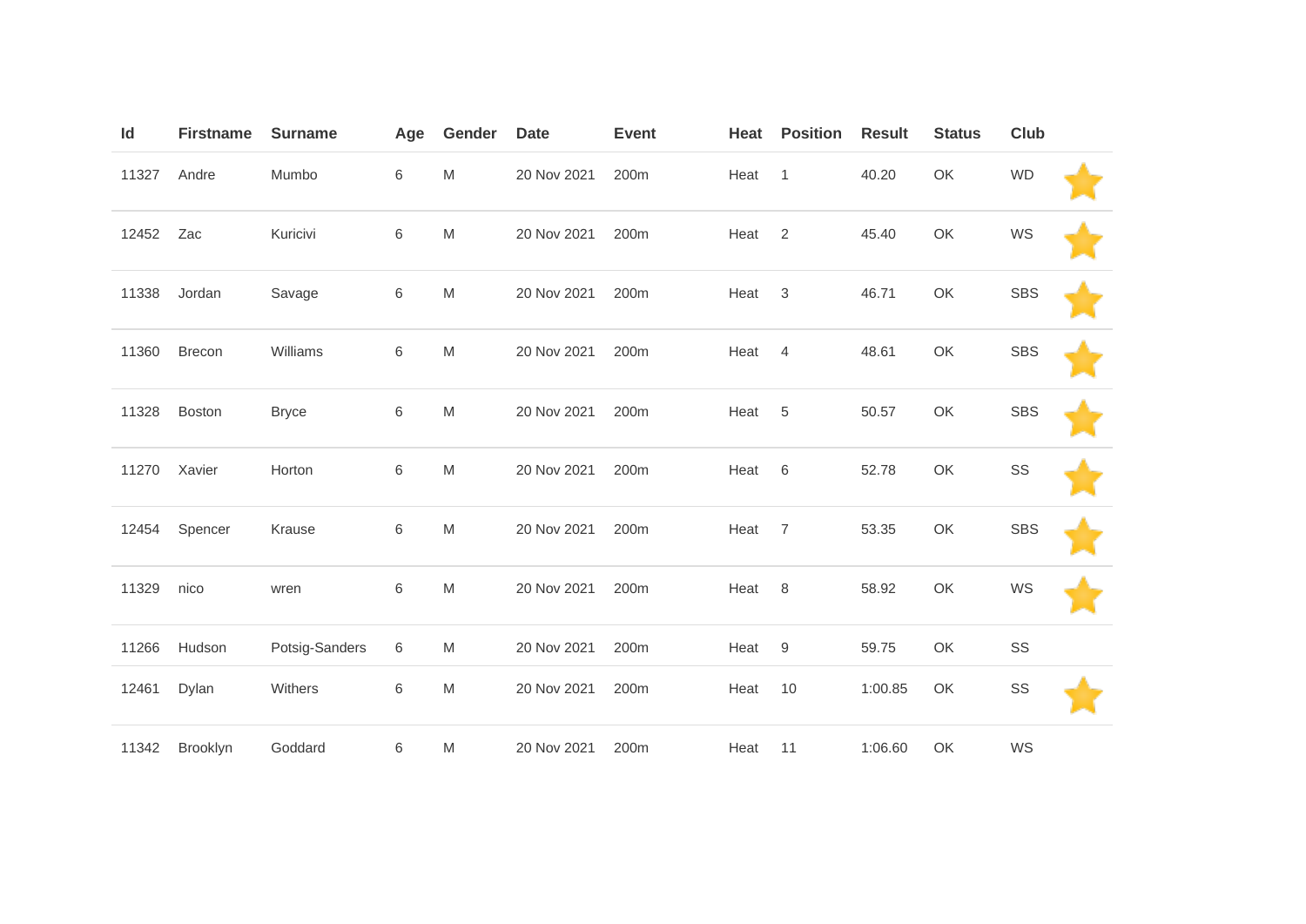| Id | Firstname | Surname | Age | Gender | Date | Event | Heat | Position | Result | Status | Club | |
|---|---|---|---|---|---|---|---|---|---|---|---|---|
| 11327 | Andre | Mumbo | 6 | M | 20 Nov 2021 | 200m | Heat | 1 | 40.20 | OK | WD | ⭐ |
| 12452 | Zac | Kuricivi | 6 | M | 20 Nov 2021 | 200m | Heat | 2 | 45.40 | OK | WS | ⭐ |
| 11338 | Jordan | Savage | 6 | M | 20 Nov 2021 | 200m | Heat | 3 | 46.71 | OK | SBS | ⭐ |
| 11360 | Brecon | Williams | 6 | M | 20 Nov 2021 | 200m | Heat | 4 | 48.61 | OK | SBS | ⭐ |
| 11328 | Boston | Bryce | 6 | M | 20 Nov 2021 | 200m | Heat | 5 | 50.57 | OK | SBS | ⭐ |
| 11270 | Xavier | Horton | 6 | M | 20 Nov 2021 | 200m | Heat | 6 | 52.78 | OK | SS | ⭐ |
| 12454 | Spencer | Krause | 6 | M | 20 Nov 2021 | 200m | Heat | 7 | 53.35 | OK | SBS | ⭐ |
| 11329 | nico | wren | 6 | M | 20 Nov 2021 | 200m | Heat | 8 | 58.92 | OK | WS | ⭐ |
| 11266 | Hudson | Potsig-Sanders | 6 | M | 20 Nov 2021 | 200m | Heat | 9 | 59.75 | OK | SS | |
| 12461 | Dylan | Withers | 6 | M | 20 Nov 2021 | 200m | Heat | 10 | 1:00.85 | OK | SS | ⭐ |
| 11342 | Brooklyn | Goddard | 6 | M | 20 Nov 2021 | 200m | Heat | 11 | 1:06.60 | OK | WS | |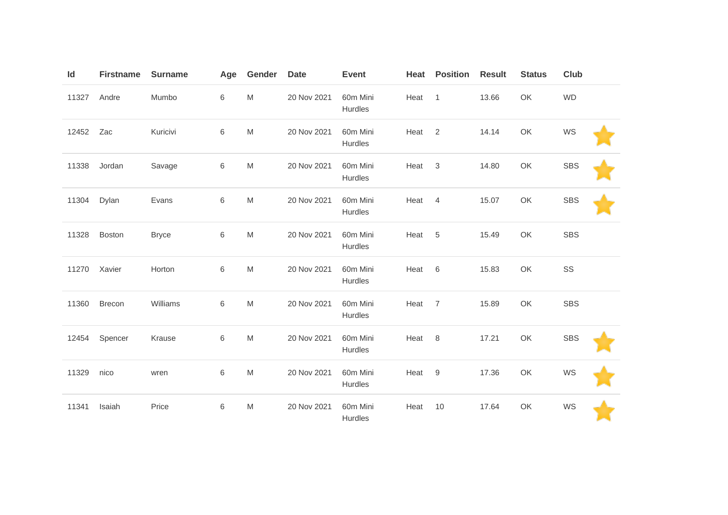| Id | Firstname | Surname | Age | Gender | Date | Event | Heat | Position | Result | Status | Club |
|---|---|---|---|---|---|---|---|---|---|---|---|
| 11327 | Andre | Mumbo | 6 | M | 20 Nov 2021 | 60m Mini Hurdles | Heat | 1 | 13.66 | OK | WD |
| 12452 | Zac | Kuricivi | 6 | M | 20 Nov 2021 | 60m Mini Hurdles | Heat | 2 | 14.14 | OK | WS |
| 11338 | Jordan | Savage | 6 | M | 20 Nov 2021 | 60m Mini Hurdles | Heat | 3 | 14.80 | OK | SBS |
| 11304 | Dylan | Evans | 6 | M | 20 Nov 2021 | 60m Mini Hurdles | Heat | 4 | 15.07 | OK | SBS |
| 11328 | Boston | Bryce | 6 | M | 20 Nov 2021 | 60m Mini Hurdles | Heat | 5 | 15.49 | OK | SBS |
| 11270 | Xavier | Horton | 6 | M | 20 Nov 2021 | 60m Mini Hurdles | Heat | 6 | 15.83 | OK | SS |
| 11360 | Brecon | Williams | 6 | M | 20 Nov 2021 | 60m Mini Hurdles | Heat | 7 | 15.89 | OK | SBS |
| 12454 | Spencer | Krause | 6 | M | 20 Nov 2021 | 60m Mini Hurdles | Heat | 8 | 17.21 | OK | SBS |
| 11329 | nico | wren | 6 | M | 20 Nov 2021 | 60m Mini Hurdles | Heat | 9 | 17.36 | OK | WS |
| 11341 | Isaiah | Price | 6 | M | 20 Nov 2021 | 60m Mini Hurdles | Heat | 10 | 17.64 | OK | WS |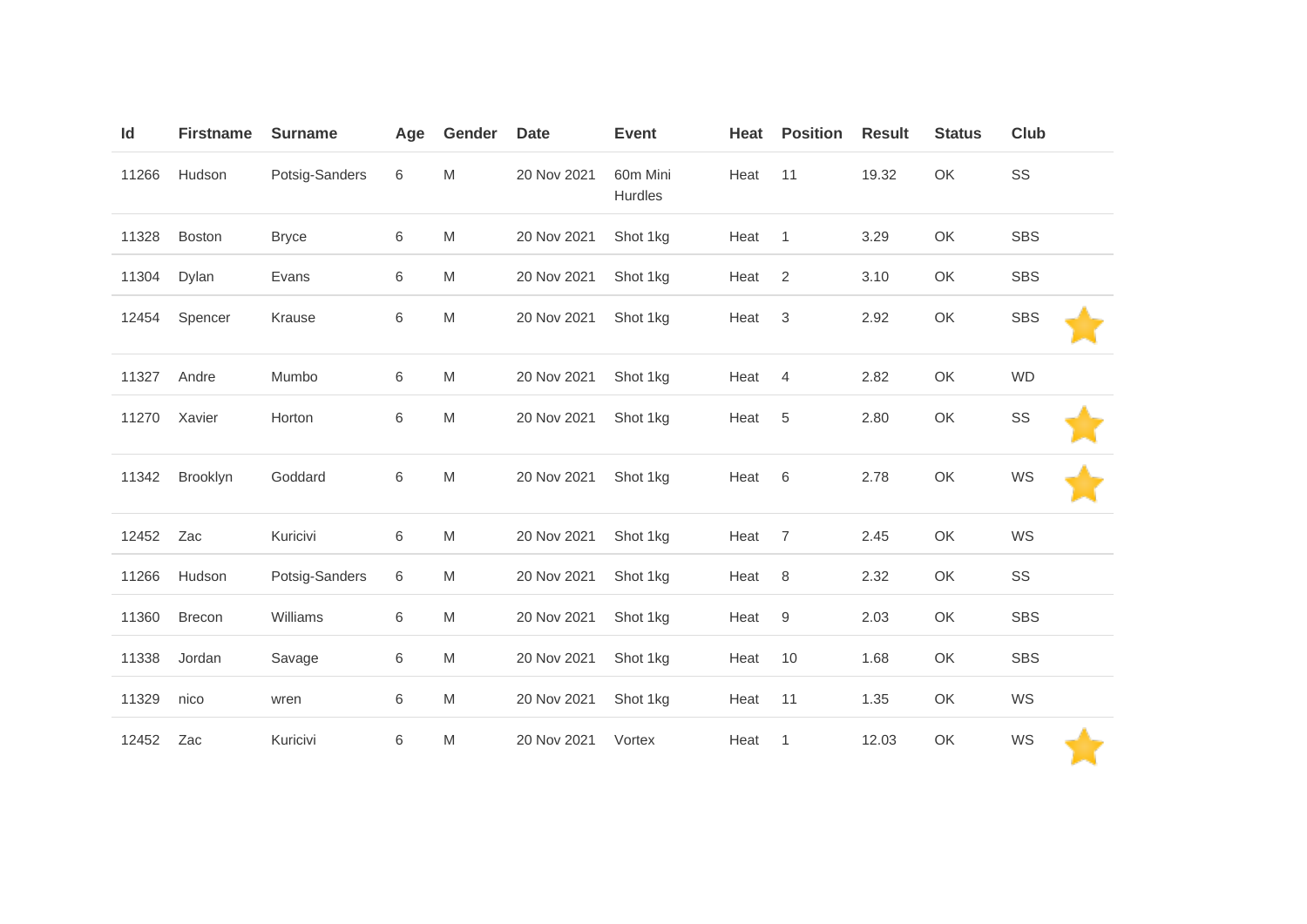| Id | Firstname | Surname | Age | Gender | Date | Event | Heat | Position | Result | Status | Club | |
|---|---|---|---|---|---|---|---|---|---|---|---|---|
| 11266 | Hudson | Potsig-Sanders | 6 | M | 20 Nov 2021 | 60m Mini Hurdles | Heat | 11 | 19.32 | OK | SS | |
| 11328 | Boston | Bryce | 6 | M | 20 Nov 2021 | Shot 1kg | Heat | 1 | 3.29 | OK | SBS | |
| 11304 | Dylan | Evans | 6 | M | 20 Nov 2021 | Shot 1kg | Heat | 2 | 3.10 | OK | SBS | |
| 12454 | Spencer | Krause | 6 | M | 20 Nov 2021 | Shot 1kg | Heat | 3 | 2.92 | OK | SBS | ⭐ |
| 11327 | Andre | Mumbo | 6 | M | 20 Nov 2021 | Shot 1kg | Heat | 4 | 2.82 | OK | WD | |
| 11270 | Xavier | Horton | 6 | M | 20 Nov 2021 | Shot 1kg | Heat | 5 | 2.80 | OK | SS | ⭐ |
| 11342 | Brooklyn | Goddard | 6 | M | 20 Nov 2021 | Shot 1kg | Heat | 6 | 2.78 | OK | WS | ⭐ |
| 12452 | Zac | Kuricivi | 6 | M | 20 Nov 2021 | Shot 1kg | Heat | 7 | 2.45 | OK | WS | |
| 11266 | Hudson | Potsig-Sanders | 6 | M | 20 Nov 2021 | Shot 1kg | Heat | 8 | 2.32 | OK | SS | |
| 11360 | Brecon | Williams | 6 | M | 20 Nov 2021 | Shot 1kg | Heat | 9 | 2.03 | OK | SBS | |
| 11338 | Jordan | Savage | 6 | M | 20 Nov 2021 | Shot 1kg | Heat | 10 | 1.68 | OK | SBS | |
| 11329 | nico | wren | 6 | M | 20 Nov 2021 | Shot 1kg | Heat | 11 | 1.35 | OK | WS | |
| 12452 | Zac | Kuricivi | 6 | M | 20 Nov 2021 | Vortex | Heat | 1 | 12.03 | OK | WS | ⭐ |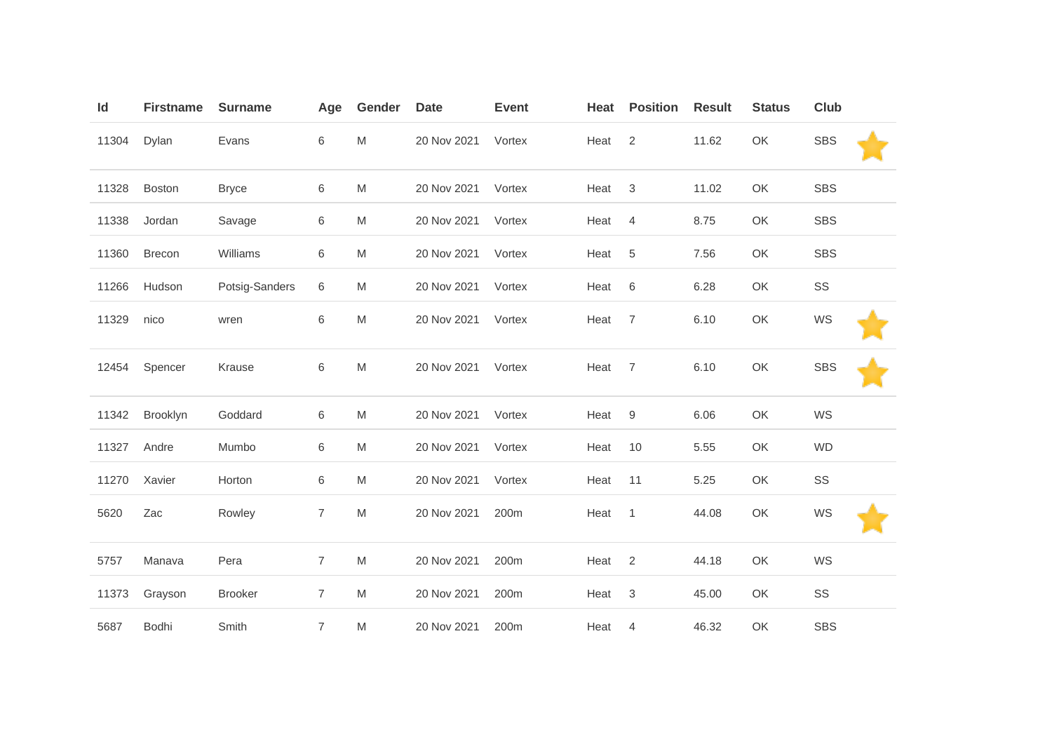| Id | Firstname | Surname | Age | Gender | Date | Event | Heat | Position | Result | Status | Club | |
|---|---|---|---|---|---|---|---|---|---|---|---|---|
| 11304 | Dylan | Evans | 6 | M | 20 Nov 2021 | Vortex | Heat | 2 | 11.62 | OK | SBS | ⭐ |
| 11328 | Boston | Bryce | 6 | M | 20 Nov 2021 | Vortex | Heat | 3 | 11.02 | OK | SBS | |
| 11338 | Jordan | Savage | 6 | M | 20 Nov 2021 | Vortex | Heat | 4 | 8.75 | OK | SBS | |
| 11360 | Brecon | Williams | 6 | M | 20 Nov 2021 | Vortex | Heat | 5 | 7.56 | OK | SBS | |
| 11266 | Hudson | Potsig-Sanders | 6 | M | 20 Nov 2021 | Vortex | Heat | 6 | 6.28 | OK | SS | |
| 11329 | nico | wren | 6 | M | 20 Nov 2021 | Vortex | Heat | 7 | 6.10 | OK | WS | ⭐ |
| 12454 | Spencer | Krause | 6 | M | 20 Nov 2021 | Vortex | Heat | 7 | 6.10 | OK | SBS | ⭐ |
| 11342 | Brooklyn | Goddard | 6 | M | 20 Nov 2021 | Vortex | Heat | 9 | 6.06 | OK | WS | |
| 11327 | Andre | Mumbo | 6 | M | 20 Nov 2021 | Vortex | Heat | 10 | 5.55 | OK | WD | |
| 11270 | Xavier | Horton | 6 | M | 20 Nov 2021 | Vortex | Heat | 11 | 5.25 | OK | SS | |
| 5620 | Zac | Rowley | 7 | M | 20 Nov 2021 | 200m | Heat | 1 | 44.08 | OK | WS | ⭐ |
| 5757 | Manava | Pera | 7 | M | 20 Nov 2021 | 200m | Heat | 2 | 44.18 | OK | WS | |
| 11373 | Grayson | Brooker | 7 | M | 20 Nov 2021 | 200m | Heat | 3 | 45.00 | OK | SS | |
| 5687 | Bodhi | Smith | 7 | M | 20 Nov 2021 | 200m | Heat | 4 | 46.32 | OK | SBS | |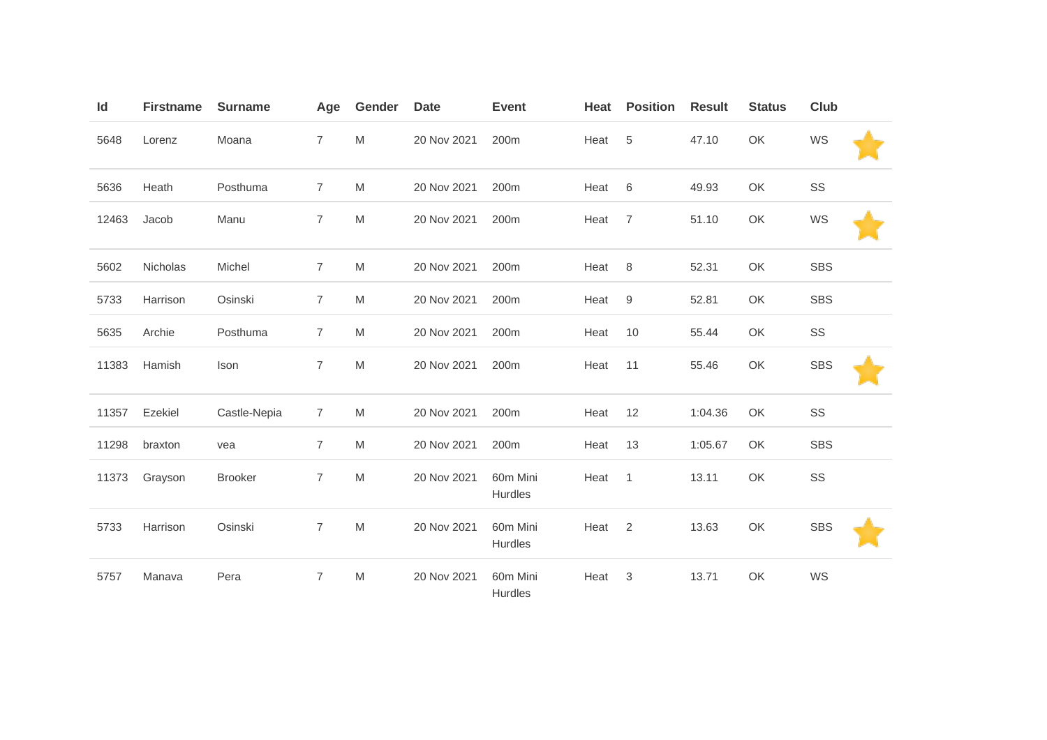| Id | Firstname | Surname | Age | Gender | Date | Event | Heat | Position | Result | Status | Club | |
|---|---|---|---|---|---|---|---|---|---|---|---|---|
| 5648 | Lorenz | Moana | 7 | M | 20 Nov 2021 | 200m | Heat | 5 | 47.10 | OK | WS | ⭐ |
| 5636 | Heath | Posthuma | 7 | M | 20 Nov 2021 | 200m | Heat | 6 | 49.93 | OK | SS | |
| 12463 | Jacob | Manu | 7 | M | 20 Nov 2021 | 200m | Heat | 7 | 51.10 | OK | WS | ⭐ |
| 5602 | Nicholas | Michel | 7 | M | 20 Nov 2021 | 200m | Heat | 8 | 52.31 | OK | SBS | |
| 5733 | Harrison | Osinski | 7 | M | 20 Nov 2021 | 200m | Heat | 9 | 52.81 | OK | SBS | |
| 5635 | Archie | Posthuma | 7 | M | 20 Nov 2021 | 200m | Heat | 10 | 55.44 | OK | SS | |
| 11383 | Hamish | Ison | 7 | M | 20 Nov 2021 | 200m | Heat | 11 | 55.46 | OK | SBS | ⭐ |
| 11357 | Ezekiel | Castle-Nepia | 7 | M | 20 Nov 2021 | 200m | Heat | 12 | 1:04.36 | OK | SS | |
| 11298 | braxton | vea | 7 | M | 20 Nov 2021 | 200m | Heat | 13 | 1:05.67 | OK | SBS | |
| 11373 | Grayson | Brooker | 7 | M | 20 Nov 2021 | 60m Mini Hurdles | Heat | 1 | 13.11 | OK | SS | |
| 5733 | Harrison | Osinski | 7 | M | 20 Nov 2021 | 60m Mini Hurdles | Heat | 2 | 13.63 | OK | SBS | ⭐ |
| 5757 | Manava | Pera | 7 | M | 20 Nov 2021 | 60m Mini Hurdles | Heat | 3 | 13.71 | OK | WS | |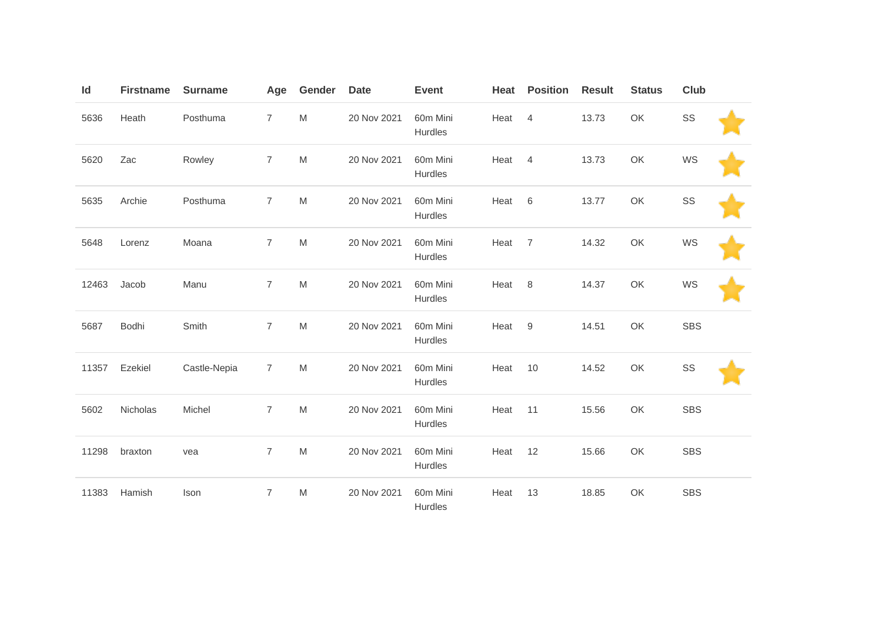| Id | Firstname | Surname | Age | Gender | Date | Event | Heat | Position | Result | Status | Club | |
|---|---|---|---|---|---|---|---|---|---|---|---|---|
| 5636 | Heath | Posthuma | 7 | M | 20 Nov 2021 | 60m Mini Hurdles | Heat | 4 | 13.73 | OK | SS | ⭐ |
| 5620 | Zac | Rowley | 7 | M | 20 Nov 2021 | 60m Mini Hurdles | Heat | 4 | 13.73 | OK | WS | ⭐ |
| 5635 | Archie | Posthuma | 7 | M | 20 Nov 2021 | 60m Mini Hurdles | Heat | 6 | 13.77 | OK | SS | ⭐ |
| 5648 | Lorenz | Moana | 7 | M | 20 Nov 2021 | 60m Mini Hurdles | Heat | 7 | 14.32 | OK | WS | ⭐ |
| 12463 | Jacob | Manu | 7 | M | 20 Nov 2021 | 60m Mini Hurdles | Heat | 8 | 14.37 | OK | WS | ⭐ |
| 5687 | Bodhi | Smith | 7 | M | 20 Nov 2021 | 60m Mini Hurdles | Heat | 9 | 14.51 | OK | SBS | |
| 11357 | Ezekiel | Castle-Nepia | 7 | M | 20 Nov 2021 | 60m Mini Hurdles | Heat | 10 | 14.52 | OK | SS | ⭐ |
| 5602 | Nicholas | Michel | 7 | M | 20 Nov 2021 | 60m Mini Hurdles | Heat | 11 | 15.56 | OK | SBS | |
| 11298 | braxton | vea | 7 | M | 20 Nov 2021 | 60m Mini Hurdles | Heat | 12 | 15.66 | OK | SBS | |
| 11383 | Hamish | Ison | 7 | M | 20 Nov 2021 | 60m Mini Hurdles | Heat | 13 | 18.85 | OK | SBS | |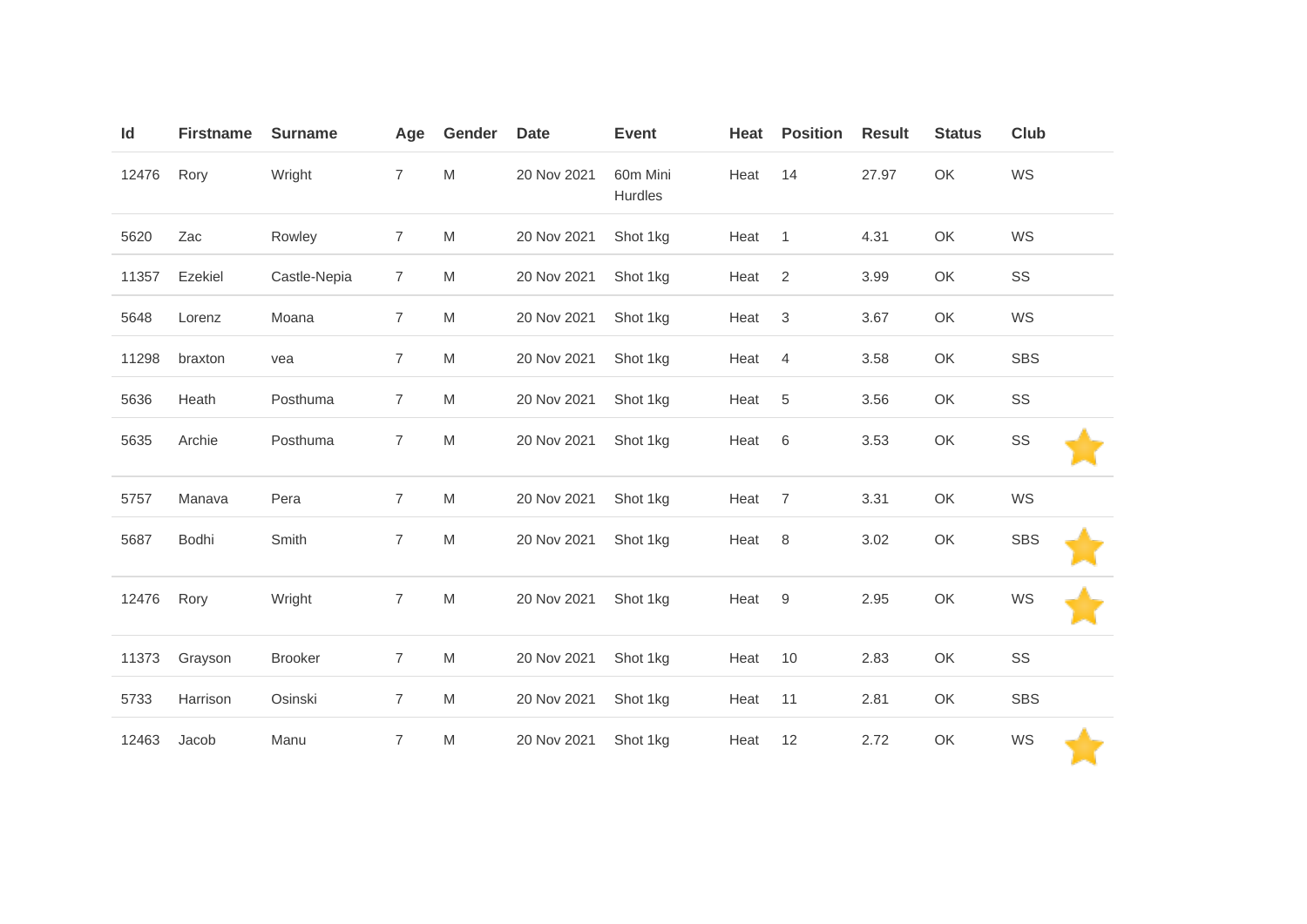| Id | Firstname | Surname | Age | Gender | Date | Event | Heat | Position | Result | Status | Club | |
|---|---|---|---|---|---|---|---|---|---|---|---|---|
| 12476 | Rory | Wright | 7 | M | 20 Nov 2021 | 60m Mini Hurdles | Heat | 14 | 27.97 | OK | WS | |
| 5620 | Zac | Rowley | 7 | M | 20 Nov 2021 | Shot 1kg | Heat | 1 | 4.31 | OK | WS | |
| 11357 | Ezekiel | Castle-Nepia | 7 | M | 20 Nov 2021 | Shot 1kg | Heat | 2 | 3.99 | OK | SS | |
| 5648 | Lorenz | Moana | 7 | M | 20 Nov 2021 | Shot 1kg | Heat | 3 | 3.67 | OK | WS | |
| 11298 | braxton | vea | 7 | M | 20 Nov 2021 | Shot 1kg | Heat | 4 | 3.58 | OK | SBS | |
| 5636 | Heath | Posthuma | 7 | M | 20 Nov 2021 | Shot 1kg | Heat | 5 | 3.56 | OK | SS | |
| 5635 | Archie | Posthuma | 7 | M | 20 Nov 2021 | Shot 1kg | Heat | 6 | 3.53 | OK | SS | ⭐ |
| 5757 | Manava | Pera | 7 | M | 20 Nov 2021 | Shot 1kg | Heat | 7 | 3.31 | OK | WS | |
| 5687 | Bodhi | Smith | 7 | M | 20 Nov 2021 | Shot 1kg | Heat | 8 | 3.02 | OK | SBS | ⭐ |
| 12476 | Rory | Wright | 7 | M | 20 Nov 2021 | Shot 1kg | Heat | 9 | 2.95 | OK | WS | ⭐ |
| 11373 | Grayson | Brooker | 7 | M | 20 Nov 2021 | Shot 1kg | Heat | 10 | 2.83 | OK | SS | |
| 5733 | Harrison | Osinski | 7 | M | 20 Nov 2021 | Shot 1kg | Heat | 11 | 2.81 | OK | SBS | |
| 12463 | Jacob | Manu | 7 | M | 20 Nov 2021 | Shot 1kg | Heat | 12 | 2.72 | OK | WS | ⭐ |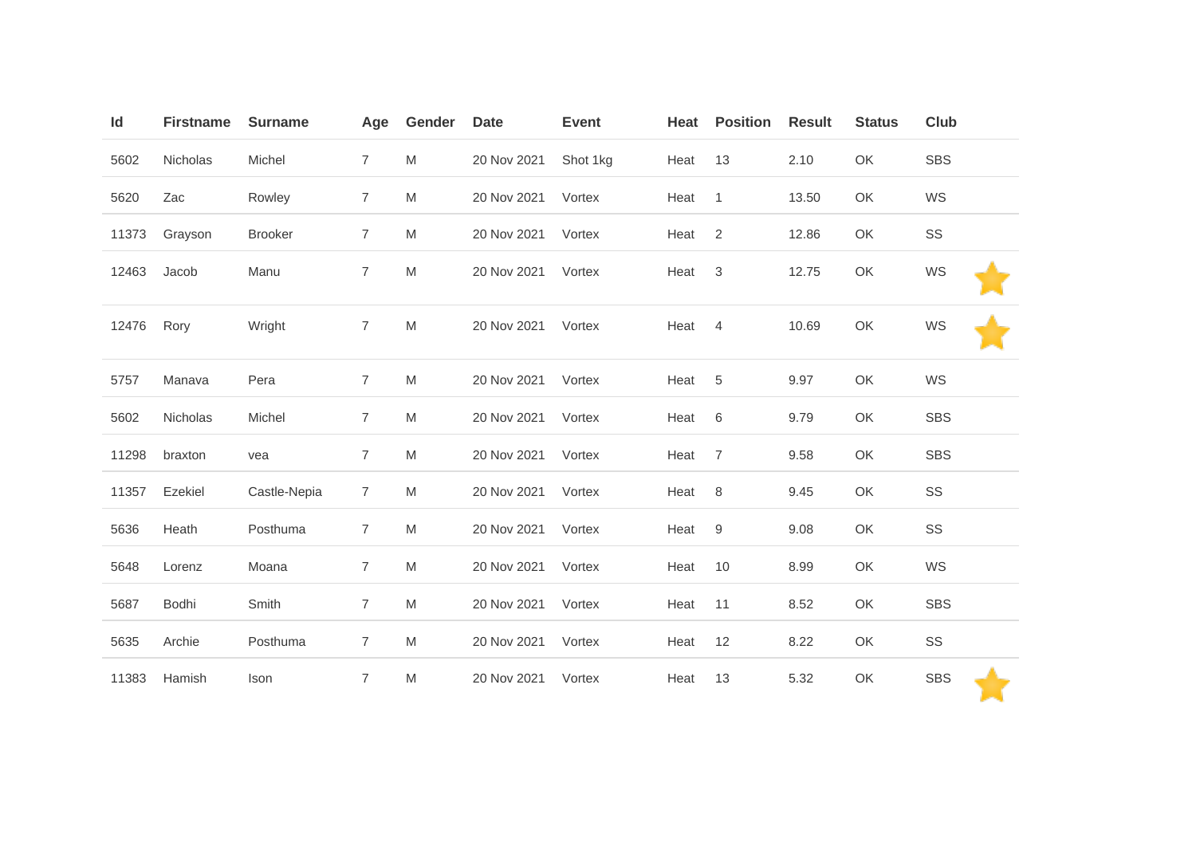| Id | Firstname | Surname | Age | Gender | Date | Event | Heat | Position | Result | Status | Club | |
|---|---|---|---|---|---|---|---|---|---|---|---|---|
| 5602 | Nicholas | Michel | 7 | M | 20 Nov 2021 | Shot 1kg | Heat | 13 | 2.10 | OK | SBS | |
| 5620 | Zac | Rowley | 7 | M | 20 Nov 2021 | Vortex | Heat | 1 | 13.50 | OK | WS | |
| 11373 | Grayson | Brooker | 7 | M | 20 Nov 2021 | Vortex | Heat | 2 | 12.86 | OK | SS | |
| 12463 | Jacob | Manu | 7 | M | 20 Nov 2021 | Vortex | Heat | 3 | 12.75 | OK | WS | ⭐ |
| 12476 | Rory | Wright | 7 | M | 20 Nov 2021 | Vortex | Heat | 4 | 10.69 | OK | WS | ⭐ |
| 5757 | Manava | Pera | 7 | M | 20 Nov 2021 | Vortex | Heat | 5 | 9.97 | OK | WS | |
| 5602 | Nicholas | Michel | 7 | M | 20 Nov 2021 | Vortex | Heat | 6 | 9.79 | OK | SBS | |
| 11298 | braxton | vea | 7 | M | 20 Nov 2021 | Vortex | Heat | 7 | 9.58 | OK | SBS | |
| 11357 | Ezekiel | Castle-Nepia | 7 | M | 20 Nov 2021 | Vortex | Heat | 8 | 9.45 | OK | SS | |
| 5636 | Heath | Posthuma | 7 | M | 20 Nov 2021 | Vortex | Heat | 9 | 9.08 | OK | SS | |
| 5648 | Lorenz | Moana | 7 | M | 20 Nov 2021 | Vortex | Heat | 10 | 8.99 | OK | WS | |
| 5687 | Bodhi | Smith | 7 | M | 20 Nov 2021 | Vortex | Heat | 11 | 8.52 | OK | SBS | |
| 5635 | Archie | Posthuma | 7 | M | 20 Nov 2021 | Vortex | Heat | 12 | 8.22 | OK | SS | |
| 11383 | Hamish | Ison | 7 | M | 20 Nov 2021 | Vortex | Heat | 13 | 5.32 | OK | SBS | ⭐ |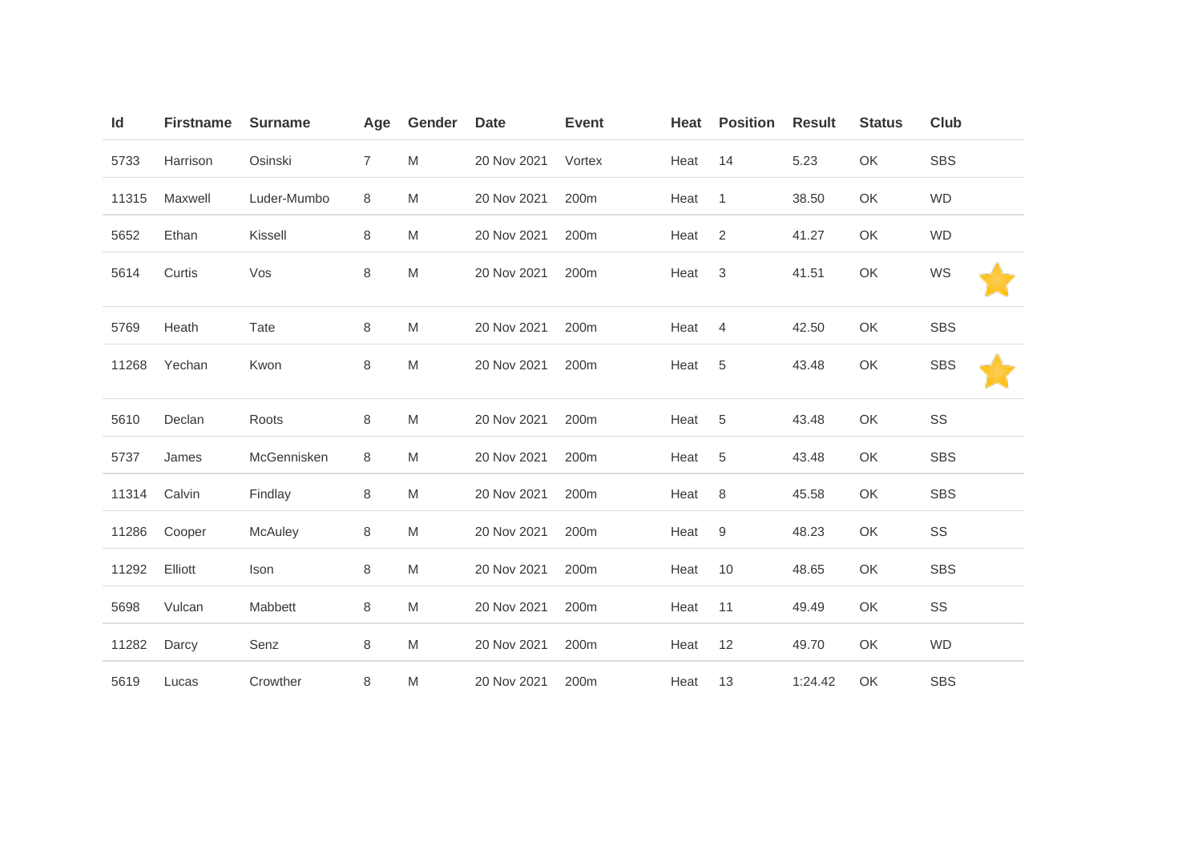| Id | Firstname | Surname | Age | Gender | Date | Event | Heat | Position | Result | Status | Club | |
|---|---|---|---|---|---|---|---|---|---|---|---|---|
| 5733 | Harrison | Osinski | 7 | M | 20 Nov 2021 | Vortex | Heat | 14 | 5.23 | OK | SBS | |
| 11315 | Maxwell | Luder-Mumbo | 8 | M | 20 Nov 2021 | 200m | Heat | 1 | 38.50 | OK | WD | |
| 5652 | Ethan | Kissell | 8 | M | 20 Nov 2021 | 200m | Heat | 2 | 41.27 | OK | WD | |
| 5614 | Curtis | Vos | 8 | M | 20 Nov 2021 | 200m | Heat | 3 | 41.51 | OK | WS | ⭐ |
| 5769 | Heath | Tate | 8 | M | 20 Nov 2021 | 200m | Heat | 4 | 42.50 | OK | SBS | |
| 11268 | Yechan | Kwon | 8 | M | 20 Nov 2021 | 200m | Heat | 5 | 43.48 | OK | SBS | ⭐ |
| 5610 | Declan | Roots | 8 | M | 20 Nov 2021 | 200m | Heat | 5 | 43.48 | OK | SS | |
| 5737 | James | McGennisken | 8 | M | 20 Nov 2021 | 200m | Heat | 5 | 43.48 | OK | SBS | |
| 11314 | Calvin | Findlay | 8 | M | 20 Nov 2021 | 200m | Heat | 8 | 45.58 | OK | SBS | |
| 11286 | Cooper | McAuley | 8 | M | 20 Nov 2021 | 200m | Heat | 9 | 48.23 | OK | SS | |
| 11292 | Elliott | Ison | 8 | M | 20 Nov 2021 | 200m | Heat | 10 | 48.65 | OK | SBS | |
| 5698 | Vulcan | Mabbett | 8 | M | 20 Nov 2021 | 200m | Heat | 11 | 49.49 | OK | SS | |
| 11282 | Darcy | Senz | 8 | M | 20 Nov 2021 | 200m | Heat | 12 | 49.70 | OK | WD | |
| 5619 | Lucas | Crowther | 8 | M | 20 Nov 2021 | 200m | Heat | 13 | 1:24.42 | OK | SBS | |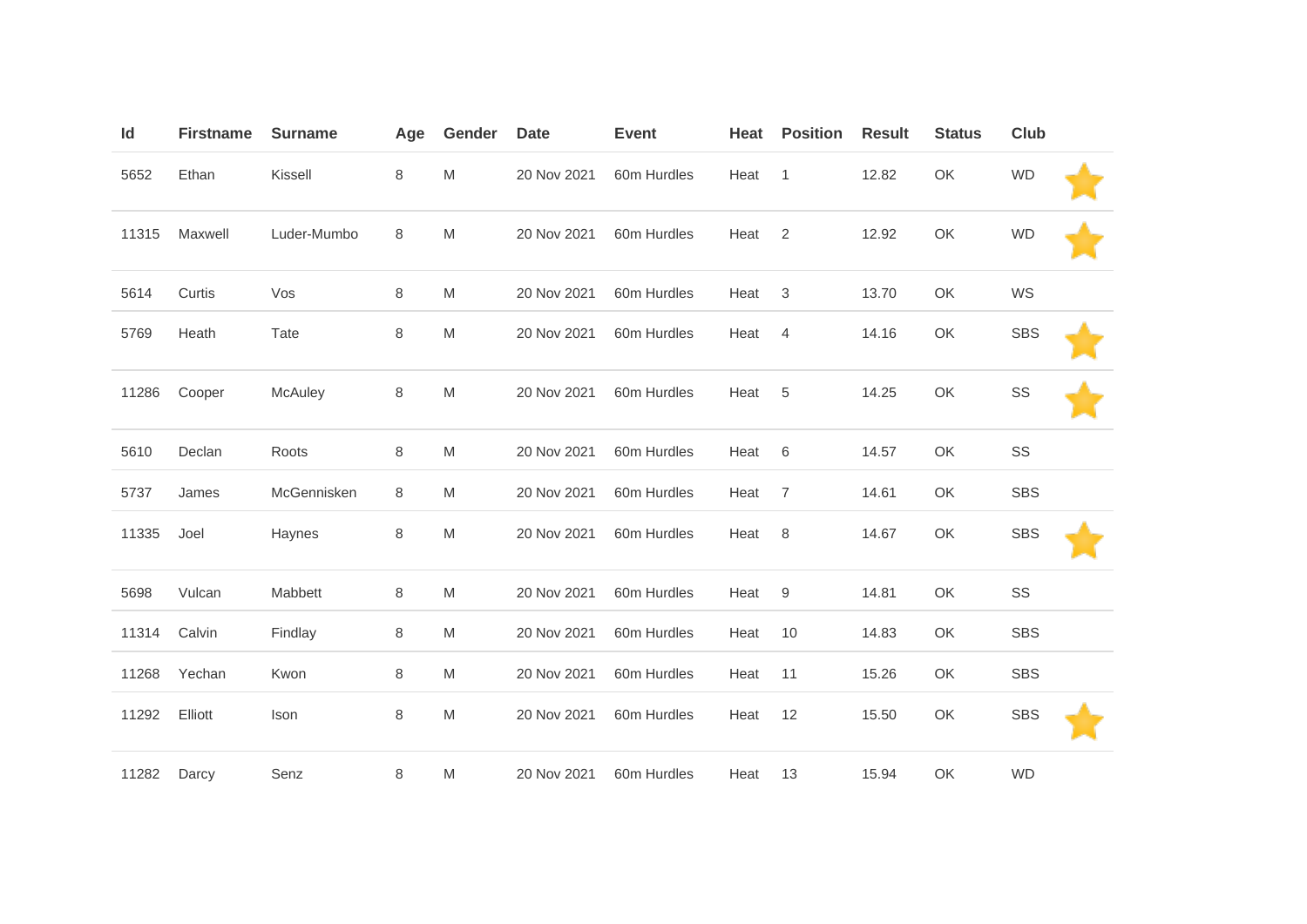| Id | Firstname | Surname | Age | Gender | Date | Event | Heat | Position | Result | Status | Club | |
|---|---|---|---|---|---|---|---|---|---|---|---|---|
| 5652 | Ethan | Kissell | 8 | M | 20 Nov 2021 | 60m Hurdles | Heat | 1 | 12.82 | OK | WD | ⭐ |
| 11315 | Maxwell | Luder-Mumbo | 8 | M | 20 Nov 2021 | 60m Hurdles | Heat | 2 | 12.92 | OK | WD | ⭐ |
| 5614 | Curtis | Vos | 8 | M | 20 Nov 2021 | 60m Hurdles | Heat | 3 | 13.70 | OK | WS | |
| 5769 | Heath | Tate | 8 | M | 20 Nov 2021 | 60m Hurdles | Heat | 4 | 14.16 | OK | SBS | ⭐ |
| 11286 | Cooper | McAuley | 8 | M | 20 Nov 2021 | 60m Hurdles | Heat | 5 | 14.25 | OK | SS | ⭐ |
| 5610 | Declan | Roots | 8 | M | 20 Nov 2021 | 60m Hurdles | Heat | 6 | 14.57 | OK | SS | |
| 5737 | James | McGennisken | 8 | M | 20 Nov 2021 | 60m Hurdles | Heat | 7 | 14.61 | OK | SBS | |
| 11335 | Joel | Haynes | 8 | M | 20 Nov 2021 | 60m Hurdles | Heat | 8 | 14.67 | OK | SBS | ⭐ |
| 5698 | Vulcan | Mabbett | 8 | M | 20 Nov 2021 | 60m Hurdles | Heat | 9 | 14.81 | OK | SS | |
| 11314 | Calvin | Findlay | 8 | M | 20 Nov 2021 | 60m Hurdles | Heat | 10 | 14.83 | OK | SBS | |
| 11268 | Yechan | Kwon | 8 | M | 20 Nov 2021 | 60m Hurdles | Heat | 11 | 15.26 | OK | SBS | |
| 11292 | Elliott | Ison | 8 | M | 20 Nov 2021 | 60m Hurdles | Heat | 12 | 15.50 | OK | SBS | ⭐ |
| 11282 | Darcy | Senz | 8 | M | 20 Nov 2021 | 60m Hurdles | Heat | 13 | 15.94 | OK | WD | |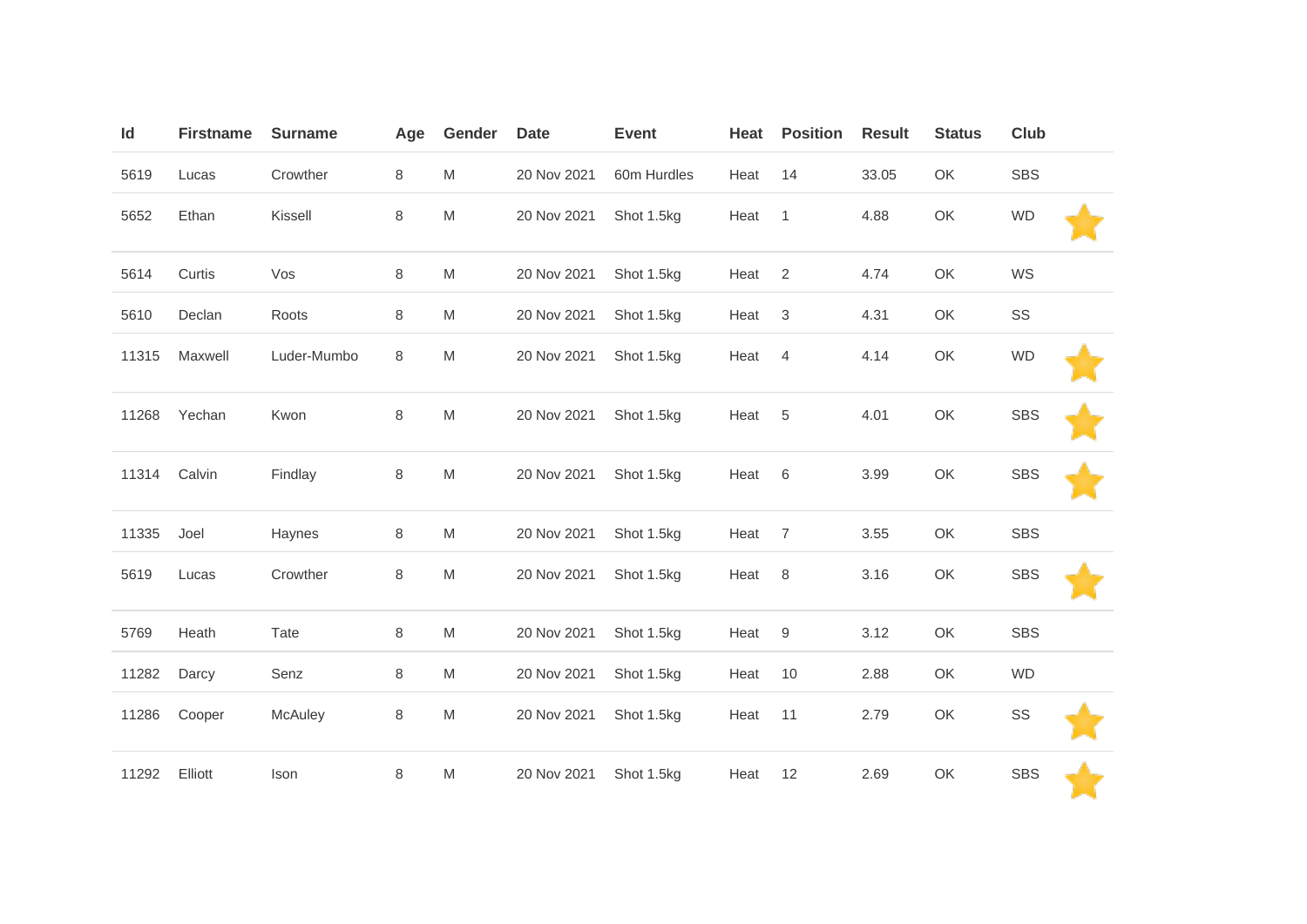| Id | Firstname | Surname | Age | Gender | Date | Event | Heat | Position | Result | Status | Club |
|---|---|---|---|---|---|---|---|---|---|---|---|
| 5619 | Lucas | Crowther | 8 | M | 20 Nov 2021 | 60m Hurdles | Heat | 14 | 33.05 | OK | SBS |
| 5652 | Ethan | Kissell | 8 | M | 20 Nov 2021 | Shot 1.5kg | Heat | 1 | 4.88 | OK | WD |
| 5614 | Curtis | Vos | 8 | M | 20 Nov 2021 | Shot 1.5kg | Heat | 2 | 4.74 | OK | WS |
| 5610 | Declan | Roots | 8 | M | 20 Nov 2021 | Shot 1.5kg | Heat | 3 | 4.31 | OK | SS |
| 11315 | Maxwell | Luder-Mumbo | 8 | M | 20 Nov 2021 | Shot 1.5kg | Heat | 4 | 4.14 | OK | WD |
| 11268 | Yechan | Kwon | 8 | M | 20 Nov 2021 | Shot 1.5kg | Heat | 5 | 4.01 | OK | SBS |
| 11314 | Calvin | Findlay | 8 | M | 20 Nov 2021 | Shot 1.5kg | Heat | 6 | 3.99 | OK | SBS |
| 11335 | Joel | Haynes | 8 | M | 20 Nov 2021 | Shot 1.5kg | Heat | 7 | 3.55 | OK | SBS |
| 5619 | Lucas | Crowther | 8 | M | 20 Nov 2021 | Shot 1.5kg | Heat | 8 | 3.16 | OK | SBS |
| 5769 | Heath | Tate | 8 | M | 20 Nov 2021 | Shot 1.5kg | Heat | 9 | 3.12 | OK | SBS |
| 11282 | Darcy | Senz | 8 | M | 20 Nov 2021 | Shot 1.5kg | Heat | 10 | 2.88 | OK | WD |
| 11286 | Cooper | McAuley | 8 | M | 20 Nov 2021 | Shot 1.5kg | Heat | 11 | 2.79 | OK | SS |
| 11292 | Elliott | Ison | 8 | M | 20 Nov 2021 | Shot 1.5kg | Heat | 12 | 2.69 | OK | SBS |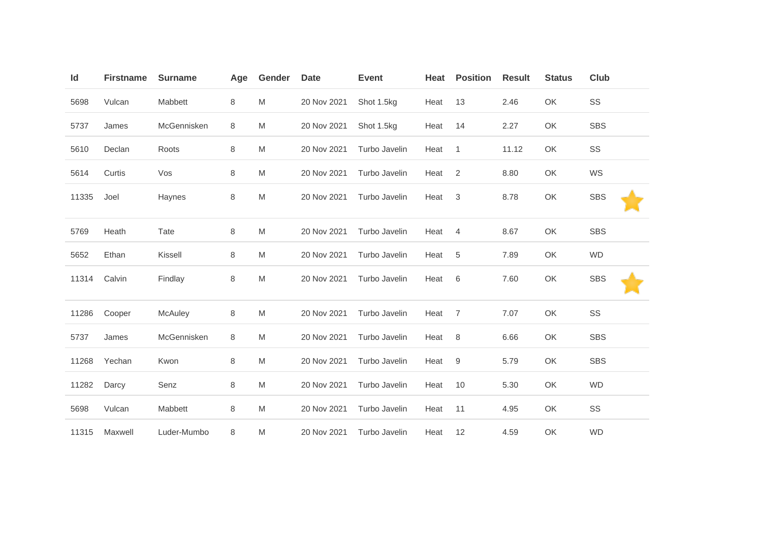| Id | Firstname | Surname | Age | Gender | Date | Event | Heat | Position | Result | Status | Club | |
|---|---|---|---|---|---|---|---|---|---|---|---|---|
| 5698 | Vulcan | Mabbett | 8 | M | 20 Nov 2021 | Shot 1.5kg | Heat | 13 | 2.46 | OK | SS | |
| 5737 | James | McGennisken | 8 | M | 20 Nov 2021 | Shot 1.5kg | Heat | 14 | 2.27 | OK | SBS | |
| 5610 | Declan | Roots | 8 | M | 20 Nov 2021 | Turbo Javelin | Heat | 1 | 11.12 | OK | SS | |
| 5614 | Curtis | Vos | 8 | M | 20 Nov 2021 | Turbo Javelin | Heat | 2 | 8.80 | OK | WS | |
| 11335 | Joel | Haynes | 8 | M | 20 Nov 2021 | Turbo Javelin | Heat | 3 | 8.78 | OK | SBS | ⭐ |
| 5769 | Heath | Tate | 8 | M | 20 Nov 2021 | Turbo Javelin | Heat | 4 | 8.67 | OK | SBS | |
| 5652 | Ethan | Kissell | 8 | M | 20 Nov 2021 | Turbo Javelin | Heat | 5 | 7.89 | OK | WD | |
| 11314 | Calvin | Findlay | 8 | M | 20 Nov 2021 | Turbo Javelin | Heat | 6 | 7.60 | OK | SBS | ⭐ |
| 11286 | Cooper | McAuley | 8 | M | 20 Nov 2021 | Turbo Javelin | Heat | 7 | 7.07 | OK | SS | |
| 5737 | James | McGennisken | 8 | M | 20 Nov 2021 | Turbo Javelin | Heat | 8 | 6.66 | OK | SBS | |
| 11268 | Yechan | Kwon | 8 | M | 20 Nov 2021 | Turbo Javelin | Heat | 9 | 5.79 | OK | SBS | |
| 11282 | Darcy | Senz | 8 | M | 20 Nov 2021 | Turbo Javelin | Heat | 10 | 5.30 | OK | WD | |
| 5698 | Vulcan | Mabbett | 8 | M | 20 Nov 2021 | Turbo Javelin | Heat | 11 | 4.95 | OK | SS | |
| 11315 | Maxwell | Luder-Mumbo | 8 | M | 20 Nov 2021 | Turbo Javelin | Heat | 12 | 4.59 | OK | WD | |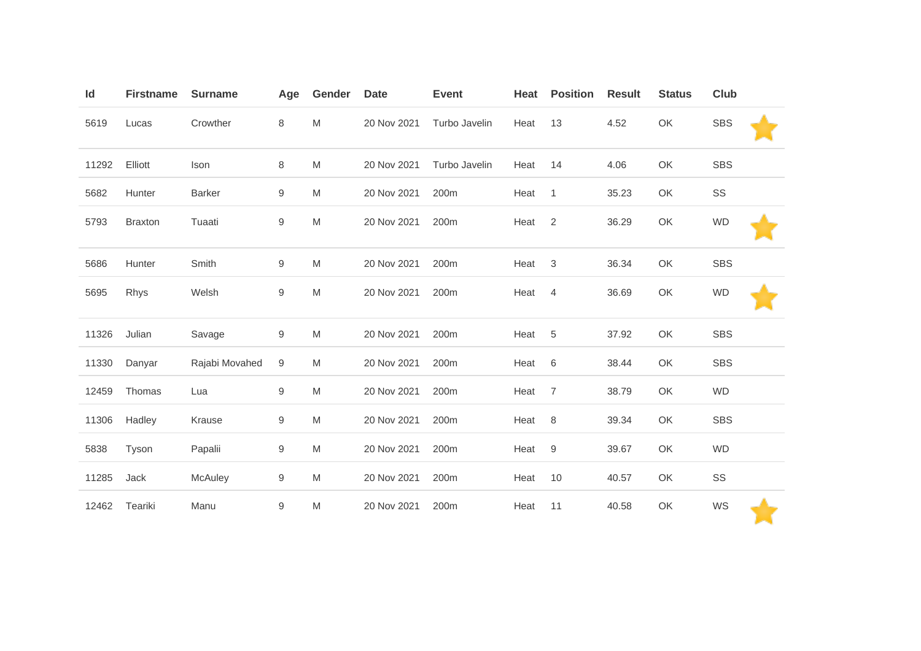| Id | Firstname | Surname | Age | Gender | Date | Event | Heat | Position | Result | Status | Club | |
|---|---|---|---|---|---|---|---|---|---|---|---|---|
| 5619 | Lucas | Crowther | 8 | M | 20 Nov 2021 | Turbo Javelin | Heat | 13 | 4.52 | OK | SBS | ⭐ |
| 11292 | Elliott | Ison | 8 | M | 20 Nov 2021 | Turbo Javelin | Heat | 14 | 4.06 | OK | SBS | |
| 5682 | Hunter | Barker | 9 | M | 20 Nov 2021 | 200m | Heat | 1 | 35.23 | OK | SS | |
| 5793 | Braxton | Tuaati | 9 | M | 20 Nov 2021 | 200m | Heat | 2 | 36.29 | OK | WD | ⭐ |
| 5686 | Hunter | Smith | 9 | M | 20 Nov 2021 | 200m | Heat | 3 | 36.34 | OK | SBS | |
| 5695 | Rhys | Welsh | 9 | M | 20 Nov 2021 | 200m | Heat | 4 | 36.69 | OK | WD | ⭐ |
| 11326 | Julian | Savage | 9 | M | 20 Nov 2021 | 200m | Heat | 5 | 37.92 | OK | SBS | |
| 11330 | Danyar | Rajabi Movahed | 9 | M | 20 Nov 2021 | 200m | Heat | 6 | 38.44 | OK | SBS | |
| 12459 | Thomas | Lua | 9 | M | 20 Nov 2021 | 200m | Heat | 7 | 38.79 | OK | WD | |
| 11306 | Hadley | Krause | 9 | M | 20 Nov 2021 | 200m | Heat | 8 | 39.34 | OK | SBS | |
| 5838 | Tyson | Papalii | 9 | M | 20 Nov 2021 | 200m | Heat | 9 | 39.67 | OK | WD | |
| 11285 | Jack | McAuley | 9 | M | 20 Nov 2021 | 200m | Heat | 10 | 40.57 | OK | SS | |
| 12462 | Teariki | Manu | 9 | M | 20 Nov 2021 | 200m | Heat | 11 | 40.58 | OK | WS | ⭐ |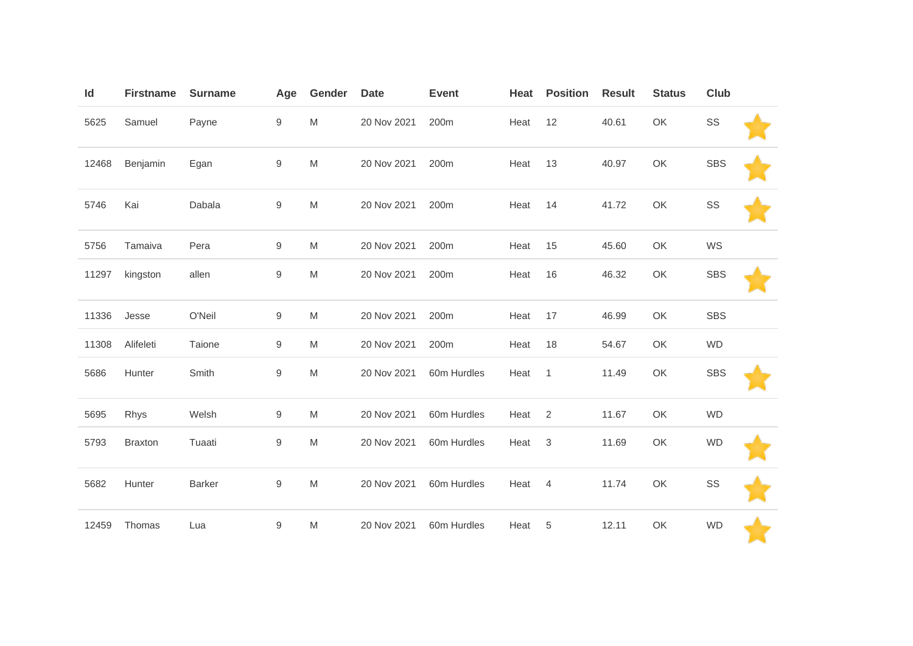| Id | Firstname | Surname | Age | Gender | Date | Event | Heat | Position | Result | Status | Club | |
|---|---|---|---|---|---|---|---|---|---|---|---|---|
| 5625 | Samuel | Payne | 9 | M | 20 Nov 2021 | 200m | Heat | 12 | 40.61 | OK | SS | ⭐ |
| 12468 | Benjamin | Egan | 9 | M | 20 Nov 2021 | 200m | Heat | 13 | 40.97 | OK | SBS | ⭐ |
| 5746 | Kai | Dabala | 9 | M | 20 Nov 2021 | 200m | Heat | 14 | 41.72 | OK | SS | ⭐ |
| 5756 | Tamaiva | Pera | 9 | M | 20 Nov 2021 | 200m | Heat | 15 | 45.60 | OK | WS | |
| 11297 | kingston | allen | 9 | M | 20 Nov 2021 | 200m | Heat | 16 | 46.32 | OK | SBS | ⭐ |
| 11336 | Jesse | O'Neil | 9 | M | 20 Nov 2021 | 200m | Heat | 17 | 46.99 | OK | SBS | |
| 11308 | Alifeleti | Taione | 9 | M | 20 Nov 2021 | 200m | Heat | 18 | 54.67 | OK | WD | |
| 5686 | Hunter | Smith | 9 | M | 20 Nov 2021 | 60m Hurdles | Heat | 1 | 11.49 | OK | SBS | ⭐ |
| 5695 | Rhys | Welsh | 9 | M | 20 Nov 2021 | 60m Hurdles | Heat | 2 | 11.67 | OK | WD | |
| 5793 | Braxton | Tuaati | 9 | M | 20 Nov 2021 | 60m Hurdles | Heat | 3 | 11.69 | OK | WD | ⭐ |
| 5682 | Hunter | Barker | 9 | M | 20 Nov 2021 | 60m Hurdles | Heat | 4 | 11.74 | OK | SS | ⭐ |
| 12459 | Thomas | Lua | 9 | M | 20 Nov 2021 | 60m Hurdles | Heat | 5 | 12.11 | OK | WD | ⭐ |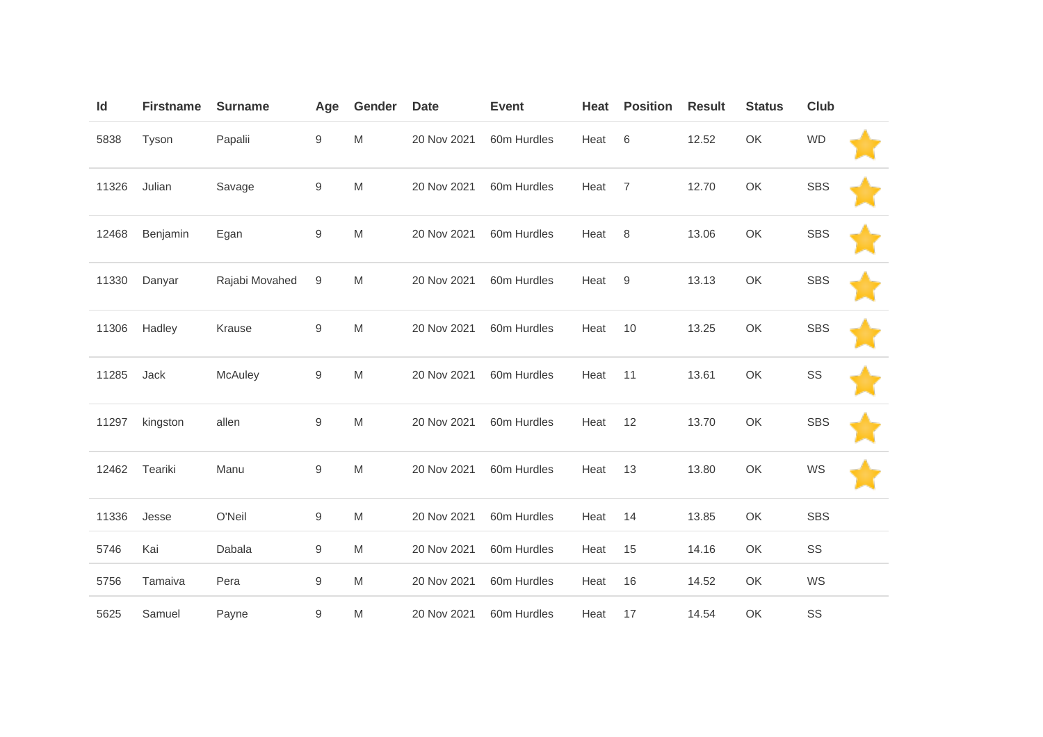| Id | Firstname | Surname | Age | Gender | Date | Event | Heat | Position | Result | Status | Club | |
|---|---|---|---|---|---|---|---|---|---|---|---|---|
| 5838 | Tyson | Papalii | 9 | M | 20 Nov 2021 | 60m Hurdles | Heat | 6 | 12.52 | OK | WD | ⭐ |
| 11326 | Julian | Savage | 9 | M | 20 Nov 2021 | 60m Hurdles | Heat | 7 | 12.70 | OK | SBS | ⭐ |
| 12468 | Benjamin | Egan | 9 | M | 20 Nov 2021 | 60m Hurdles | Heat | 8 | 13.06 | OK | SBS | ⭐ |
| 11330 | Danyar | Rajabi Movahed | 9 | M | 20 Nov 2021 | 60m Hurdles | Heat | 9 | 13.13 | OK | SBS | ⭐ |
| 11306 | Hadley | Krause | 9 | M | 20 Nov 2021 | 60m Hurdles | Heat | 10 | 13.25 | OK | SBS | ⭐ |
| 11285 | Jack | McAuley | 9 | M | 20 Nov 2021 | 60m Hurdles | Heat | 11 | 13.61 | OK | SS | ⭐ |
| 11297 | kingston | allen | 9 | M | 20 Nov 2021 | 60m Hurdles | Heat | 12 | 13.70 | OK | SBS | ⭐ |
| 12462 | Teariki | Manu | 9 | M | 20 Nov 2021 | 60m Hurdles | Heat | 13 | 13.80 | OK | WS | ⭐ |
| 11336 | Jesse | O'Neil | 9 | M | 20 Nov 2021 | 60m Hurdles | Heat | 14 | 13.85 | OK | SBS | |
| 5746 | Kai | Dabala | 9 | M | 20 Nov 2021 | 60m Hurdles | Heat | 15 | 14.16 | OK | SS | |
| 5756 | Tamaiva | Pera | 9 | M | 20 Nov 2021 | 60m Hurdles | Heat | 16 | 14.52 | OK | WS | |
| 5625 | Samuel | Payne | 9 | M | 20 Nov 2021 | 60m Hurdles | Heat | 17 | 14.54 | OK | SS | |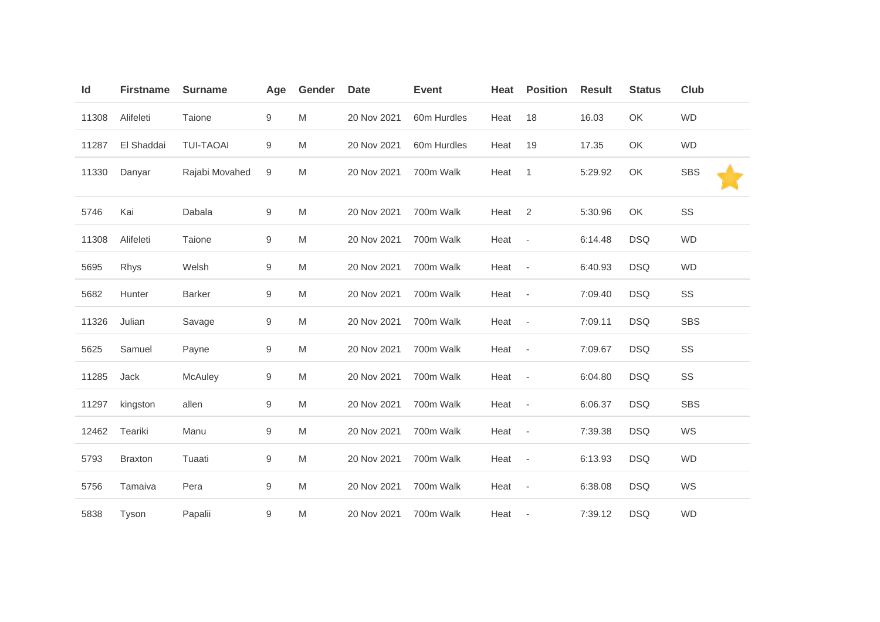| Id | Firstname | Surname | Age | Gender | Date | Event | Heat | Position | Result | Status | Club |
|---|---|---|---|---|---|---|---|---|---|---|---|
| 11308 | Alifeleti | Taione | 9 | M | 20 Nov 2021 | 60m Hurdles | Heat | 18 | 16.03 | OK | WD |
| 11287 | El Shaddai | TUI-TAOAI | 9 | M | 20 Nov 2021 | 60m Hurdles | Heat | 19 | 17.35 | OK | WD |
| 11330 | Danyar | Rajabi Movahed | 9 | M | 20 Nov 2021 | 700m Walk | Heat | 1 | 5:29.92 | OK | SBS |
| 5746 | Kai | Dabala | 9 | M | 20 Nov 2021 | 700m Walk | Heat | 2 | 5:30.96 | OK | SS |
| 11308 | Alifeleti | Taione | 9 | M | 20 Nov 2021 | 700m Walk | Heat | - | 6:14.48 | DSQ | WD |
| 5695 | Rhys | Welsh | 9 | M | 20 Nov 2021 | 700m Walk | Heat | - | 6:40.93 | DSQ | WD |
| 5682 | Hunter | Barker | 9 | M | 20 Nov 2021 | 700m Walk | Heat | - | 7:09.40 | DSQ | SS |
| 11326 | Julian | Savage | 9 | M | 20 Nov 2021 | 700m Walk | Heat | - | 7:09.11 | DSQ | SBS |
| 5625 | Samuel | Payne | 9 | M | 20 Nov 2021 | 700m Walk | Heat | - | 7:09.67 | DSQ | SS |
| 11285 | Jack | McAuley | 9 | M | 20 Nov 2021 | 700m Walk | Heat | - | 6:04.80 | DSQ | SS |
| 11297 | kingston | allen | 9 | M | 20 Nov 2021 | 700m Walk | Heat | - | 6:06.37 | DSQ | SBS |
| 12462 | Teariki | Manu | 9 | M | 20 Nov 2021 | 700m Walk | Heat | - | 7:39.38 | DSQ | WS |
| 5793 | Braxton | Tuaati | 9 | M | 20 Nov 2021 | 700m Walk | Heat | - | 6:13.93 | DSQ | WD |
| 5756 | Tamaiva | Pera | 9 | M | 20 Nov 2021 | 700m Walk | Heat | - | 6:38.08 | DSQ | WS |
| 5838 | Tyson | Papalii | 9 | M | 20 Nov 2021 | 700m Walk | Heat | - | 7:39.12 | DSQ | WD |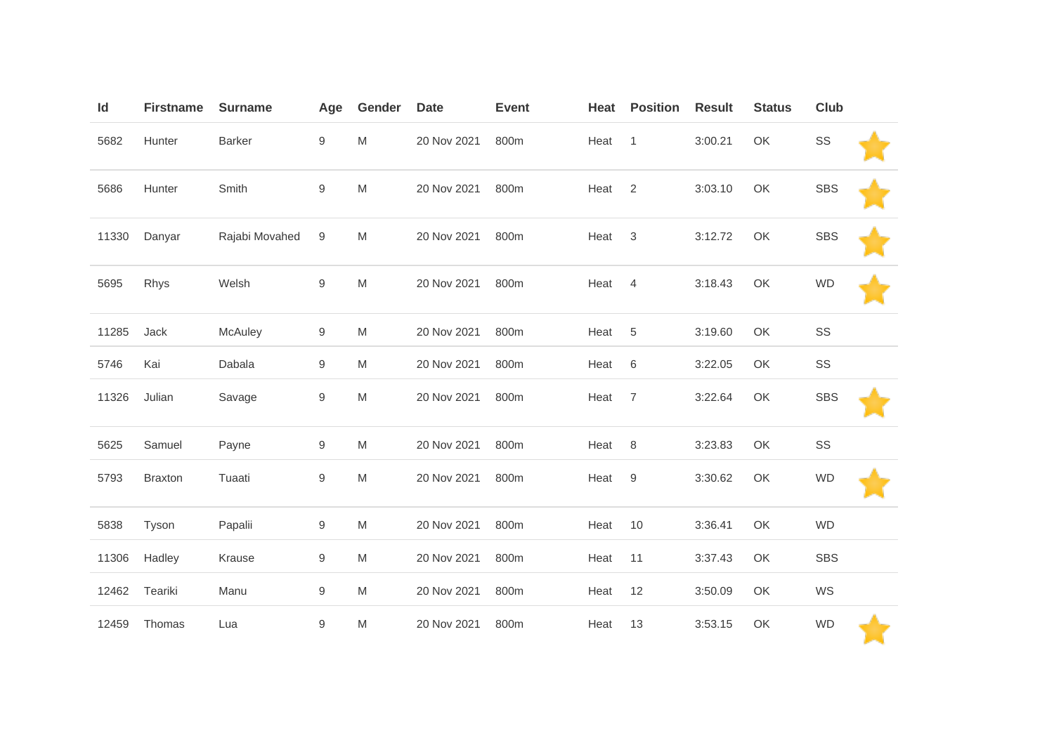| Id | Firstname | Surname | Age | Gender | Date | Event | Heat | Position | Result | Status | Club | |
|---|---|---|---|---|---|---|---|---|---|---|---|---|
| 5682 | Hunter | Barker | 9 | M | 20 Nov 2021 | 800m | Heat | 1 | 3:00.21 | OK | SS | ⭐ |
| 5686 | Hunter | Smith | 9 | M | 20 Nov 2021 | 800m | Heat | 2 | 3:03.10 | OK | SBS | ⭐ |
| 11330 | Danyar | Rajabi Movahed | 9 | M | 20 Nov 2021 | 800m | Heat | 3 | 3:12.72 | OK | SBS | ⭐ |
| 5695 | Rhys | Welsh | 9 | M | 20 Nov 2021 | 800m | Heat | 4 | 3:18.43 | OK | WD | ⭐ |
| 11285 | Jack | McAuley | 9 | M | 20 Nov 2021 | 800m | Heat | 5 | 3:19.60 | OK | SS | |
| 5746 | Kai | Dabala | 9 | M | 20 Nov 2021 | 800m | Heat | 6 | 3:22.05 | OK | SS | |
| 11326 | Julian | Savage | 9 | M | 20 Nov 2021 | 800m | Heat | 7 | 3:22.64 | OK | SBS | ⭐ |
| 5625 | Samuel | Payne | 9 | M | 20 Nov 2021 | 800m | Heat | 8 | 3:23.83 | OK | SS | |
| 5793 | Braxton | Tuaati | 9 | M | 20 Nov 2021 | 800m | Heat | 9 | 3:30.62 | OK | WD | ⭐ |
| 5838 | Tyson | Papalii | 9 | M | 20 Nov 2021 | 800m | Heat | 10 | 3:36.41 | OK | WD | |
| 11306 | Hadley | Krause | 9 | M | 20 Nov 2021 | 800m | Heat | 11 | 3:37.43 | OK | SBS | |
| 12462 | Teariki | Manu | 9 | M | 20 Nov 2021 | 800m | Heat | 12 | 3:50.09 | OK | WS | |
| 12459 | Thomas | Lua | 9 | M | 20 Nov 2021 | 800m | Heat | 13 | 3:53.15 | OK | WD | ⭐ |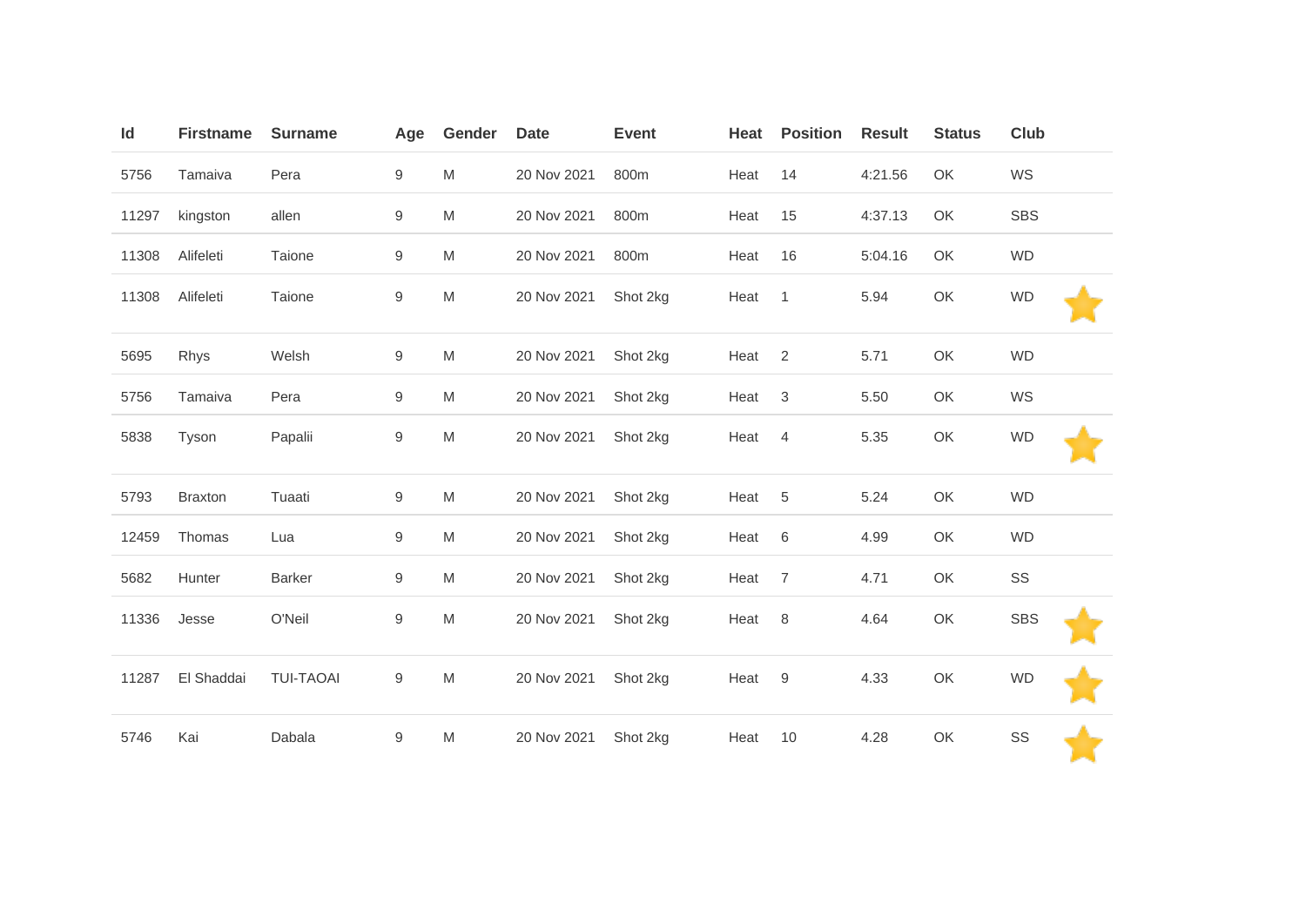| Id | Firstname | Surname | Age | Gender | Date | Event | Heat | Position | Result | Status | Club | |
|---|---|---|---|---|---|---|---|---|---|---|---|---|
| 5756 | Tamaiva | Pera | 9 | M | 20 Nov 2021 | 800m | Heat | 14 | 4:21.56 | OK | WS | |
| 11297 | kingston | allen | 9 | M | 20 Nov 2021 | 800m | Heat | 15 | 4:37.13 | OK | SBS | |
| 11308 | Alifeleti | Taione | 9 | M | 20 Nov 2021 | 800m | Heat | 16 | 5:04.16 | OK | WD | |
| 11308 | Alifeleti | Taione | 9 | M | 20 Nov 2021 | Shot 2kg | Heat | 1 | 5.94 | OK | WD | ⭐ |
| 5695 | Rhys | Welsh | 9 | M | 20 Nov 2021 | Shot 2kg | Heat | 2 | 5.71 | OK | WD | |
| 5756 | Tamaiva | Pera | 9 | M | 20 Nov 2021 | Shot 2kg | Heat | 3 | 5.50 | OK | WS | |
| 5838 | Tyson | Papalii | 9 | M | 20 Nov 2021 | Shot 2kg | Heat | 4 | 5.35 | OK | WD | ⭐ |
| 5793 | Braxton | Tuaati | 9 | M | 20 Nov 2021 | Shot 2kg | Heat | 5 | 5.24 | OK | WD | |
| 12459 | Thomas | Lua | 9 | M | 20 Nov 2021 | Shot 2kg | Heat | 6 | 4.99 | OK | WD | |
| 5682 | Hunter | Barker | 9 | M | 20 Nov 2021 | Shot 2kg | Heat | 7 | 4.71 | OK | SS | |
| 11336 | Jesse | O'Neil | 9 | M | 20 Nov 2021 | Shot 2kg | Heat | 8 | 4.64 | OK | SBS | ⭐ |
| 11287 | El Shaddai | TUI-TAOAI | 9 | M | 20 Nov 2021 | Shot 2kg | Heat | 9 | 4.33 | OK | WD | ⭐ |
| 5746 | Kai | Dabala | 9 | M | 20 Nov 2021 | Shot 2kg | Heat | 10 | 4.28 | OK | SS | ⭐ |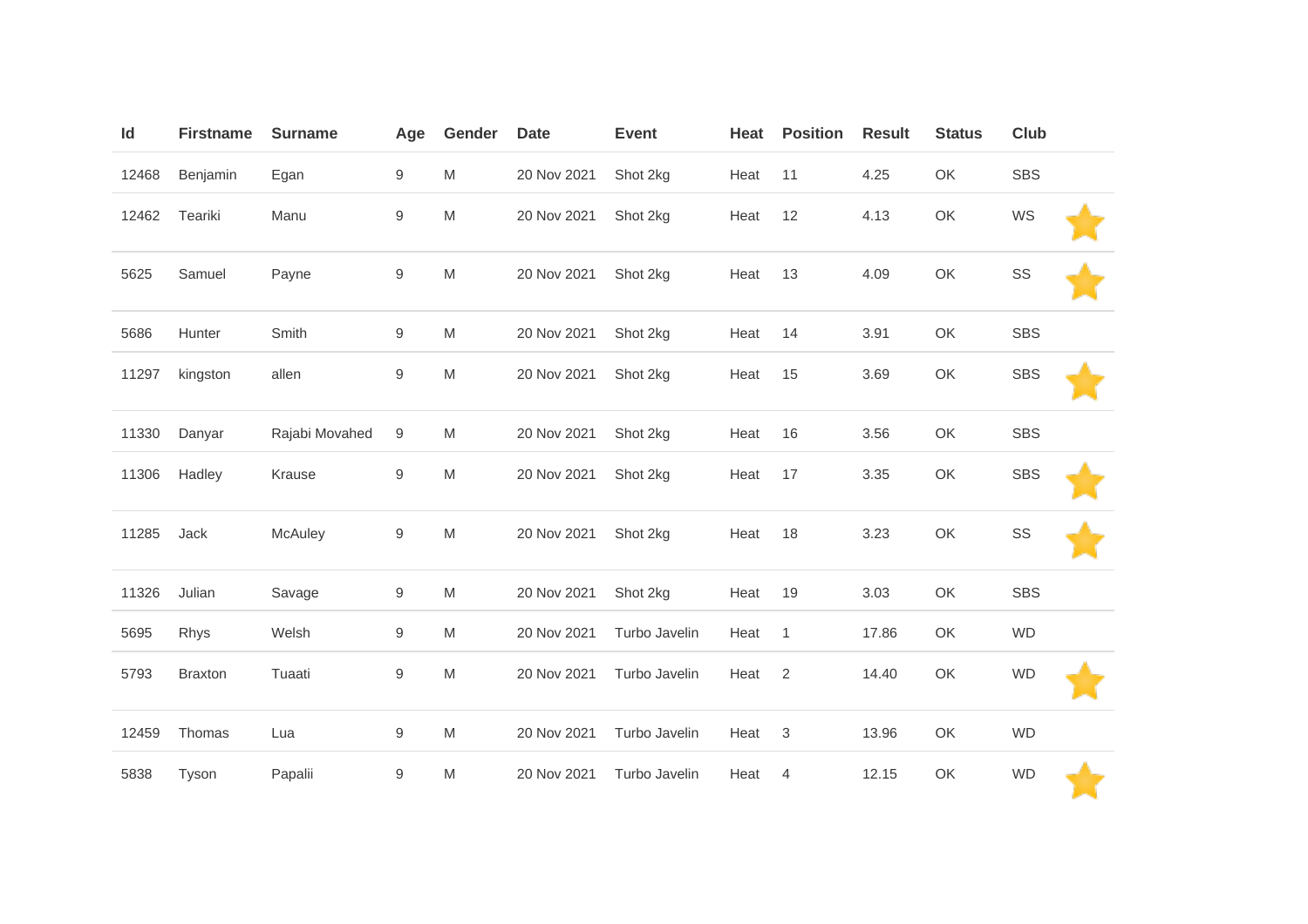| Id | Firstname | Surname | Age | Gender | Date | Event | Heat | Position | Result | Status | Club | |
|---|---|---|---|---|---|---|---|---|---|---|---|---|
| 12468 | Benjamin | Egan | 9 | M | 20 Nov 2021 | Shot 2kg | Heat | 11 | 4.25 | OK | SBS | |
| 12462 | Teariki | Manu | 9 | M | 20 Nov 2021 | Shot 2kg | Heat | 12 | 4.13 | OK | WS | ⭐ |
| 5625 | Samuel | Payne | 9 | M | 20 Nov 2021 | Shot 2kg | Heat | 13 | 4.09 | OK | SS | ⭐ |
| 5686 | Hunter | Smith | 9 | M | 20 Nov 2021 | Shot 2kg | Heat | 14 | 3.91 | OK | SBS | |
| 11297 | kingston | allen | 9 | M | 20 Nov 2021 | Shot 2kg | Heat | 15 | 3.69 | OK | SBS | ⭐ |
| 11330 | Danyar | Rajabi Movahed | 9 | M | 20 Nov 2021 | Shot 2kg | Heat | 16 | 3.56 | OK | SBS | |
| 11306 | Hadley | Krause | 9 | M | 20 Nov 2021 | Shot 2kg | Heat | 17 | 3.35 | OK | SBS | ⭐ |
| 11285 | Jack | McAuley | 9 | M | 20 Nov 2021 | Shot 2kg | Heat | 18 | 3.23 | OK | SS | ⭐ |
| 11326 | Julian | Savage | 9 | M | 20 Nov 2021 | Shot 2kg | Heat | 19 | 3.03 | OK | SBS | |
| 5695 | Rhys | Welsh | 9 | M | 20 Nov 2021 | Turbo Javelin | Heat | 1 | 17.86 | OK | WD | |
| 5793 | Braxton | Tuaati | 9 | M | 20 Nov 2021 | Turbo Javelin | Heat | 2 | 14.40 | OK | WD | ⭐ |
| 12459 | Thomas | Lua | 9 | M | 20 Nov 2021 | Turbo Javelin | Heat | 3 | 13.96 | OK | WD | |
| 5838 | Tyson | Papalii | 9 | M | 20 Nov 2021 | Turbo Javelin | Heat | 4 | 12.15 | OK | WD | ⭐ |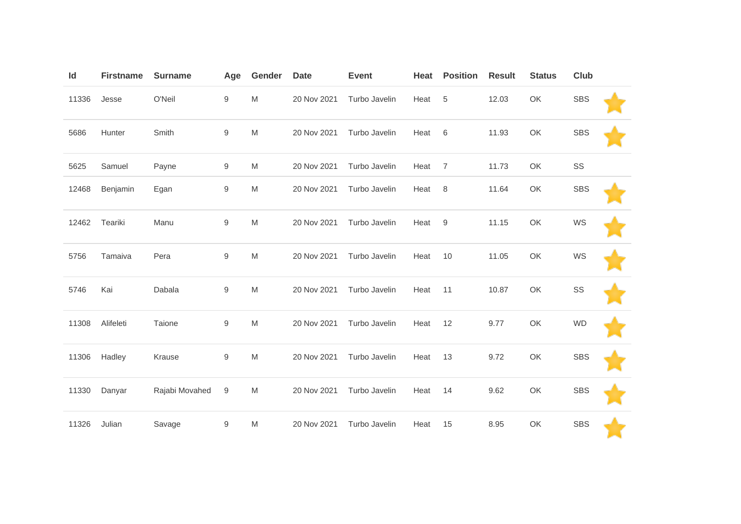| Id | Firstname | Surname | Age | Gender | Date | Event | Heat | Position | Result | Status | Club |  |
|---|---|---|---|---|---|---|---|---|---|---|---|---|
| 11336 | Jesse | O'Neil | 9 | M | 20 Nov 2021 | Turbo Javelin | Heat | 5 | 12.03 | OK | SBS | ⭐ |
| 5686 | Hunter | Smith | 9 | M | 20 Nov 2021 | Turbo Javelin | Heat | 6 | 11.93 | OK | SBS | ⭐ |
| 5625 | Samuel | Payne | 9 | M | 20 Nov 2021 | Turbo Javelin | Heat | 7 | 11.73 | OK | SS |  |
| 12468 | Benjamin | Egan | 9 | M | 20 Nov 2021 | Turbo Javelin | Heat | 8 | 11.64 | OK | SBS | ⭐ |
| 12462 | Teariki | Manu | 9 | M | 20 Nov 2021 | Turbo Javelin | Heat | 9 | 11.15 | OK | WS | ⭐ |
| 5756 | Tamaiva | Pera | 9 | M | 20 Nov 2021 | Turbo Javelin | Heat | 10 | 11.05 | OK | WS | ⭐ |
| 5746 | Kai | Dabala | 9 | M | 20 Nov 2021 | Turbo Javelin | Heat | 11 | 10.87 | OK | SS | ⭐ |
| 11308 | Alifeleti | Taione | 9 | M | 20 Nov 2021 | Turbo Javelin | Heat | 12 | 9.77 | OK | WD | ⭐ |
| 11306 | Hadley | Krause | 9 | M | 20 Nov 2021 | Turbo Javelin | Heat | 13 | 9.72 | OK | SBS | ⭐ |
| 11330 | Danyar | Rajabi Movahed | 9 | M | 20 Nov 2021 | Turbo Javelin | Heat | 14 | 9.62 | OK | SBS | ⭐ |
| 11326 | Julian | Savage | 9 | M | 20 Nov 2021 | Turbo Javelin | Heat | 15 | 8.95 | OK | SBS | ⭐ |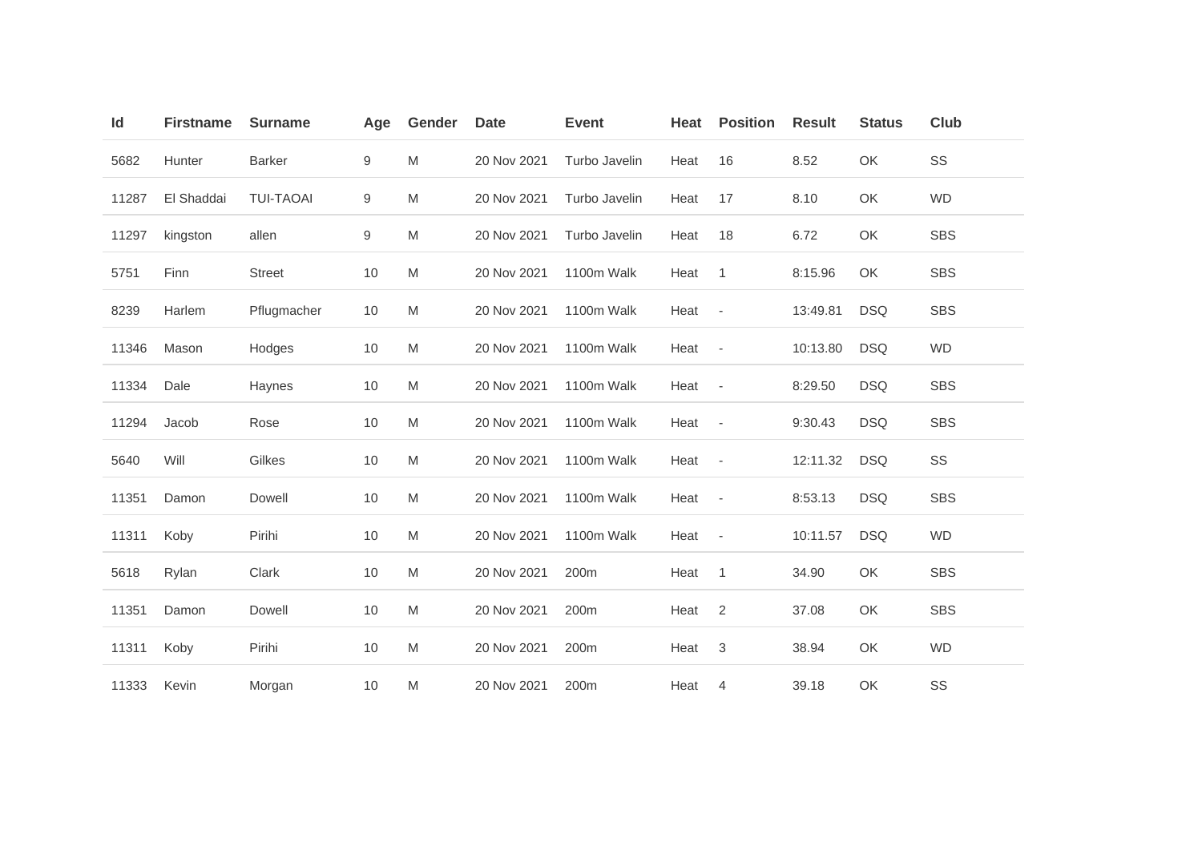| Id | Firstname | Surname | Age | Gender | Date | Event | Heat | Position | Result | Status | Club |
|---|---|---|---|---|---|---|---|---|---|---|---|
| 5682 | Hunter | Barker | 9 | M | 20 Nov 2021 | Turbo Javelin | Heat | 16 | 8.52 | OK | SS |
| 11287 | El Shaddai | TUI-TAOAI | 9 | M | 20 Nov 2021 | Turbo Javelin | Heat | 17 | 8.10 | OK | WD |
| 11297 | kingston | allen | 9 | M | 20 Nov 2021 | Turbo Javelin | Heat | 18 | 6.72 | OK | SBS |
| 5751 | Finn | Street | 10 | M | 20 Nov 2021 | 1100m Walk | Heat | 1 | 8:15.96 | OK | SBS |
| 8239 | Harlem | Pflugmacher | 10 | M | 20 Nov 2021 | 1100m Walk | Heat | - | 13:49.81 | DSQ | SBS |
| 11346 | Mason | Hodges | 10 | M | 20 Nov 2021 | 1100m Walk | Heat | - | 10:13.80 | DSQ | WD |
| 11334 | Dale | Haynes | 10 | M | 20 Nov 2021 | 1100m Walk | Heat | - | 8:29.50 | DSQ | SBS |
| 11294 | Jacob | Rose | 10 | M | 20 Nov 2021 | 1100m Walk | Heat | - | 9:30.43 | DSQ | SBS |
| 5640 | Will | Gilkes | 10 | M | 20 Nov 2021 | 1100m Walk | Heat | - | 12:11.32 | DSQ | SS |
| 11351 | Damon | Dowell | 10 | M | 20 Nov 2021 | 1100m Walk | Heat | - | 8:53.13 | DSQ | SBS |
| 11311 | Koby | Pirihi | 10 | M | 20 Nov 2021 | 1100m Walk | Heat | - | 10:11.57 | DSQ | WD |
| 5618 | Rylan | Clark | 10 | M | 20 Nov 2021 | 200m | Heat | 1 | 34.90 | OK | SBS |
| 11351 | Damon | Dowell | 10 | M | 20 Nov 2021 | 200m | Heat | 2 | 37.08 | OK | SBS |
| 11311 | Koby | Pirihi | 10 | M | 20 Nov 2021 | 200m | Heat | 3 | 38.94 | OK | WD |
| 11333 | Kevin | Morgan | 10 | M | 20 Nov 2021 | 200m | Heat | 4 | 39.18 | OK | SS |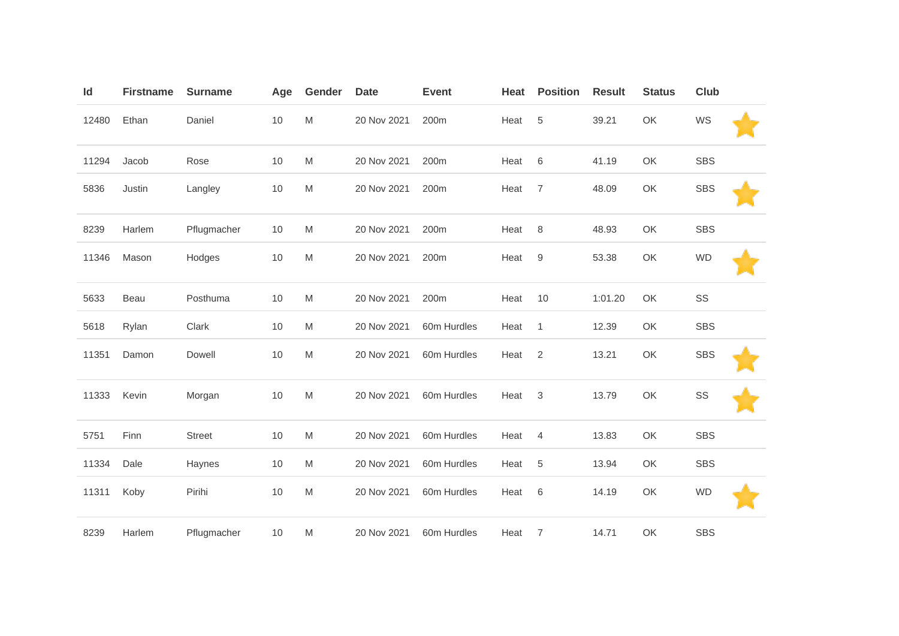| Id | Firstname | Surname | Age | Gender | Date | Event | Heat | Position | Result | Status | Club |
|---|---|---|---|---|---|---|---|---|---|---|---|
| 12480 | Ethan | Daniel | 10 | M | 20 Nov 2021 | 200m | Heat | 5 | 39.21 | OK | WS |
| 11294 | Jacob | Rose | 10 | M | 20 Nov 2021 | 200m | Heat | 6 | 41.19 | OK | SBS |
| 5836 | Justin | Langley | 10 | M | 20 Nov 2021 | 200m | Heat | 7 | 48.09 | OK | SBS |
| 8239 | Harlem | Pflugmacher | 10 | M | 20 Nov 2021 | 200m | Heat | 8 | 48.93 | OK | SBS |
| 11346 | Mason | Hodges | 10 | M | 20 Nov 2021 | 200m | Heat | 9 | 53.38 | OK | WD |
| 5633 | Beau | Posthuma | 10 | M | 20 Nov 2021 | 200m | Heat | 10 | 1:01.20 | OK | SS |
| 5618 | Rylan | Clark | 10 | M | 20 Nov 2021 | 60m Hurdles | Heat | 1 | 12.39 | OK | SBS |
| 11351 | Damon | Dowell | 10 | M | 20 Nov 2021 | 60m Hurdles | Heat | 2 | 13.21 | OK | SBS |
| 11333 | Kevin | Morgan | 10 | M | 20 Nov 2021 | 60m Hurdles | Heat | 3 | 13.79 | OK | SS |
| 5751 | Finn | Street | 10 | M | 20 Nov 2021 | 60m Hurdles | Heat | 4 | 13.83 | OK | SBS |
| 11334 | Dale | Haynes | 10 | M | 20 Nov 2021 | 60m Hurdles | Heat | 5 | 13.94 | OK | SBS |
| 11311 | Koby | Pirihi | 10 | M | 20 Nov 2021 | 60m Hurdles | Heat | 6 | 14.19 | OK | WD |
| 8239 | Harlem | Pflugmacher | 10 | M | 20 Nov 2021 | 60m Hurdles | Heat | 7 | 14.71 | OK | SBS |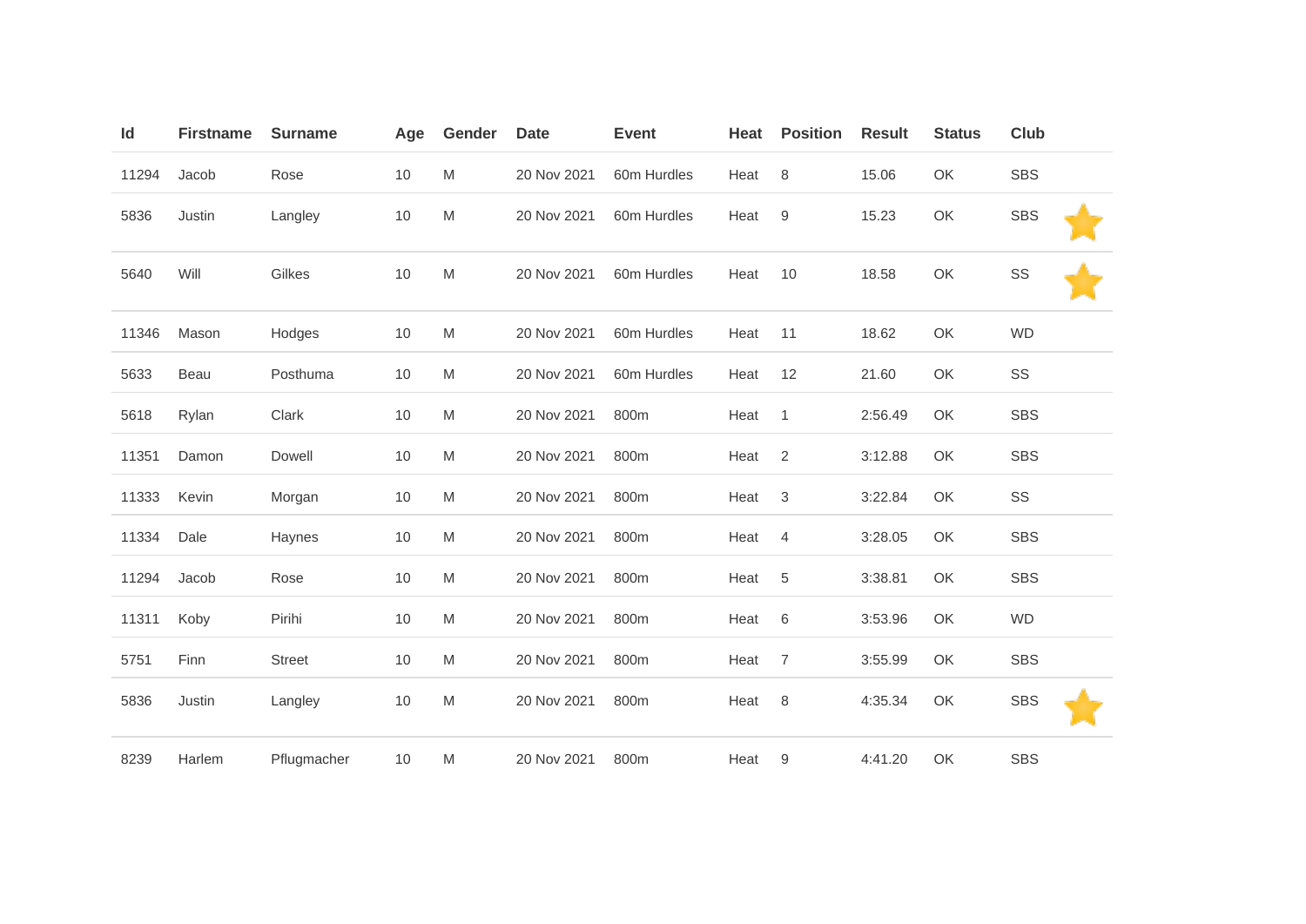| Id | Firstname | Surname | Age | Gender | Date | Event | Heat | Position | Result | Status | Club | |
|---|---|---|---|---|---|---|---|---|---|---|---|---|
| 11294 | Jacob | Rose | 10 | M | 20 Nov 2021 | 60m Hurdles | Heat | 8 | 15.06 | OK | SBS | |
| 5836 | Justin | Langley | 10 | M | 20 Nov 2021 | 60m Hurdles | Heat | 9 | 15.23 | OK | SBS | ⭐ |
| 5640 | Will | Gilkes | 10 | M | 20 Nov 2021 | 60m Hurdles | Heat | 10 | 18.58 | OK | SS | ⭐ |
| 11346 | Mason | Hodges | 10 | M | 20 Nov 2021 | 60m Hurdles | Heat | 11 | 18.62 | OK | WD | |
| 5633 | Beau | Posthuma | 10 | M | 20 Nov 2021 | 60m Hurdles | Heat | 12 | 21.60 | OK | SS | |
| 5618 | Rylan | Clark | 10 | M | 20 Nov 2021 | 800m | Heat | 1 | 2:56.49 | OK | SBS | |
| 11351 | Damon | Dowell | 10 | M | 20 Nov 2021 | 800m | Heat | 2 | 3:12.88 | OK | SBS | |
| 11333 | Kevin | Morgan | 10 | M | 20 Nov 2021 | 800m | Heat | 3 | 3:22.84 | OK | SS | |
| 11334 | Dale | Haynes | 10 | M | 20 Nov 2021 | 800m | Heat | 4 | 3:28.05 | OK | SBS | |
| 11294 | Jacob | Rose | 10 | M | 20 Nov 2021 | 800m | Heat | 5 | 3:38.81 | OK | SBS | |
| 11311 | Koby | Pirihi | 10 | M | 20 Nov 2021 | 800m | Heat | 6 | 3:53.96 | OK | WD | |
| 5751 | Finn | Street | 10 | M | 20 Nov 2021 | 800m | Heat | 7 | 3:55.99 | OK | SBS | |
| 5836 | Justin | Langley | 10 | M | 20 Nov 2021 | 800m | Heat | 8 | 4:35.34 | OK | SBS | ⭐ |
| 8239 | Harlem | Pflugmacher | 10 | M | 20 Nov 2021 | 800m | Heat | 9 | 4:41.20 | OK | SBS | |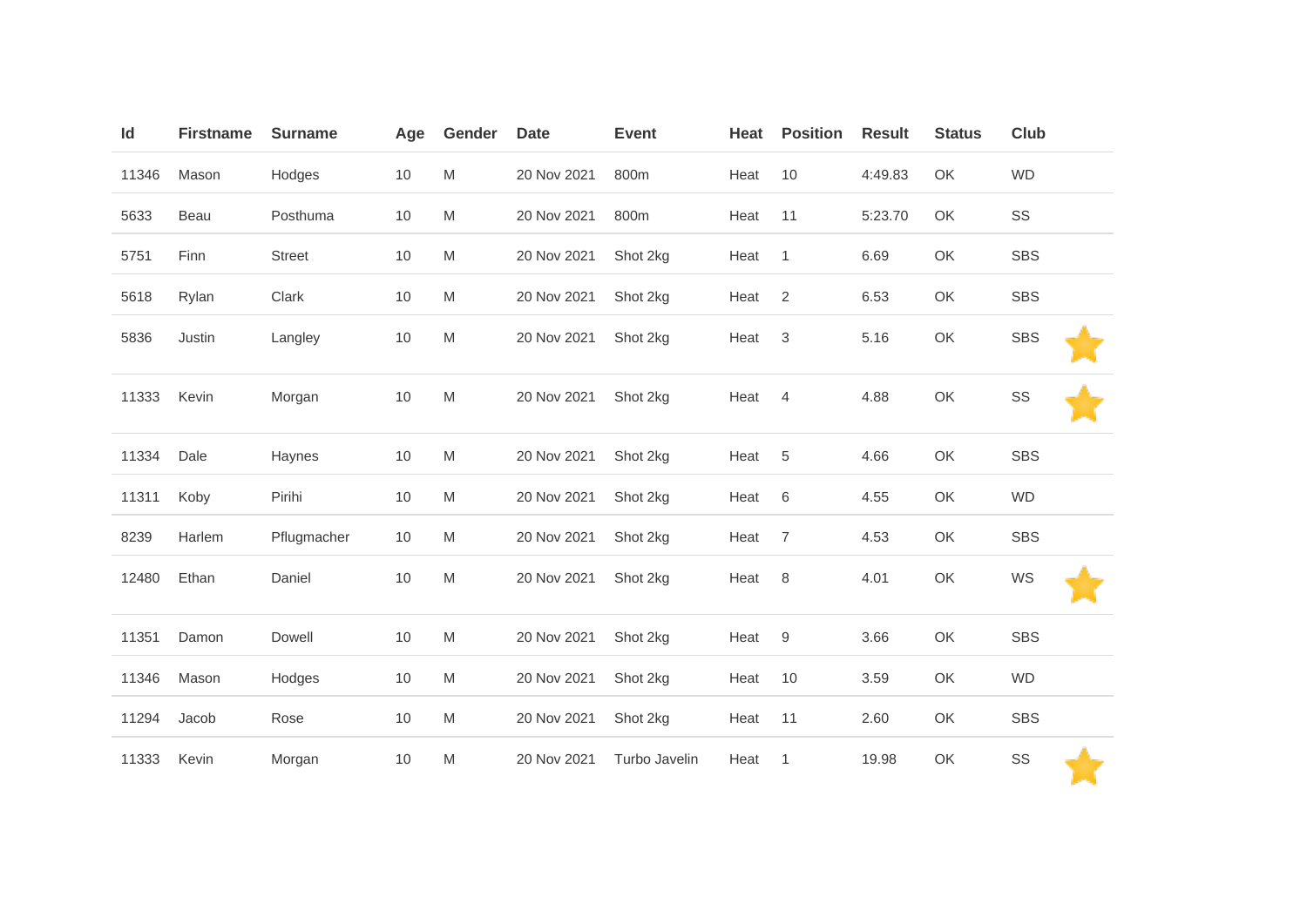| Id | Firstname | Surname | Age | Gender | Date | Event | Heat | Position | Result | Status | Club | |
|---|---|---|---|---|---|---|---|---|---|---|---|---|
| 11346 | Mason | Hodges | 10 | M | 20 Nov 2021 | 800m | Heat | 10 | 4:49.83 | OK | WD | |
| 5633 | Beau | Posthuma | 10 | M | 20 Nov 2021 | 800m | Heat | 11 | 5:23.70 | OK | SS | |
| 5751 | Finn | Street | 10 | M | 20 Nov 2021 | Shot 2kg | Heat | 1 | 6.69 | OK | SBS | |
| 5618 | Rylan | Clark | 10 | M | 20 Nov 2021 | Shot 2kg | Heat | 2 | 6.53 | OK | SBS | |
| 5836 | Justin | Langley | 10 | M | 20 Nov 2021 | Shot 2kg | Heat | 3 | 5.16 | OK | SBS | ⭐ |
| 11333 | Kevin | Morgan | 10 | M | 20 Nov 2021 | Shot 2kg | Heat | 4 | 4.88 | OK | SS | ⭐ |
| 11334 | Dale | Haynes | 10 | M | 20 Nov 2021 | Shot 2kg | Heat | 5 | 4.66 | OK | SBS | |
| 11311 | Koby | Pirihi | 10 | M | 20 Nov 2021 | Shot 2kg | Heat | 6 | 4.55 | OK | WD | |
| 8239 | Harlem | Pflugmacher | 10 | M | 20 Nov 2021 | Shot 2kg | Heat | 7 | 4.53 | OK | SBS | |
| 12480 | Ethan | Daniel | 10 | M | 20 Nov 2021 | Shot 2kg | Heat | 8 | 4.01 | OK | WS | ⭐ |
| 11351 | Damon | Dowell | 10 | M | 20 Nov 2021 | Shot 2kg | Heat | 9 | 3.66 | OK | SBS | |
| 11346 | Mason | Hodges | 10 | M | 20 Nov 2021 | Shot 2kg | Heat | 10 | 3.59 | OK | WD | |
| 11294 | Jacob | Rose | 10 | M | 20 Nov 2021 | Shot 2kg | Heat | 11 | 2.60 | OK | SBS | |
| 11333 | Kevin | Morgan | 10 | M | 20 Nov 2021 | Turbo Javelin | Heat | 1 | 19.98 | OK | SS | ⭐ |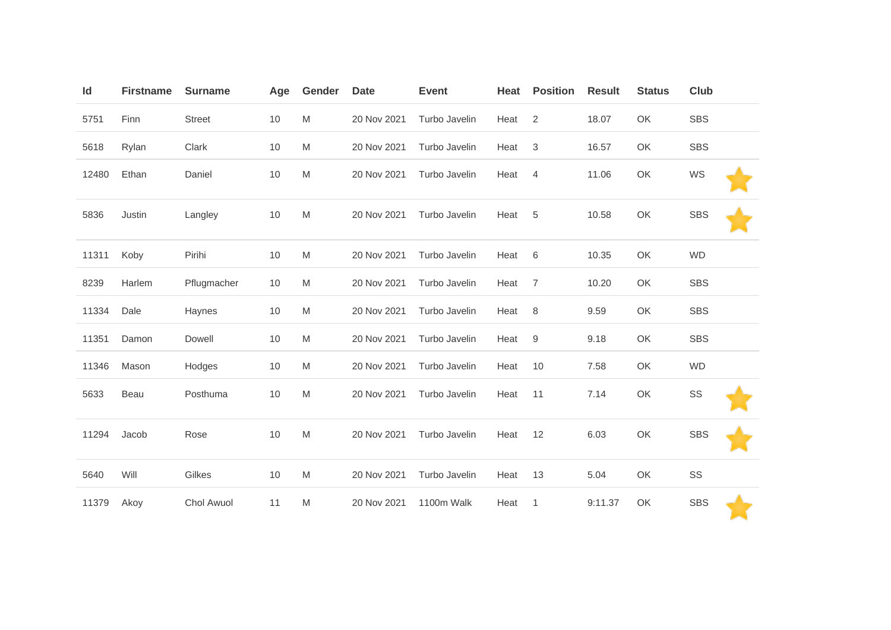| Id | Firstname | Surname | Age | Gender | Date | Event | Heat | Position | Result | Status | Club | |
|---|---|---|---|---|---|---|---|---|---|---|---|---|
| 5751 | Finn | Street | 10 | M | 20 Nov 2021 | Turbo Javelin | Heat | 2 | 18.07 | OK | SBS | |
| 5618 | Rylan | Clark | 10 | M | 20 Nov 2021 | Turbo Javelin | Heat | 3 | 16.57 | OK | SBS | |
| 12480 | Ethan | Daniel | 10 | M | 20 Nov 2021 | Turbo Javelin | Heat | 4 | 11.06 | OK | WS | ⭐ |
| 5836 | Justin | Langley | 10 | M | 20 Nov 2021 | Turbo Javelin | Heat | 5 | 10.58 | OK | SBS | ⭐ |
| 11311 | Koby | Pirihi | 10 | M | 20 Nov 2021 | Turbo Javelin | Heat | 6 | 10.35 | OK | WD | |
| 8239 | Harlem | Pflugmacher | 10 | M | 20 Nov 2021 | Turbo Javelin | Heat | 7 | 10.20 | OK | SBS | |
| 11334 | Dale | Haynes | 10 | M | 20 Nov 2021 | Turbo Javelin | Heat | 8 | 9.59 | OK | SBS | |
| 11351 | Damon | Dowell | 10 | M | 20 Nov 2021 | Turbo Javelin | Heat | 9 | 9.18 | OK | SBS | |
| 11346 | Mason | Hodges | 10 | M | 20 Nov 2021 | Turbo Javelin | Heat | 10 | 7.58 | OK | WD | |
| 5633 | Beau | Posthuma | 10 | M | 20 Nov 2021 | Turbo Javelin | Heat | 11 | 7.14 | OK | SS | ⭐ |
| 11294 | Jacob | Rose | 10 | M | 20 Nov 2021 | Turbo Javelin | Heat | 12 | 6.03 | OK | SBS | ⭐ |
| 5640 | Will | Gilkes | 10 | M | 20 Nov 2021 | Turbo Javelin | Heat | 13 | 5.04 | OK | SS | |
| 11379 | Akoy | Chol Awuol | 11 | M | 20 Nov 2021 | 1100m Walk | Heat | 1 | 9:11.37 | OK | SBS | ⭐ |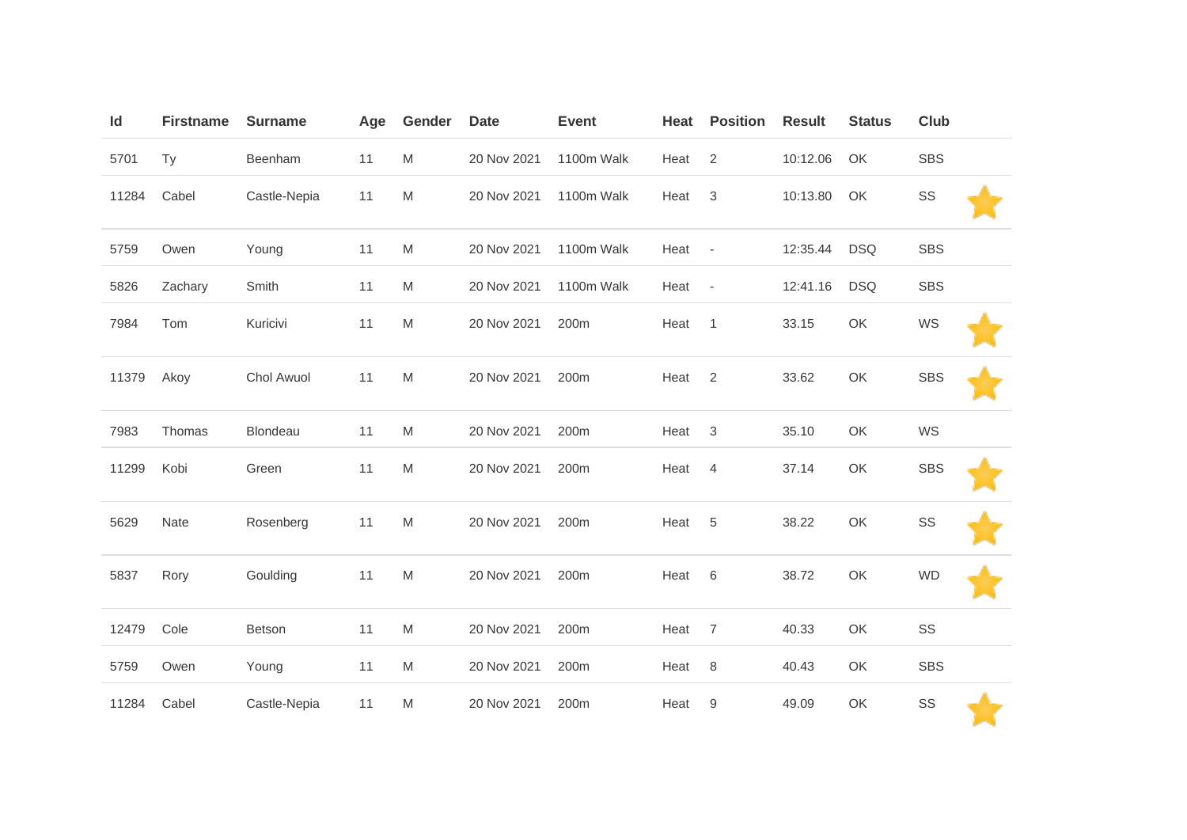| Id | Firstname | Surname | Age | Gender | Date | Event | Heat | Position | Result | Status | Club | |
|---|---|---|---|---|---|---|---|---|---|---|---|---|
| 5701 | Ty | Beenham | 11 | M | 20 Nov 2021 | 1100m Walk | Heat | 2 | 10:12.06 | OK | SBS | |
| 11284 | Cabel | Castle-Nepia | 11 | M | 20 Nov 2021 | 1100m Walk | Heat | 3 | 10:13.80 | OK | SS | ⭐ |
| 5759 | Owen | Young | 11 | M | 20 Nov 2021 | 1100m Walk | Heat | - | 12:35.44 | DSQ | SBS | |
| 5826 | Zachary | Smith | 11 | M | 20 Nov 2021 | 1100m Walk | Heat | - | 12:41.16 | DSQ | SBS | |
| 7984 | Tom | Kuricivi | 11 | M | 20 Nov 2021 | 200m | Heat | 1 | 33.15 | OK | WS | ⭐ |
| 11379 | Akoy | Chol Awuol | 11 | M | 20 Nov 2021 | 200m | Heat | 2 | 33.62 | OK | SBS | ⭐ |
| 7983 | Thomas | Blondeau | 11 | M | 20 Nov 2021 | 200m | Heat | 3 | 35.10 | OK | WS | |
| 11299 | Kobi | Green | 11 | M | 20 Nov 2021 | 200m | Heat | 4 | 37.14 | OK | SBS | ⭐ |
| 5629 | Nate | Rosenberg | 11 | M | 20 Nov 2021 | 200m | Heat | 5 | 38.22 | OK | SS | ⭐ |
| 5837 | Rory | Goulding | 11 | M | 20 Nov 2021 | 200m | Heat | 6 | 38.72 | OK | WD | ⭐ |
| 12479 | Cole | Betson | 11 | M | 20 Nov 2021 | 200m | Heat | 7 | 40.33 | OK | SS | |
| 5759 | Owen | Young | 11 | M | 20 Nov 2021 | 200m | Heat | 8 | 40.43 | OK | SBS | |
| 11284 | Cabel | Castle-Nepia | 11 | M | 20 Nov 2021 | 200m | Heat | 9 | 49.09 | OK | SS | ⭐ |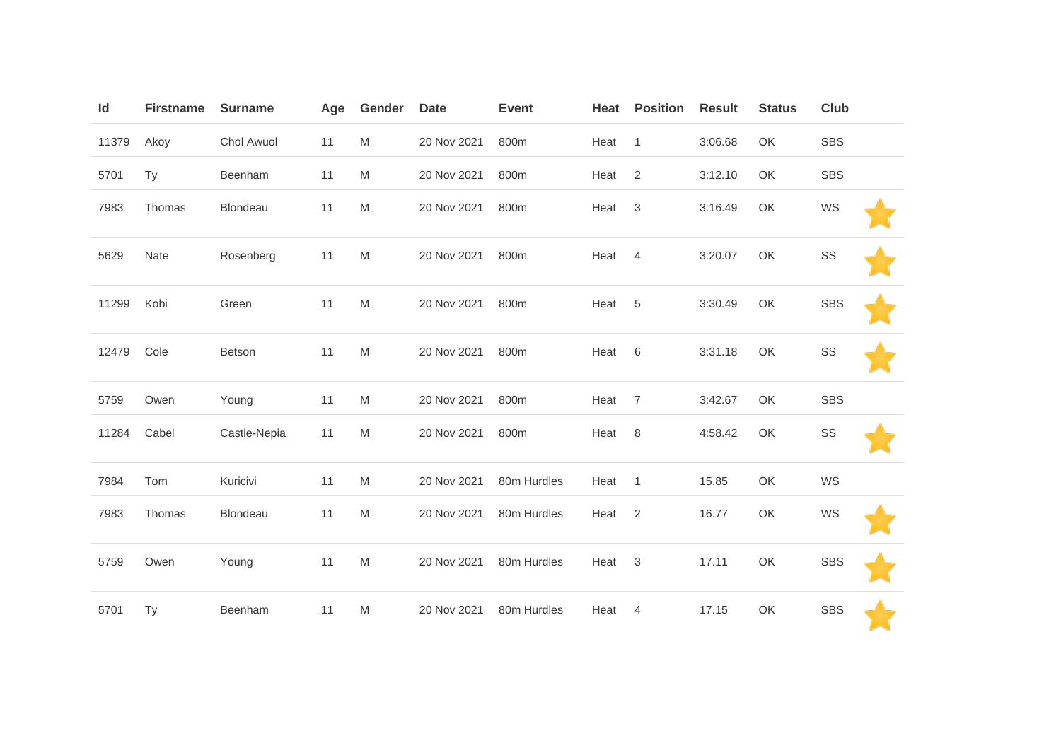| Id | Firstname | Surname | Age | Gender | Date | Event | Heat | Position | Result | Status | Club | |
|---|---|---|---|---|---|---|---|---|---|---|---|---|
| 11379 | Akoy | Chol Awuol | 11 | M | 20 Nov 2021 | 800m | Heat | 1 | 3:06.68 | OK | SBS | |
| 5701 | Ty | Beenham | 11 | M | 20 Nov 2021 | 800m | Heat | 2 | 3:12.10 | OK | SBS | |
| 7983 | Thomas | Blondeau | 11 | M | 20 Nov 2021 | 800m | Heat | 3 | 3:16.49 | OK | WS | ⭐ |
| 5629 | Nate | Rosenberg | 11 | M | 20 Nov 2021 | 800m | Heat | 4 | 3:20.07 | OK | SS | ⭐ |
| 11299 | Kobi | Green | 11 | M | 20 Nov 2021 | 800m | Heat | 5 | 3:30.49 | OK | SBS | ⭐ |
| 12479 | Cole | Betson | 11 | M | 20 Nov 2021 | 800m | Heat | 6 | 3:31.18 | OK | SS | ⭐ |
| 5759 | Owen | Young | 11 | M | 20 Nov 2021 | 800m | Heat | 7 | 3:42.67 | OK | SBS | |
| 11284 | Cabel | Castle-Nepia | 11 | M | 20 Nov 2021 | 800m | Heat | 8 | 4:58.42 | OK | SS | ⭐ |
| 7984 | Tom | Kuricivi | 11 | M | 20 Nov 2021 | 80m Hurdles | Heat | 1 | 15.85 | OK | WS | |
| 7983 | Thomas | Blondeau | 11 | M | 20 Nov 2021 | 80m Hurdles | Heat | 2 | 16.77 | OK | WS | ⭐ |
| 5759 | Owen | Young | 11 | M | 20 Nov 2021 | 80m Hurdles | Heat | 3 | 17.11 | OK | SBS | ⭐ |
| 5701 | Ty | Beenham | 11 | M | 20 Nov 2021 | 80m Hurdles | Heat | 4 | 17.15 | OK | SBS | ⭐ |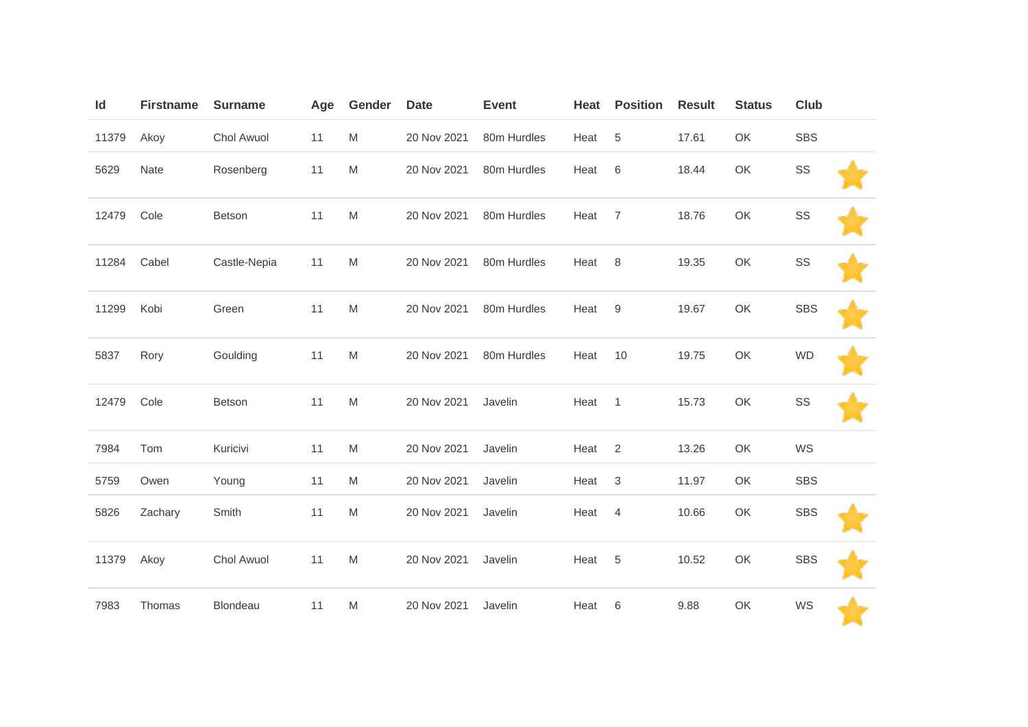| Id | Firstname | Surname | Age | Gender | Date | Event | Heat | Position | Result | Status | Club | |
|---|---|---|---|---|---|---|---|---|---|---|---|---|
| 11379 | Akoy | Chol Awuol | 11 | M | 20 Nov 2021 | 80m Hurdles | Heat | 5 | 17.61 | OK | SBS | |
| 5629 | Nate | Rosenberg | 11 | M | 20 Nov 2021 | 80m Hurdles | Heat | 6 | 18.44 | OK | SS | ⭐ |
| 12479 | Cole | Betson | 11 | M | 20 Nov 2021 | 80m Hurdles | Heat | 7 | 18.76 | OK | SS | ⭐ |
| 11284 | Cabel | Castle-Nepia | 11 | M | 20 Nov 2021 | 80m Hurdles | Heat | 8 | 19.35 | OK | SS | ⭐ |
| 11299 | Kobi | Green | 11 | M | 20 Nov 2021 | 80m Hurdles | Heat | 9 | 19.67 | OK | SBS | ⭐ |
| 5837 | Rory | Goulding | 11 | M | 20 Nov 2021 | 80m Hurdles | Heat | 10 | 19.75 | OK | WD | ⭐ |
| 12479 | Cole | Betson | 11 | M | 20 Nov 2021 | Javelin | Heat | 1 | 15.73 | OK | SS | ⭐ |
| 7984 | Tom | Kuricivi | 11 | M | 20 Nov 2021 | Javelin | Heat | 2 | 13.26 | OK | WS | |
| 5759 | Owen | Young | 11 | M | 20 Nov 2021 | Javelin | Heat | 3 | 11.97 | OK | SBS | |
| 5826 | Zachary | Smith | 11 | M | 20 Nov 2021 | Javelin | Heat | 4 | 10.66 | OK | SBS | ⭐ |
| 11379 | Akoy | Chol Awuol | 11 | M | 20 Nov 2021 | Javelin | Heat | 5 | 10.52 | OK | SBS | ⭐ |
| 7983 | Thomas | Blondeau | 11 | M | 20 Nov 2021 | Javelin | Heat | 6 | 9.88 | OK | WS | ⭐ |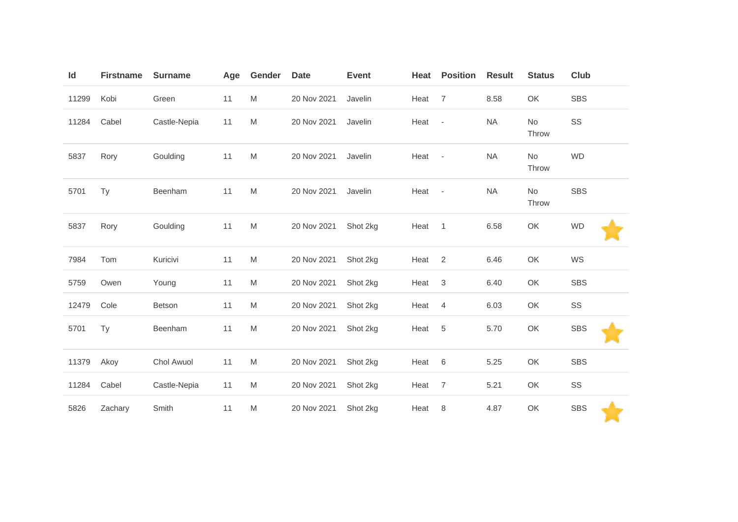| Id | Firstname | Surname | Age | Gender | Date | Event | Heat | Position | Result | Status | Club | |
|---|---|---|---|---|---|---|---|---|---|---|---|---|
| 11299 | Kobi | Green | 11 | M | 20 Nov 2021 | Javelin | Heat | 7 | 8.58 | OK | SBS | |
| 11284 | Cabel | Castle-Nepia | 11 | M | 20 Nov 2021 | Javelin | Heat | - | NA | No Throw | SS | |
| 5837 | Rory | Goulding | 11 | M | 20 Nov 2021 | Javelin | Heat | - | NA | No Throw | WD | |
| 5701 | Ty | Beenham | 11 | M | 20 Nov 2021 | Javelin | Heat | - | NA | No Throw | SBS | |
| 5837 | Rory | Goulding | 11 | M | 20 Nov 2021 | Shot 2kg | Heat | 1 | 6.58 | OK | WD | ⭐ |
| 7984 | Tom | Kuricivi | 11 | M | 20 Nov 2021 | Shot 2kg | Heat | 2 | 6.46 | OK | WS | |
| 5759 | Owen | Young | 11 | M | 20 Nov 2021 | Shot 2kg | Heat | 3 | 6.40 | OK | SBS | |
| 12479 | Cole | Betson | 11 | M | 20 Nov 2021 | Shot 2kg | Heat | 4 | 6.03 | OK | SS | |
| 5701 | Ty | Beenham | 11 | M | 20 Nov 2021 | Shot 2kg | Heat | 5 | 5.70 | OK | SBS | ⭐ |
| 11379 | Akoy | Chol Awuol | 11 | M | 20 Nov 2021 | Shot 2kg | Heat | 6 | 5.25 | OK | SBS | |
| 11284 | Cabel | Castle-Nepia | 11 | M | 20 Nov 2021 | Shot 2kg | Heat | 7 | 5.21 | OK | SS | |
| 5826 | Zachary | Smith | 11 | M | 20 Nov 2021 | Shot 2kg | Heat | 8 | 4.87 | OK | SBS | ⭐ |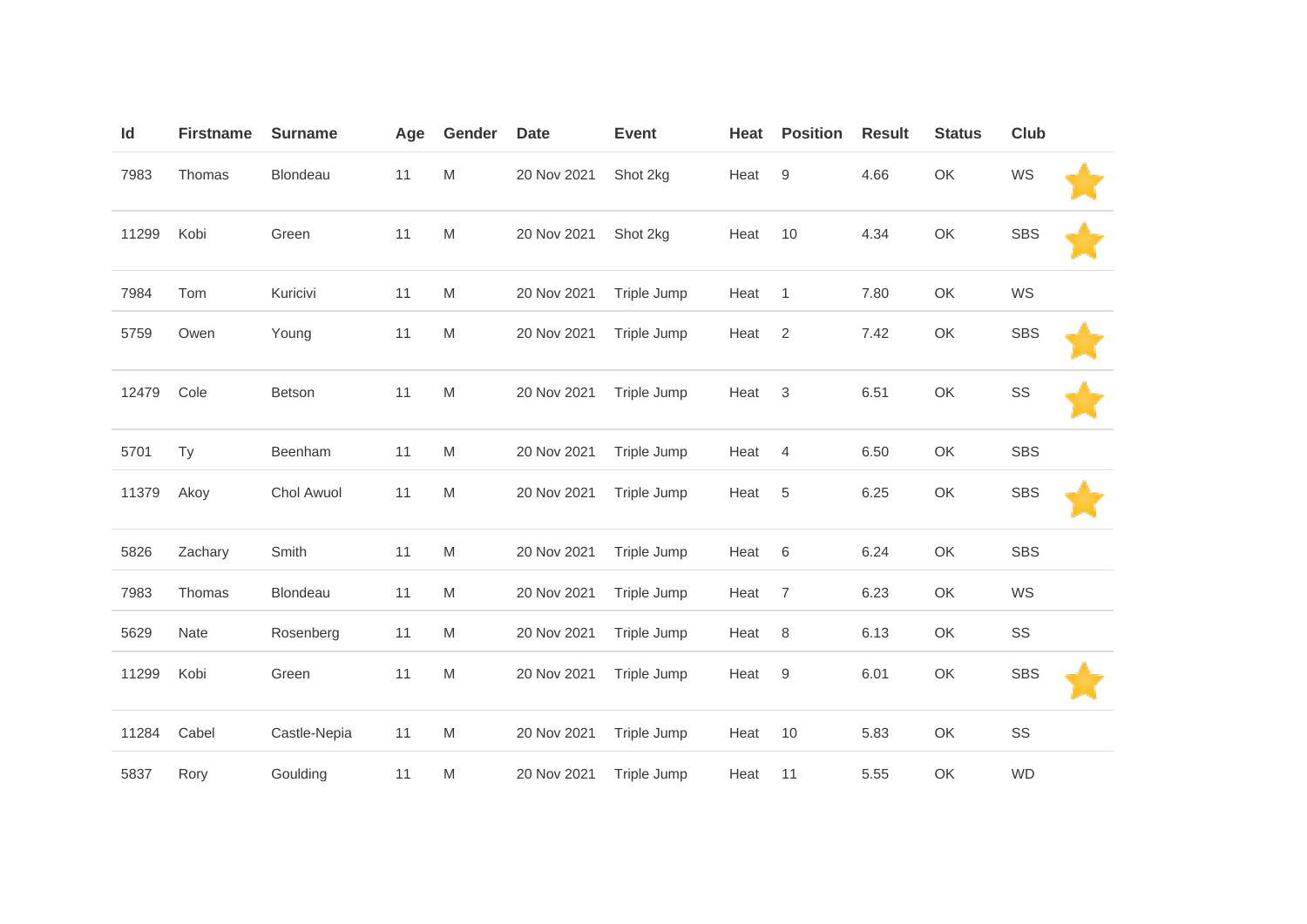| Id | Firstname | Surname | Age | Gender | Date | Event | Heat | Position | Result | Status | Club | |
|---|---|---|---|---|---|---|---|---|---|---|---|---|
| 7983 | Thomas | Blondeau | 11 | M | 20 Nov 2021 | Shot 2kg | Heat | 9 | 4.66 | OK | WS | ⭐ |
| 11299 | Kobi | Green | 11 | M | 20 Nov 2021 | Shot 2kg | Heat | 10 | 4.34 | OK | SBS | ⭐ |
| 7984 | Tom | Kuricivi | 11 | M | 20 Nov 2021 | Triple Jump | Heat | 1 | 7.80 | OK | WS | |
| 5759 | Owen | Young | 11 | M | 20 Nov 2021 | Triple Jump | Heat | 2 | 7.42 | OK | SBS | ⭐ |
| 12479 | Cole | Betson | 11 | M | 20 Nov 2021 | Triple Jump | Heat | 3 | 6.51 | OK | SS | ⭐ |
| 5701 | Ty | Beenham | 11 | M | 20 Nov 2021 | Triple Jump | Heat | 4 | 6.50 | OK | SBS | |
| 11379 | Akoy | Chol Awuol | 11 | M | 20 Nov 2021 | Triple Jump | Heat | 5 | 6.25 | OK | SBS | ⭐ |
| 5826 | Zachary | Smith | 11 | M | 20 Nov 2021 | Triple Jump | Heat | 6 | 6.24 | OK | SBS | |
| 7983 | Thomas | Blondeau | 11 | M | 20 Nov 2021 | Triple Jump | Heat | 7 | 6.23 | OK | WS | |
| 5629 | Nate | Rosenberg | 11 | M | 20 Nov 2021 | Triple Jump | Heat | 8 | 6.13 | OK | SS | |
| 11299 | Kobi | Green | 11 | M | 20 Nov 2021 | Triple Jump | Heat | 9 | 6.01 | OK | SBS | ⭐ |
| 11284 | Cabel | Castle-Nepia | 11 | M | 20 Nov 2021 | Triple Jump | Heat | 10 | 5.83 | OK | SS | |
| 5837 | Rory | Goulding | 11 | M | 20 Nov 2021 | Triple Jump | Heat | 11 | 5.55 | OK | WD | |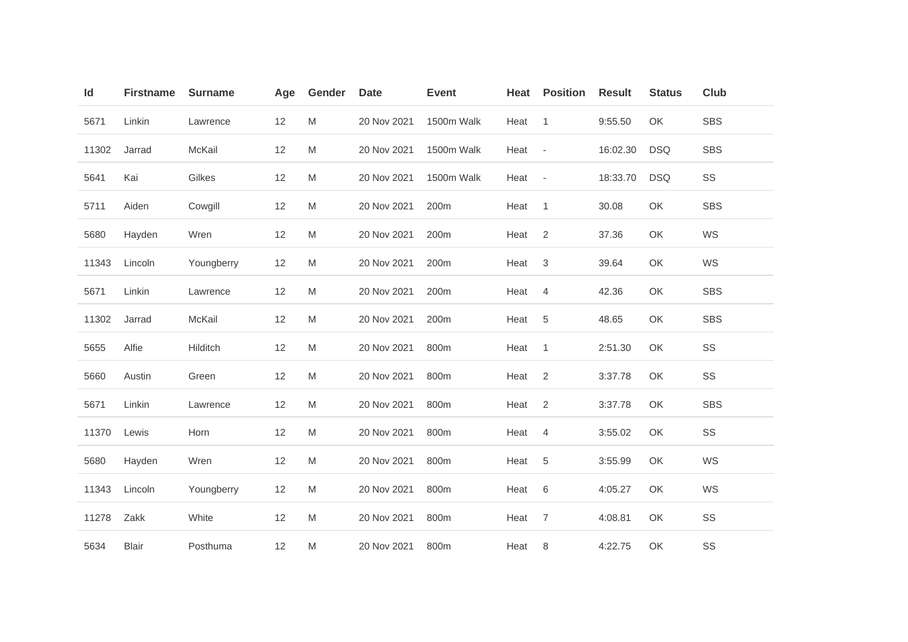| Id | Firstname | Surname | Age | Gender | Date | Event | Heat | Position | Result | Status | Club |
|---|---|---|---|---|---|---|---|---|---|---|---|
| 5671 | Linkin | Lawrence | 12 | M | 20 Nov 2021 | 1500m Walk | Heat | 1 | 9:55.50 | OK | SBS |
| 11302 | Jarrad | McKail | 12 | M | 20 Nov 2021 | 1500m Walk | Heat | - | 16:02.30 | DSQ | SBS |
| 5641 | Kai | Gilkes | 12 | M | 20 Nov 2021 | 1500m Walk | Heat | - | 18:33.70 | DSQ | SS |
| 5711 | Aiden | Cowgill | 12 | M | 20 Nov 2021 | 200m | Heat | 1 | 30.08 | OK | SBS |
| 5680 | Hayden | Wren | 12 | M | 20 Nov 2021 | 200m | Heat | 2 | 37.36 | OK | WS |
| 11343 | Lincoln | Youngberry | 12 | M | 20 Nov 2021 | 200m | Heat | 3 | 39.64 | OK | WS |
| 5671 | Linkin | Lawrence | 12 | M | 20 Nov 2021 | 200m | Heat | 4 | 42.36 | OK | SBS |
| 11302 | Jarrad | McKail | 12 | M | 20 Nov 2021 | 200m | Heat | 5 | 48.65 | OK | SBS |
| 5655 | Alfie | Hilditch | 12 | M | 20 Nov 2021 | 800m | Heat | 1 | 2:51.30 | OK | SS |
| 5660 | Austin | Green | 12 | M | 20 Nov 2021 | 800m | Heat | 2 | 3:37.78 | OK | SS |
| 5671 | Linkin | Lawrence | 12 | M | 20 Nov 2021 | 800m | Heat | 2 | 3:37.78 | OK | SBS |
| 11370 | Lewis | Horn | 12 | M | 20 Nov 2021 | 800m | Heat | 4 | 3:55.02 | OK | SS |
| 5680 | Hayden | Wren | 12 | M | 20 Nov 2021 | 800m | Heat | 5 | 3:55.99 | OK | WS |
| 11343 | Lincoln | Youngberry | 12 | M | 20 Nov 2021 | 800m | Heat | 6 | 4:05.27 | OK | WS |
| 11278 | Zakk | White | 12 | M | 20 Nov 2021 | 800m | Heat | 7 | 4:08.81 | OK | SS |
| 5634 | Blair | Posthuma | 12 | M | 20 Nov 2021 | 800m | Heat | 8 | 4:22.75 | OK | SS |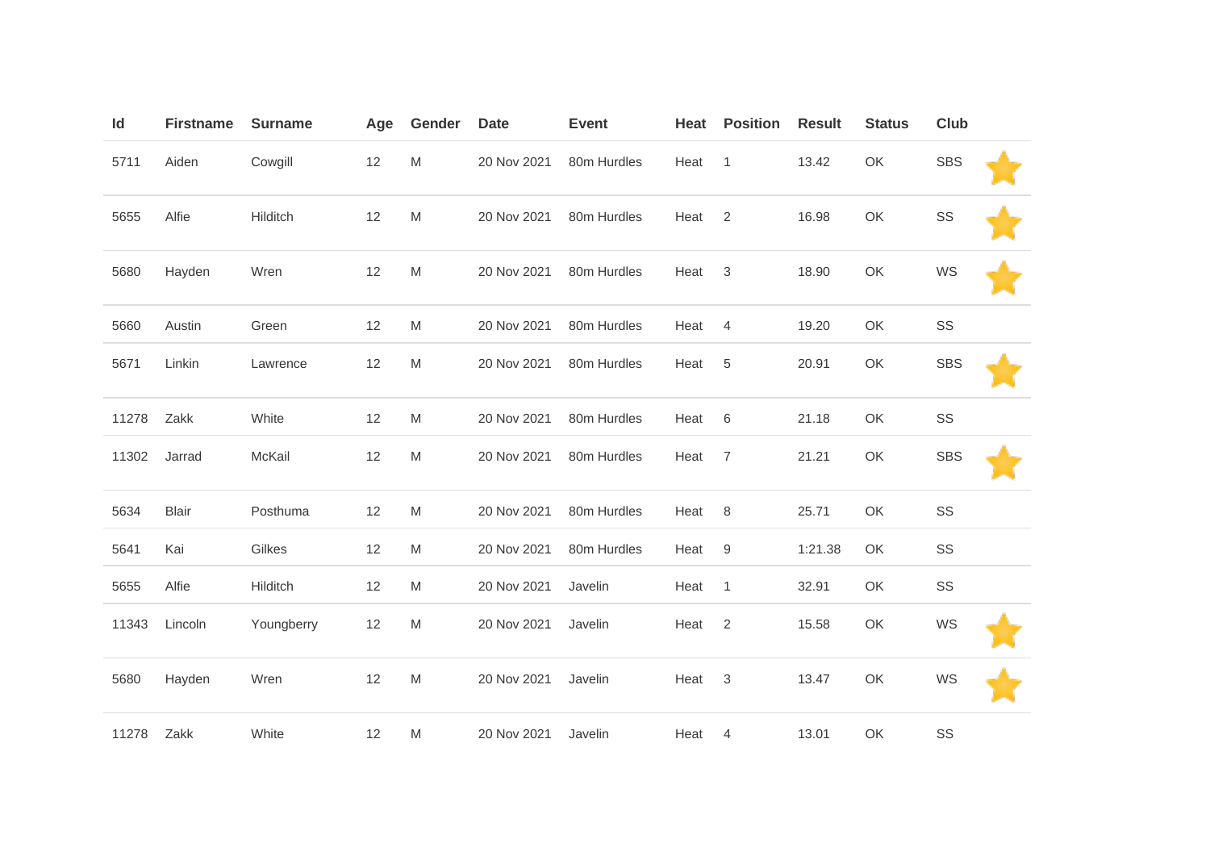| Id | Firstname | Surname | Age | Gender | Date | Event | Heat | Position | Result | Status | Club | |
|---|---|---|---|---|---|---|---|---|---|---|---|---|
| 5711 | Aiden | Cowgill | 12 | M | 20 Nov 2021 | 80m Hurdles | Heat | 1 | 13.42 | OK | SBS | ⭐ |
| 5655 | Alfie | Hilditch | 12 | M | 20 Nov 2021 | 80m Hurdles | Heat | 2 | 16.98 | OK | SS | ⭐ |
| 5680 | Hayden | Wren | 12 | M | 20 Nov 2021 | 80m Hurdles | Heat | 3 | 18.90 | OK | WS | ⭐ |
| 5660 | Austin | Green | 12 | M | 20 Nov 2021 | 80m Hurdles | Heat | 4 | 19.20 | OK | SS | |
| 5671 | Linkin | Lawrence | 12 | M | 20 Nov 2021 | 80m Hurdles | Heat | 5 | 20.91 | OK | SBS | ⭐ |
| 11278 | Zakk | White | 12 | M | 20 Nov 2021 | 80m Hurdles | Heat | 6 | 21.18 | OK | SS | |
| 11302 | Jarrad | McKail | 12 | M | 20 Nov 2021 | 80m Hurdles | Heat | 7 | 21.21 | OK | SBS | ⭐ |
| 5634 | Blair | Posthuma | 12 | M | 20 Nov 2021 | 80m Hurdles | Heat | 8 | 25.71 | OK | SS | |
| 5641 | Kai | Gilkes | 12 | M | 20 Nov 2021 | 80m Hurdles | Heat | 9 | 1:21.38 | OK | SS | |
| 5655 | Alfie | Hilditch | 12 | M | 20 Nov 2021 | Javelin | Heat | 1 | 32.91 | OK | SS | |
| 11343 | Lincoln | Youngberry | 12 | M | 20 Nov 2021 | Javelin | Heat | 2 | 15.58 | OK | WS | ⭐ |
| 5680 | Hayden | Wren | 12 | M | 20 Nov 2021 | Javelin | Heat | 3 | 13.47 | OK | WS | ⭐ |
| 11278 | Zakk | White | 12 | M | 20 Nov 2021 | Javelin | Heat | 4 | 13.01 | OK | SS | |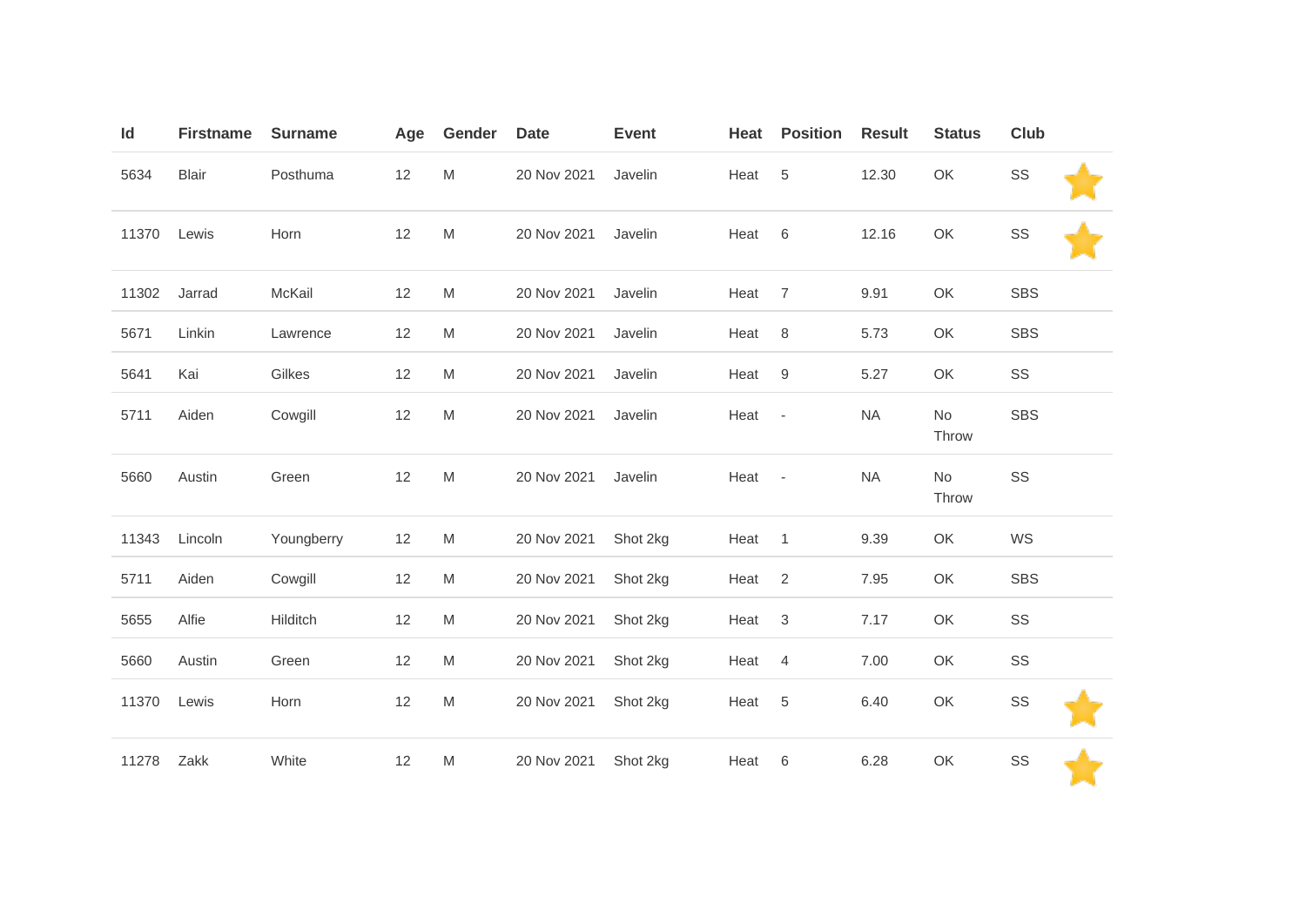| Id | Firstname | Surname | Age | Gender | Date | Event | Heat | Position | Result | Status | Club | |
|---|---|---|---|---|---|---|---|---|---|---|---|---|
| 5634 | Blair | Posthuma | 12 | M | 20 Nov 2021 | Javelin | Heat | 5 | 12.30 | OK | SS | ⭐ |
| 11370 | Lewis | Horn | 12 | M | 20 Nov 2021 | Javelin | Heat | 6 | 12.16 | OK | SS | ⭐ |
| 11302 | Jarrad | McKail | 12 | M | 20 Nov 2021 | Javelin | Heat | 7 | 9.91 | OK | SBS | |
| 5671 | Linkin | Lawrence | 12 | M | 20 Nov 2021 | Javelin | Heat | 8 | 5.73 | OK | SBS | |
| 5641 | Kai | Gilkes | 12 | M | 20 Nov 2021 | Javelin | Heat | 9 | 5.27 | OK | SS | |
| 5711 | Aiden | Cowgill | 12 | M | 20 Nov 2021 | Javelin | Heat | - | NA | No Throw | SBS | |
| 5660 | Austin | Green | 12 | M | 20 Nov 2021 | Javelin | Heat | - | NA | No Throw | SS | |
| 11343 | Lincoln | Youngberry | 12 | M | 20 Nov 2021 | Shot 2kg | Heat | 1 | 9.39 | OK | WS | |
| 5711 | Aiden | Cowgill | 12 | M | 20 Nov 2021 | Shot 2kg | Heat | 2 | 7.95 | OK | SBS | |
| 5655 | Alfie | Hilditch | 12 | M | 20 Nov 2021 | Shot 2kg | Heat | 3 | 7.17 | OK | SS | |
| 5660 | Austin | Green | 12 | M | 20 Nov 2021 | Shot 2kg | Heat | 4 | 7.00 | OK | SS | |
| 11370 | Lewis | Horn | 12 | M | 20 Nov 2021 | Shot 2kg | Heat | 5 | 6.40 | OK | SS | ⭐ |
| 11278 | Zakk | White | 12 | M | 20 Nov 2021 | Shot 2kg | Heat | 6 | 6.28 | OK | SS | ⭐ |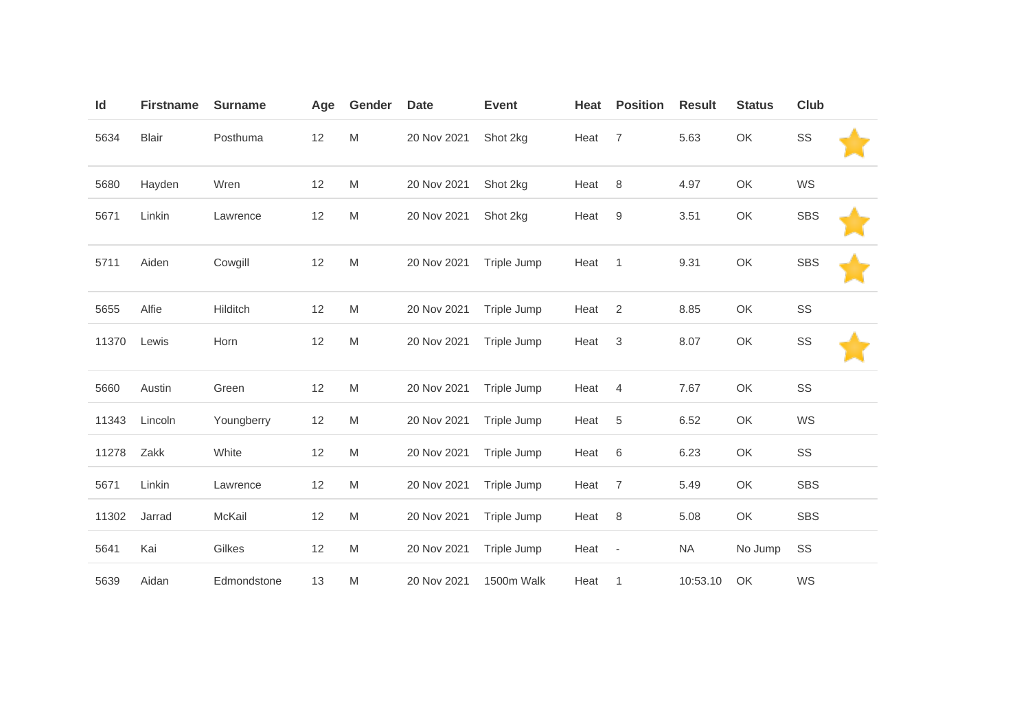| Id | Firstname | Surname | Age | Gender | Date | Event | Heat | Position | Result | Status | Club | |
|---|---|---|---|---|---|---|---|---|---|---|---|---|
| 5634 | Blair | Posthuma | 12 | M | 20 Nov 2021 | Shot 2kg | Heat | 7 | 5.63 | OK | SS | ⭐ |
| 5680 | Hayden | Wren | 12 | M | 20 Nov 2021 | Shot 2kg | Heat | 8 | 4.97 | OK | WS | |
| 5671 | Linkin | Lawrence | 12 | M | 20 Nov 2021 | Shot 2kg | Heat | 9 | 3.51 | OK | SBS | ⭐ |
| 5711 | Aiden | Cowgill | 12 | M | 20 Nov 2021 | Triple Jump | Heat | 1 | 9.31 | OK | SBS | ⭐ |
| 5655 | Alfie | Hilditch | 12 | M | 20 Nov 2021 | Triple Jump | Heat | 2 | 8.85 | OK | SS | |
| 11370 | Lewis | Horn | 12 | M | 20 Nov 2021 | Triple Jump | Heat | 3 | 8.07 | OK | SS | ⭐ |
| 5660 | Austin | Green | 12 | M | 20 Nov 2021 | Triple Jump | Heat | 4 | 7.67 | OK | SS | |
| 11343 | Lincoln | Youngberry | 12 | M | 20 Nov 2021 | Triple Jump | Heat | 5 | 6.52 | OK | WS | |
| 11278 | Zakk | White | 12 | M | 20 Nov 2021 | Triple Jump | Heat | 6 | 6.23 | OK | SS | |
| 5671 | Linkin | Lawrence | 12 | M | 20 Nov 2021 | Triple Jump | Heat | 7 | 5.49 | OK | SBS | |
| 11302 | Jarrad | McKail | 12 | M | 20 Nov 2021 | Triple Jump | Heat | 8 | 5.08 | OK | SBS | |
| 5641 | Kai | Gilkes | 12 | M | 20 Nov 2021 | Triple Jump | Heat | - | NA | No Jump | SS | |
| 5639 | Aidan | Edmondstone | 13 | M | 20 Nov 2021 | 1500m Walk | Heat | 1 | 10:53.10 | OK | WS | |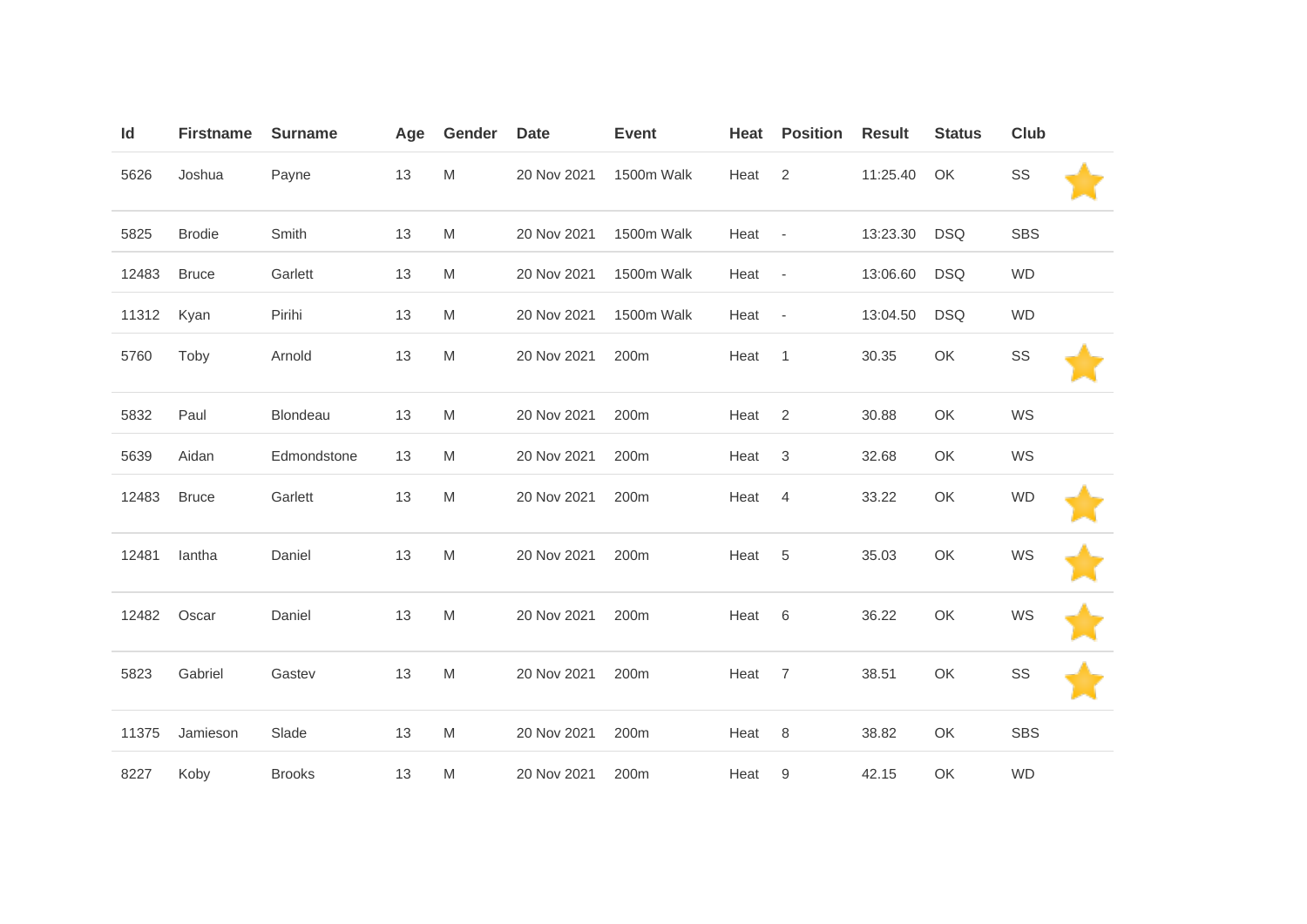| Id | Firstname | Surname | Age | Gender | Date | Event | Heat | Position | Result | Status | Club | |
|---|---|---|---|---|---|---|---|---|---|---|---|---|
| 5626 | Joshua | Payne | 13 | M | 20 Nov 2021 | 1500m Walk | Heat | 2 | 11:25.40 | OK | SS | ⭐ |
| 5825 | Brodie | Smith | 13 | M | 20 Nov 2021 | 1500m Walk | Heat | - | 13:23.30 | DSQ | SBS | |
| 12483 | Bruce | Garlett | 13 | M | 20 Nov 2021 | 1500m Walk | Heat | - | 13:06.60 | DSQ | WD | |
| 11312 | Kyan | Pirihi | 13 | M | 20 Nov 2021 | 1500m Walk | Heat | - | 13:04.50 | DSQ | WD | |
| 5760 | Toby | Arnold | 13 | M | 20 Nov 2021 | 200m | Heat | 1 | 30.35 | OK | SS | ⭐ |
| 5832 | Paul | Blondeau | 13 | M | 20 Nov 2021 | 200m | Heat | 2 | 30.88 | OK | WS | |
| 5639 | Aidan | Edmondstone | 13 | M | 20 Nov 2021 | 200m | Heat | 3 | 32.68 | OK | WS | |
| 12483 | Bruce | Garlett | 13 | M | 20 Nov 2021 | 200m | Heat | 4 | 33.22 | OK | WD | ⭐ |
| 12481 | Iantha | Daniel | 13 | M | 20 Nov 2021 | 200m | Heat | 5 | 35.03 | OK | WS | ⭐ |
| 12482 | Oscar | Daniel | 13 | M | 20 Nov 2021 | 200m | Heat | 6 | 36.22 | OK | WS | ⭐ |
| 5823 | Gabriel | Gastev | 13 | M | 20 Nov 2021 | 200m | Heat | 7 | 38.51 | OK | SS | ⭐ |
| 11375 | Jamieson | Slade | 13 | M | 20 Nov 2021 | 200m | Heat | 8 | 38.82 | OK | SBS | |
| 8227 | Koby | Brooks | 13 | M | 20 Nov 2021 | 200m | Heat | 9 | 42.15 | OK | WD | |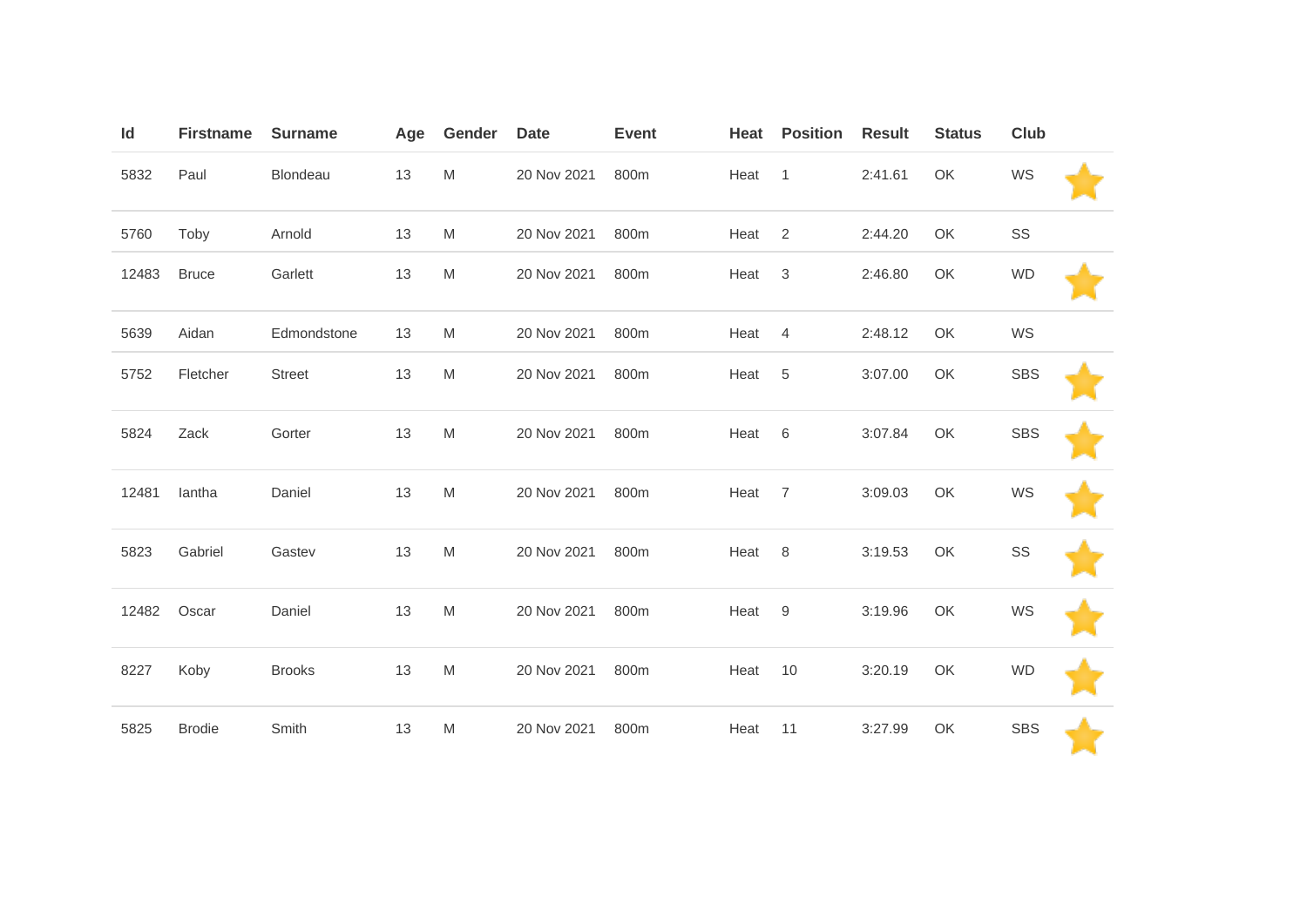| Id | Firstname | Surname | Age | Gender | Date | Event | Heat | Position | Result | Status | Club | |
|---|---|---|---|---|---|---|---|---|---|---|---|---|
| 5832 | Paul | Blondeau | 13 | M | 20 Nov 2021 | 800m | Heat | 1 | 2:41.61 | OK | WS | ⭐ |
| 5760 | Toby | Arnold | 13 | M | 20 Nov 2021 | 800m | Heat | 2 | 2:44.20 | OK | SS | |
| 12483 | Bruce | Garlett | 13 | M | 20 Nov 2021 | 800m | Heat | 3 | 2:46.80 | OK | WD | ⭐ |
| 5639 | Aidan | Edmondstone | 13 | M | 20 Nov 2021 | 800m | Heat | 4 | 2:48.12 | OK | WS | |
| 5752 | Fletcher | Street | 13 | M | 20 Nov 2021 | 800m | Heat | 5 | 3:07.00 | OK | SBS | ⭐ |
| 5824 | Zack | Gorter | 13 | M | 20 Nov 2021 | 800m | Heat | 6 | 3:07.84 | OK | SBS | ⭐ |
| 12481 | Iantha | Daniel | 13 | M | 20 Nov 2021 | 800m | Heat | 7 | 3:09.03 | OK | WS | ⭐ |
| 5823 | Gabriel | Gastev | 13 | M | 20 Nov 2021 | 800m | Heat | 8 | 3:19.53 | OK | SS | ⭐ |
| 12482 | Oscar | Daniel | 13 | M | 20 Nov 2021 | 800m | Heat | 9 | 3:19.96 | OK | WS | ⭐ |
| 8227 | Koby | Brooks | 13 | M | 20 Nov 2021 | 800m | Heat | 10 | 3:20.19 | OK | WD | ⭐ |
| 5825 | Brodie | Smith | 13 | M | 20 Nov 2021 | 800m | Heat | 11 | 3:27.99 | OK | SBS | ⭐ |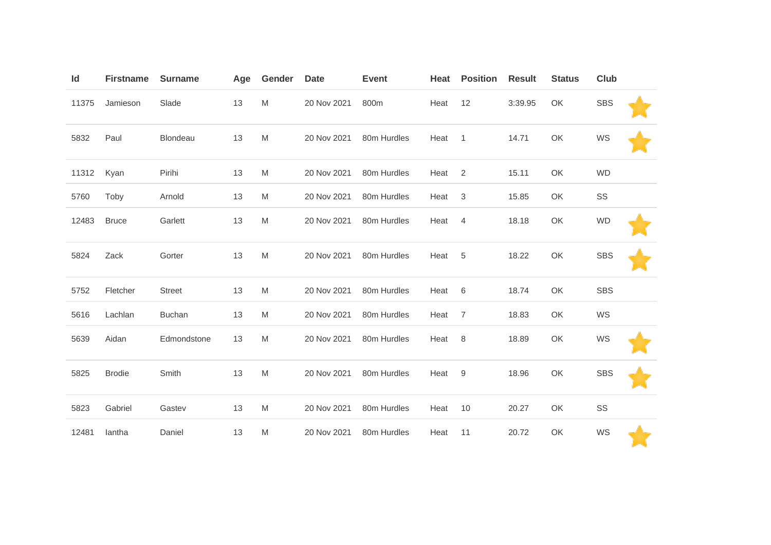| Id | Firstname | Surname | Age | Gender | Date | Event | Heat | Position | Result | Status | Club | |
|---|---|---|---|---|---|---|---|---|---|---|---|---|
| 11375 | Jamieson | Slade | 13 | M | 20 Nov 2021 | 800m | Heat | 12 | 3:39.95 | OK | SBS | ⭐ |
| 5832 | Paul | Blondeau | 13 | M | 20 Nov 2021 | 80m Hurdles | Heat | 1 | 14.71 | OK | WS | ⭐ |
| 11312 | Kyan | Pirihi | 13 | M | 20 Nov 2021 | 80m Hurdles | Heat | 2 | 15.11 | OK | WD | |
| 5760 | Toby | Arnold | 13 | M | 20 Nov 2021 | 80m Hurdles | Heat | 3 | 15.85 | OK | SS | |
| 12483 | Bruce | Garlett | 13 | M | 20 Nov 2021 | 80m Hurdles | Heat | 4 | 18.18 | OK | WD | ⭐ |
| 5824 | Zack | Gorter | 13 | M | 20 Nov 2021 | 80m Hurdles | Heat | 5 | 18.22 | OK | SBS | ⭐ |
| 5752 | Fletcher | Street | 13 | M | 20 Nov 2021 | 80m Hurdles | Heat | 6 | 18.74 | OK | SBS | |
| 5616 | Lachlan | Buchan | 13 | M | 20 Nov 2021 | 80m Hurdles | Heat | 7 | 18.83 | OK | WS | |
| 5639 | Aidan | Edmondstone | 13 | M | 20 Nov 2021 | 80m Hurdles | Heat | 8 | 18.89 | OK | WS | ⭐ |
| 5825 | Brodie | Smith | 13 | M | 20 Nov 2021 | 80m Hurdles | Heat | 9 | 18.96 | OK | SBS | ⭐ |
| 5823 | Gabriel | Gastev | 13 | M | 20 Nov 2021 | 80m Hurdles | Heat | 10 | 20.27 | OK | SS | |
| 12481 | Iantha | Daniel | 13 | M | 20 Nov 2021 | 80m Hurdles | Heat | 11 | 20.72 | OK | WS | ⭐ |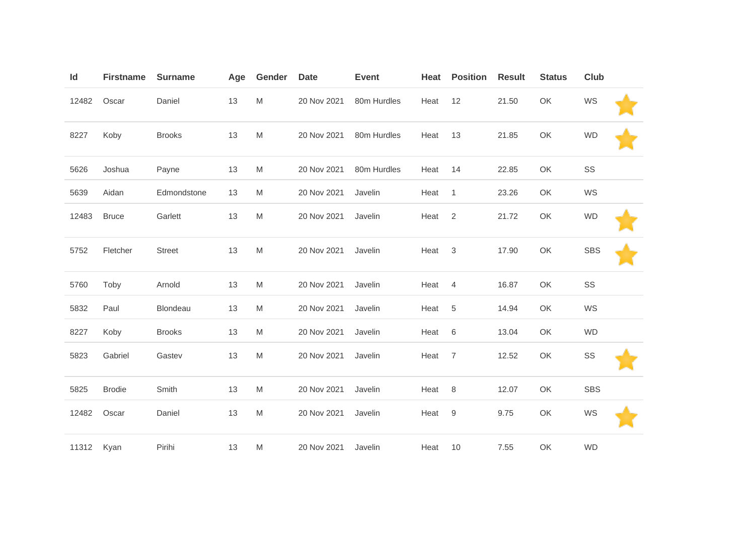| Id | Firstname | Surname | Age | Gender | Date | Event | Heat | Position | Result | Status | Club | |
|---|---|---|---|---|---|---|---|---|---|---|---|---|
| 12482 | Oscar | Daniel | 13 | M | 20 Nov 2021 | 80m Hurdles | Heat | 12 | 21.50 | OK | WS | ⭐ |
| 8227 | Koby | Brooks | 13 | M | 20 Nov 2021 | 80m Hurdles | Heat | 13 | 21.85 | OK | WD | ⭐ |
| 5626 | Joshua | Payne | 13 | M | 20 Nov 2021 | 80m Hurdles | Heat | 14 | 22.85 | OK | SS | |
| 5639 | Aidan | Edmondstone | 13 | M | 20 Nov 2021 | Javelin | Heat | 1 | 23.26 | OK | WS | |
| 12483 | Bruce | Garlett | 13 | M | 20 Nov 2021 | Javelin | Heat | 2 | 21.72 | OK | WD | ⭐ |
| 5752 | Fletcher | Street | 13 | M | 20 Nov 2021 | Javelin | Heat | 3 | 17.90 | OK | SBS | ⭐ |
| 5760 | Toby | Arnold | 13 | M | 20 Nov 2021 | Javelin | Heat | 4 | 16.87 | OK | SS | |
| 5832 | Paul | Blondeau | 13 | M | 20 Nov 2021 | Javelin | Heat | 5 | 14.94 | OK | WS | |
| 8227 | Koby | Brooks | 13 | M | 20 Nov 2021 | Javelin | Heat | 6 | 13.04 | OK | WD | |
| 5823 | Gabriel | Gastev | 13 | M | 20 Nov 2021 | Javelin | Heat | 7 | 12.52 | OK | SS | ⭐ |
| 5825 | Brodie | Smith | 13 | M | 20 Nov 2021 | Javelin | Heat | 8 | 12.07 | OK | SBS | |
| 12482 | Oscar | Daniel | 13 | M | 20 Nov 2021 | Javelin | Heat | 9 | 9.75 | OK | WS | ⭐ |
| 11312 | Kyan | Pirihi | 13 | M | 20 Nov 2021 | Javelin | Heat | 10 | 7.55 | OK | WD | |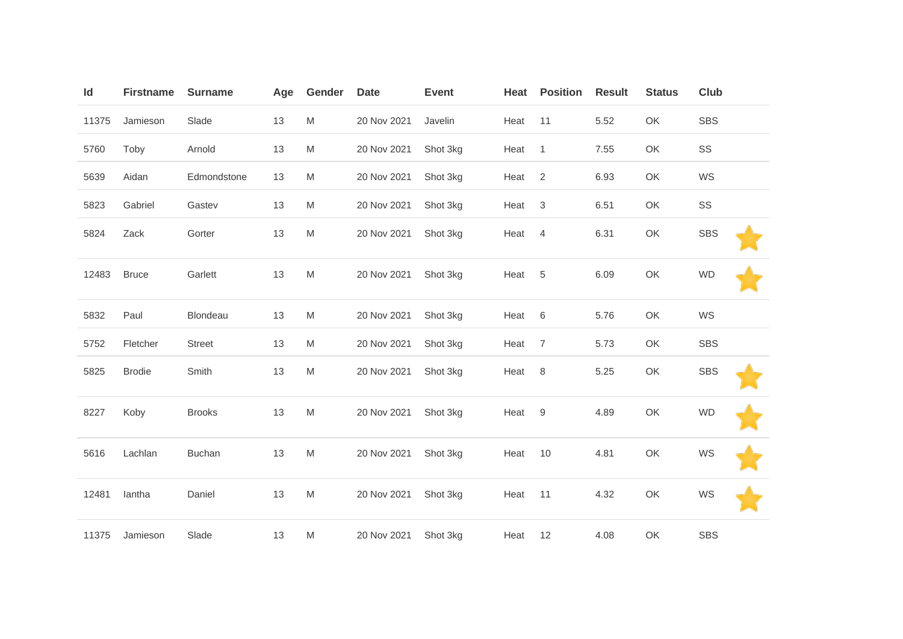| Id | Firstname | Surname | Age | Gender | Date | Event | Heat | Position | Result | Status | Club |
|---|---|---|---|---|---|---|---|---|---|---|---|
| 11375 | Jamieson | Slade | 13 | M | 20 Nov 2021 | Javelin | Heat | 11 | 5.52 | OK | SBS |
| 5760 | Toby | Arnold | 13 | M | 20 Nov 2021 | Shot 3kg | Heat | 1 | 7.55 | OK | SS |
| 5639 | Aidan | Edmondstone | 13 | M | 20 Nov 2021 | Shot 3kg | Heat | 2 | 6.93 | OK | WS |
| 5823 | Gabriel | Gastev | 13 | M | 20 Nov 2021 | Shot 3kg | Heat | 3 | 6.51 | OK | SS |
| 5824 | Zack | Gorter | 13 | M | 20 Nov 2021 | Shot 3kg | Heat | 4 | 6.31 | OK | SBS |
| 12483 | Bruce | Garlett | 13 | M | 20 Nov 2021 | Shot 3kg | Heat | 5 | 6.09 | OK | WD |
| 5832 | Paul | Blondeau | 13 | M | 20 Nov 2021 | Shot 3kg | Heat | 6 | 5.76 | OK | WS |
| 5752 | Fletcher | Street | 13 | M | 20 Nov 2021 | Shot 3kg | Heat | 7 | 5.73 | OK | SBS |
| 5825 | Brodie | Smith | 13 | M | 20 Nov 2021 | Shot 3kg | Heat | 8 | 5.25 | OK | SBS |
| 8227 | Koby | Brooks | 13 | M | 20 Nov 2021 | Shot 3kg | Heat | 9 | 4.89 | OK | WD |
| 5616 | Lachlan | Buchan | 13 | M | 20 Nov 2021 | Shot 3kg | Heat | 10 | 4.81 | OK | WS |
| 12481 | Iantha | Daniel | 13 | M | 20 Nov 2021 | Shot 3kg | Heat | 11 | 4.32 | OK | WS |
| 11375 | Jamieson | Slade | 13 | M | 20 Nov 2021 | Shot 3kg | Heat | 12 | 4.08 | OK | SBS |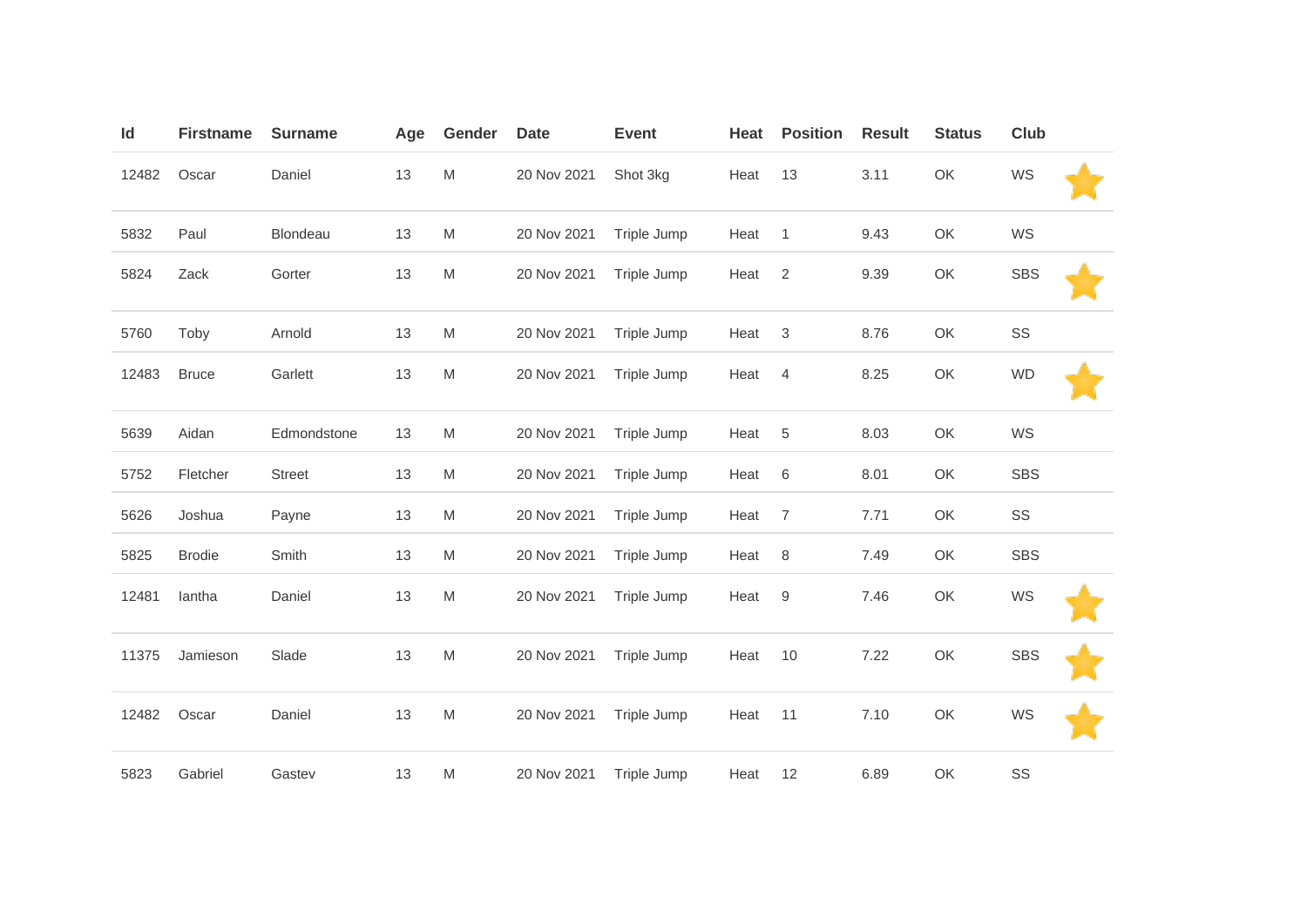| Id | Firstname | Surname | Age | Gender | Date | Event | Heat | Position | Result | Status | Club | |
|---|---|---|---|---|---|---|---|---|---|---|---|---|
| 12482 | Oscar | Daniel | 13 | M | 20 Nov 2021 | Shot 3kg | Heat | 13 | 3.11 | OK | WS | ⭐ |
| 5832 | Paul | Blondeau | 13 | M | 20 Nov 2021 | Triple Jump | Heat | 1 | 9.43 | OK | WS | |
| 5824 | Zack | Gorter | 13 | M | 20 Nov 2021 | Triple Jump | Heat | 2 | 9.39 | OK | SBS | ⭐ |
| 5760 | Toby | Arnold | 13 | M | 20 Nov 2021 | Triple Jump | Heat | 3 | 8.76 | OK | SS | |
| 12483 | Bruce | Garlett | 13 | M | 20 Nov 2021 | Triple Jump | Heat | 4 | 8.25 | OK | WD | ⭐ |
| 5639 | Aidan | Edmondstone | 13 | M | 20 Nov 2021 | Triple Jump | Heat | 5 | 8.03 | OK | WS | |
| 5752 | Fletcher | Street | 13 | M | 20 Nov 2021 | Triple Jump | Heat | 6 | 8.01 | OK | SBS | |
| 5626 | Joshua | Payne | 13 | M | 20 Nov 2021 | Triple Jump | Heat | 7 | 7.71 | OK | SS | |
| 5825 | Brodie | Smith | 13 | M | 20 Nov 2021 | Triple Jump | Heat | 8 | 7.49 | OK | SBS | |
| 12481 | Iantha | Daniel | 13 | M | 20 Nov 2021 | Triple Jump | Heat | 9 | 7.46 | OK | WS | ⭐ |
| 11375 | Jamieson | Slade | 13 | M | 20 Nov 2021 | Triple Jump | Heat | 10 | 7.22 | OK | SBS | ⭐ |
| 12482 | Oscar | Daniel | 13 | M | 20 Nov 2021 | Triple Jump | Heat | 11 | 7.10 | OK | WS | ⭐ |
| 5823 | Gabriel | Gastev | 13 | M | 20 Nov 2021 | Triple Jump | Heat | 12 | 6.89 | OK | SS | |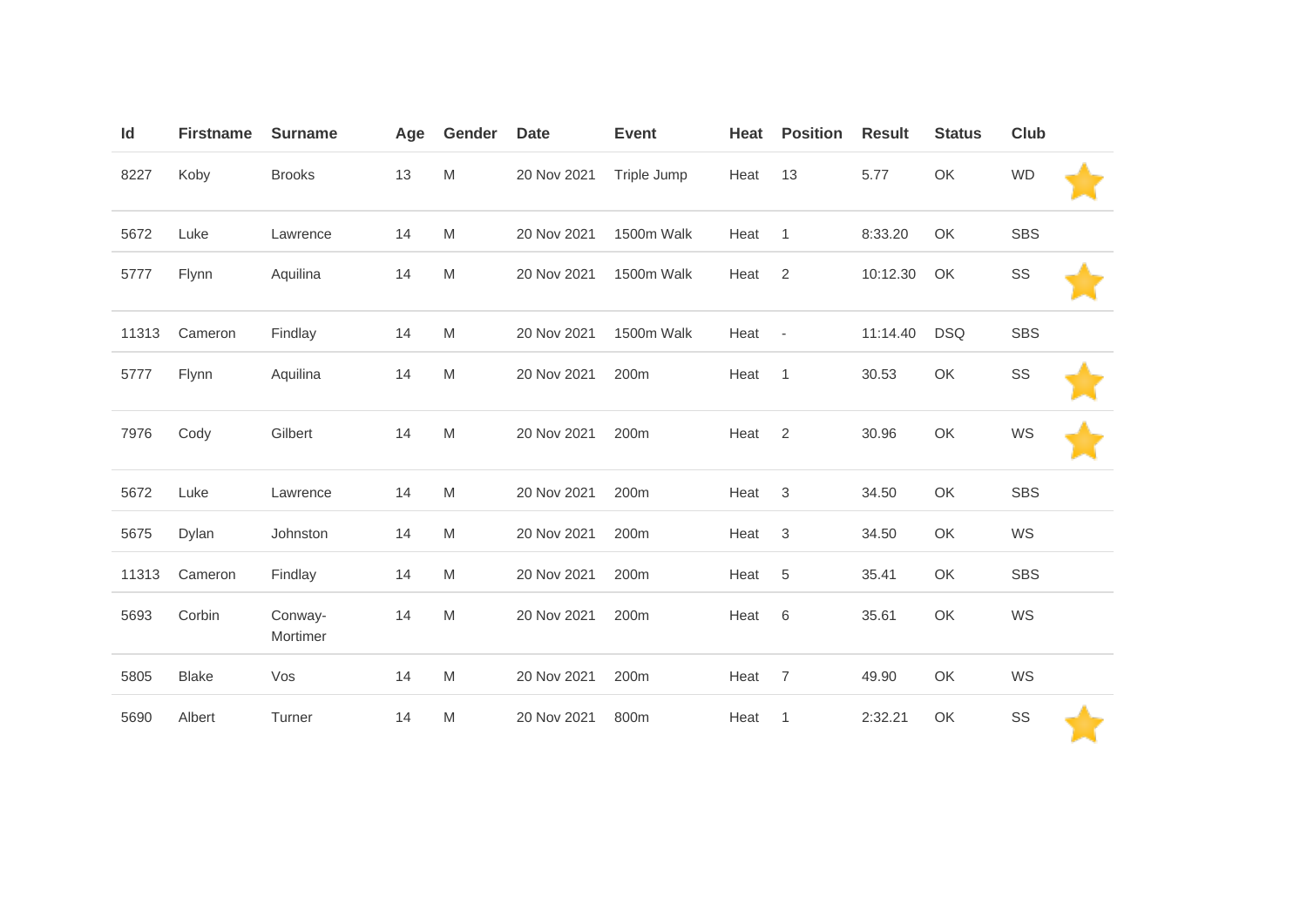| Id | Firstname | Surname | Age | Gender | Date | Event | Heat | Position | Result | Status | Club | |
|---|---|---|---|---|---|---|---|---|---|---|---|---|
| 8227 | Koby | Brooks | 13 | M | 20 Nov 2021 | Triple Jump | Heat | 13 | 5.77 | OK | WD | ⭐ |
| 5672 | Luke | Lawrence | 14 | M | 20 Nov 2021 | 1500m Walk | Heat | 1 | 8:33.20 | OK | SBS | |
| 5777 | Flynn | Aquilina | 14 | M | 20 Nov 2021 | 1500m Walk | Heat | 2 | 10:12.30 | OK | SS | ⭐ |
| 11313 | Cameron | Findlay | 14 | M | 20 Nov 2021 | 1500m Walk | Heat | - | 11:14.40 | DSQ | SBS | |
| 5777 | Flynn | Aquilina | 14 | M | 20 Nov 2021 | 200m | Heat | 1 | 30.53 | OK | SS | ⭐ |
| 7976 | Cody | Gilbert | 14 | M | 20 Nov 2021 | 200m | Heat | 2 | 30.96 | OK | WS | ⭐ |
| 5672 | Luke | Lawrence | 14 | M | 20 Nov 2021 | 200m | Heat | 3 | 34.50 | OK | SBS | |
| 5675 | Dylan | Johnston | 14 | M | 20 Nov 2021 | 200m | Heat | 3 | 34.50 | OK | WS | |
| 11313 | Cameron | Findlay | 14 | M | 20 Nov 2021 | 200m | Heat | 5 | 35.41 | OK | SBS | |
| 5693 | Corbin | Conway-Mortimer | 14 | M | 20 Nov 2021 | 200m | Heat | 6 | 35.61 | OK | WS | |
| 5805 | Blake | Vos | 14 | M | 20 Nov 2021 | 200m | Heat | 7 | 49.90 | OK | WS | |
| 5690 | Albert | Turner | 14 | M | 20 Nov 2021 | 800m | Heat | 1 | 2:32.21 | OK | SS | ⭐ |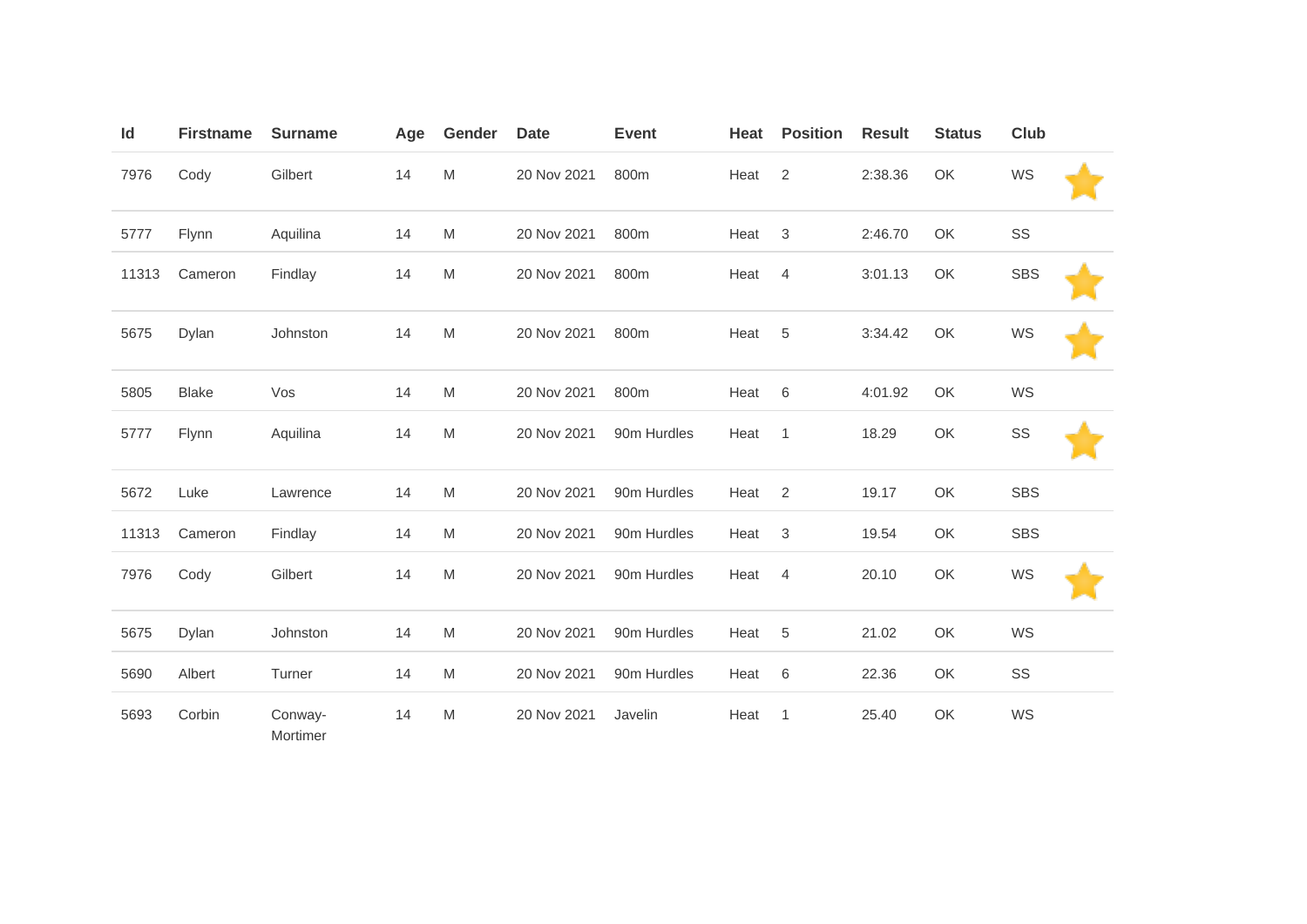| Id | Firstname | Surname | Age | Gender | Date | Event | Heat | Position | Result | Status | Club | |
|---|---|---|---|---|---|---|---|---|---|---|---|---|
| 7976 | Cody | Gilbert | 14 | M | 20 Nov 2021 | 800m | Heat | 2 | 2:38.36 | OK | WS | ⭐ |
| 5777 | Flynn | Aquilina | 14 | M | 20 Nov 2021 | 800m | Heat | 3 | 2:46.70 | OK | SS | |
| 11313 | Cameron | Findlay | 14 | M | 20 Nov 2021 | 800m | Heat | 4 | 3:01.13 | OK | SBS | ⭐ |
| 5675 | Dylan | Johnston | 14 | M | 20 Nov 2021 | 800m | Heat | 5 | 3:34.42 | OK | WS | ⭐ |
| 5805 | Blake | Vos | 14 | M | 20 Nov 2021 | 800m | Heat | 6 | 4:01.92 | OK | WS | |
| 5777 | Flynn | Aquilina | 14 | M | 20 Nov 2021 | 90m Hurdles | Heat | 1 | 18.29 | OK | SS | ⭐ |
| 5672 | Luke | Lawrence | 14 | M | 20 Nov 2021 | 90m Hurdles | Heat | 2 | 19.17 | OK | SBS | |
| 11313 | Cameron | Findlay | 14 | M | 20 Nov 2021 | 90m Hurdles | Heat | 3 | 19.54 | OK | SBS | |
| 7976 | Cody | Gilbert | 14 | M | 20 Nov 2021 | 90m Hurdles | Heat | 4 | 20.10 | OK | WS | ⭐ |
| 5675 | Dylan | Johnston | 14 | M | 20 Nov 2021 | 90m Hurdles | Heat | 5 | 21.02 | OK | WS | |
| 5690 | Albert | Turner | 14 | M | 20 Nov 2021 | 90m Hurdles | Heat | 6 | 22.36 | OK | SS | |
| 5693 | Corbin | Conway-Mortimer | 14 | M | 20 Nov 2021 | Javelin | Heat | 1 | 25.40 | OK | WS | |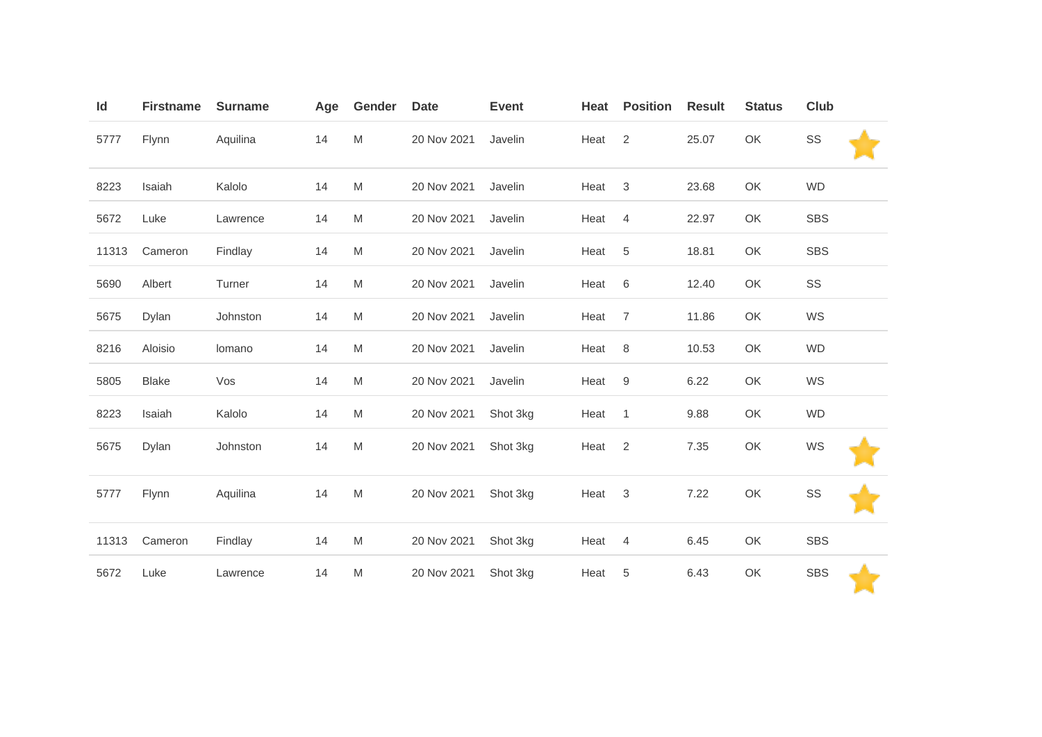| Id | Firstname | Surname | Age | Gender | Date | Event | Heat | Position | Result | Status | Club | |
|---|---|---|---|---|---|---|---|---|---|---|---|---|
| 5777 | Flynn | Aquilina | 14 | M | 20 Nov 2021 | Javelin | Heat | 2 | 25.07 | OK | SS | ⭐ |
| 8223 | Isaiah | Kalolo | 14 | M | 20 Nov 2021 | Javelin | Heat | 3 | 23.68 | OK | WD | |
| 5672 | Luke | Lawrence | 14 | M | 20 Nov 2021 | Javelin | Heat | 4 | 22.97 | OK | SBS | |
| 11313 | Cameron | Findlay | 14 | M | 20 Nov 2021 | Javelin | Heat | 5 | 18.81 | OK | SBS | |
| 5690 | Albert | Turner | 14 | M | 20 Nov 2021 | Javelin | Heat | 6 | 12.40 | OK | SS | |
| 5675 | Dylan | Johnston | 14 | M | 20 Nov 2021 | Javelin | Heat | 7 | 11.86 | OK | WS | |
| 8216 | Aloisio | lomano | 14 | M | 20 Nov 2021 | Javelin | Heat | 8 | 10.53 | OK | WD | |
| 5805 | Blake | Vos | 14 | M | 20 Nov 2021 | Javelin | Heat | 9 | 6.22 | OK | WS | |
| 8223 | Isaiah | Kalolo | 14 | M | 20 Nov 2021 | Shot 3kg | Heat | 1 | 9.88 | OK | WD | |
| 5675 | Dylan | Johnston | 14 | M | 20 Nov 2021 | Shot 3kg | Heat | 2 | 7.35 | OK | WS | ⭐ |
| 5777 | Flynn | Aquilina | 14 | M | 20 Nov 2021 | Shot 3kg | Heat | 3 | 7.22 | OK | SS | ⭐ |
| 11313 | Cameron | Findlay | 14 | M | 20 Nov 2021 | Shot 3kg | Heat | 4 | 6.45 | OK | SBS | |
| 5672 | Luke | Lawrence | 14 | M | 20 Nov 2021 | Shot 3kg | Heat | 5 | 6.43 | OK | SBS | ⭐ |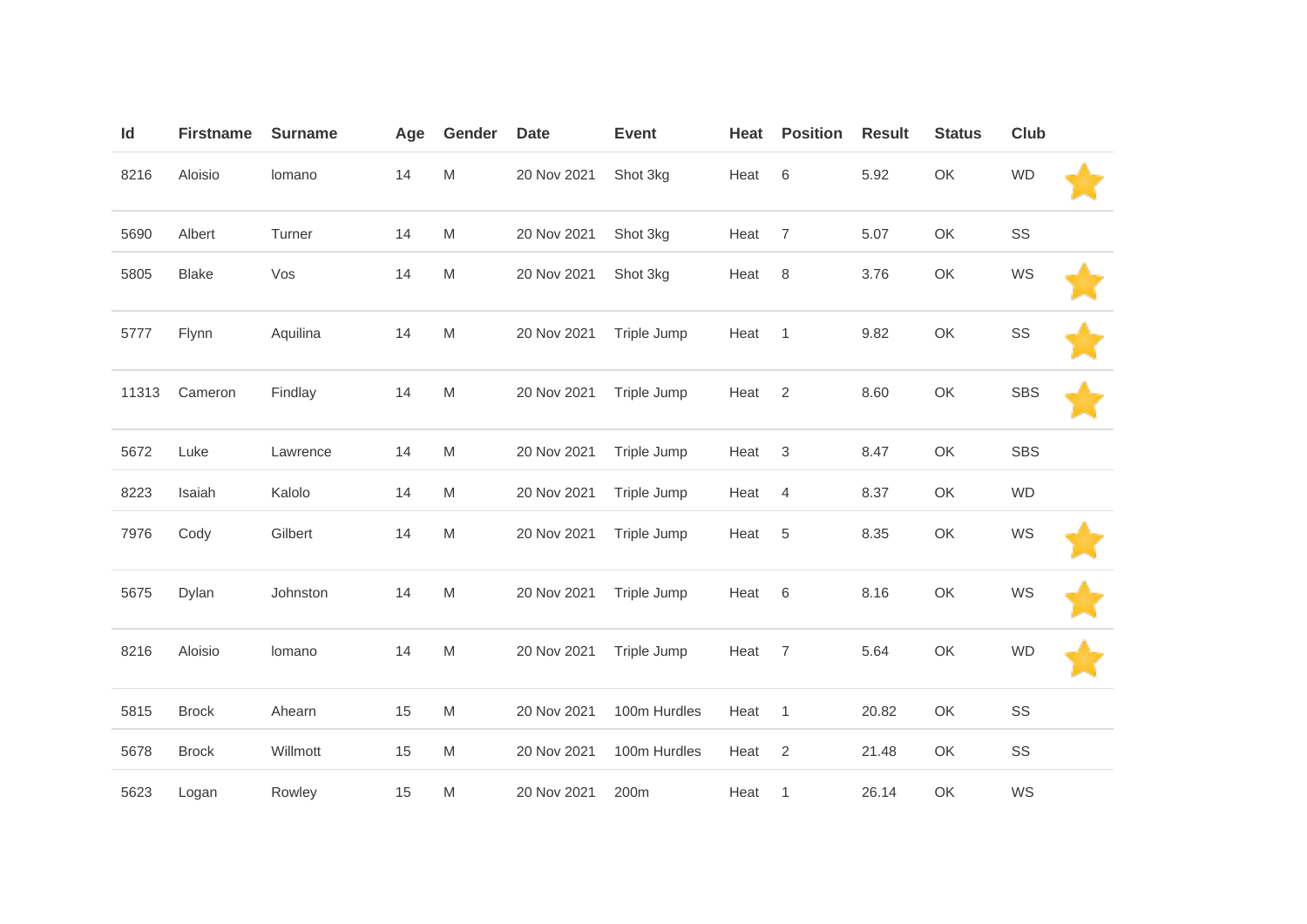| Id | Firstname | Surname | Age | Gender | Date | Event | Heat | Position | Result | Status | Club | |
|---|---|---|---|---|---|---|---|---|---|---|---|---|
| 8216 | Aloisio | Iomano | 14 | M | 20 Nov 2021 | Shot 3kg | Heat | 6 | 5.92 | OK | WD | ⭐ |
| 5690 | Albert | Turner | 14 | M | 20 Nov 2021 | Shot 3kg | Heat | 7 | 5.07 | OK | SS | |
| 5805 | Blake | Vos | 14 | M | 20 Nov 2021 | Shot 3kg | Heat | 8 | 3.76 | OK | WS | ⭐ |
| 5777 | Flynn | Aquilina | 14 | M | 20 Nov 2021 | Triple Jump | Heat | 1 | 9.82 | OK | SS | ⭐ |
| 11313 | Cameron | Findlay | 14 | M | 20 Nov 2021 | Triple Jump | Heat | 2 | 8.60 | OK | SBS | ⭐ |
| 5672 | Luke | Lawrence | 14 | M | 20 Nov 2021 | Triple Jump | Heat | 3 | 8.47 | OK | SBS | |
| 8223 | Isaiah | Kalolo | 14 | M | 20 Nov 2021 | Triple Jump | Heat | 4 | 8.37 | OK | WD | |
| 7976 | Cody | Gilbert | 14 | M | 20 Nov 2021 | Triple Jump | Heat | 5 | 8.35 | OK | WS | ⭐ |
| 5675 | Dylan | Johnston | 14 | M | 20 Nov 2021 | Triple Jump | Heat | 6 | 8.16 | OK | WS | ⭐ |
| 8216 | Aloisio | Iomano | 14 | M | 20 Nov 2021 | Triple Jump | Heat | 7 | 5.64 | OK | WD | ⭐ |
| 5815 | Brock | Ahearn | 15 | M | 20 Nov 2021 | 100m Hurdles | Heat | 1 | 20.82 | OK | SS | |
| 5678 | Brock | Willmott | 15 | M | 20 Nov 2021 | 100m Hurdles | Heat | 2 | 21.48 | OK | SS | |
| 5623 | Logan | Rowley | 15 | M | 20 Nov 2021 | 200m | Heat | 1 | 26.14 | OK | WS | |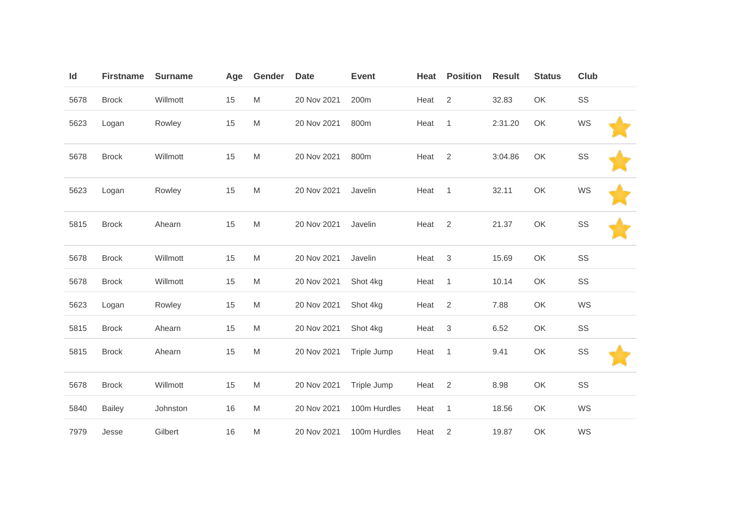| Id | Firstname | Surname | Age | Gender | Date | Event | Heat | Position | Result | Status | Club | |
|---|---|---|---|---|---|---|---|---|---|---|---|---|
| 5678 | Brock | Willmott | 15 | M | 20 Nov 2021 | 200m | Heat | 2 | 32.83 | OK | SS | |
| 5623 | Logan | Rowley | 15 | M | 20 Nov 2021 | 800m | Heat | 1 | 2:31.20 | OK | WS | ⭐ |
| 5678 | Brock | Willmott | 15 | M | 20 Nov 2021 | 800m | Heat | 2 | 3:04.86 | OK | SS | ⭐ |
| 5623 | Logan | Rowley | 15 | M | 20 Nov 2021 | Javelin | Heat | 1 | 32.11 | OK | WS | ⭐ |
| 5815 | Brock | Ahearn | 15 | M | 20 Nov 2021 | Javelin | Heat | 2 | 21.37 | OK | SS | ⭐ |
| 5678 | Brock | Willmott | 15 | M | 20 Nov 2021 | Javelin | Heat | 3 | 15.69 | OK | SS | |
| 5678 | Brock | Willmott | 15 | M | 20 Nov 2021 | Shot 4kg | Heat | 1 | 10.14 | OK | SS | |
| 5623 | Logan | Rowley | 15 | M | 20 Nov 2021 | Shot 4kg | Heat | 2 | 7.88 | OK | WS | |
| 5815 | Brock | Ahearn | 15 | M | 20 Nov 2021 | Shot 4kg | Heat | 3 | 6.52 | OK | SS | |
| 5815 | Brock | Ahearn | 15 | M | 20 Nov 2021 | Triple Jump | Heat | 1 | 9.41 | OK | SS | ⭐ |
| 5678 | Brock | Willmott | 15 | M | 20 Nov 2021 | Triple Jump | Heat | 2 | 8.98 | OK | SS | |
| 5840 | Bailey | Johnston | 16 | M | 20 Nov 2021 | 100m Hurdles | Heat | 1 | 18.56 | OK | WS | |
| 7979 | Jesse | Gilbert | 16 | M | 20 Nov 2021 | 100m Hurdles | Heat | 2 | 19.87 | OK | WS | |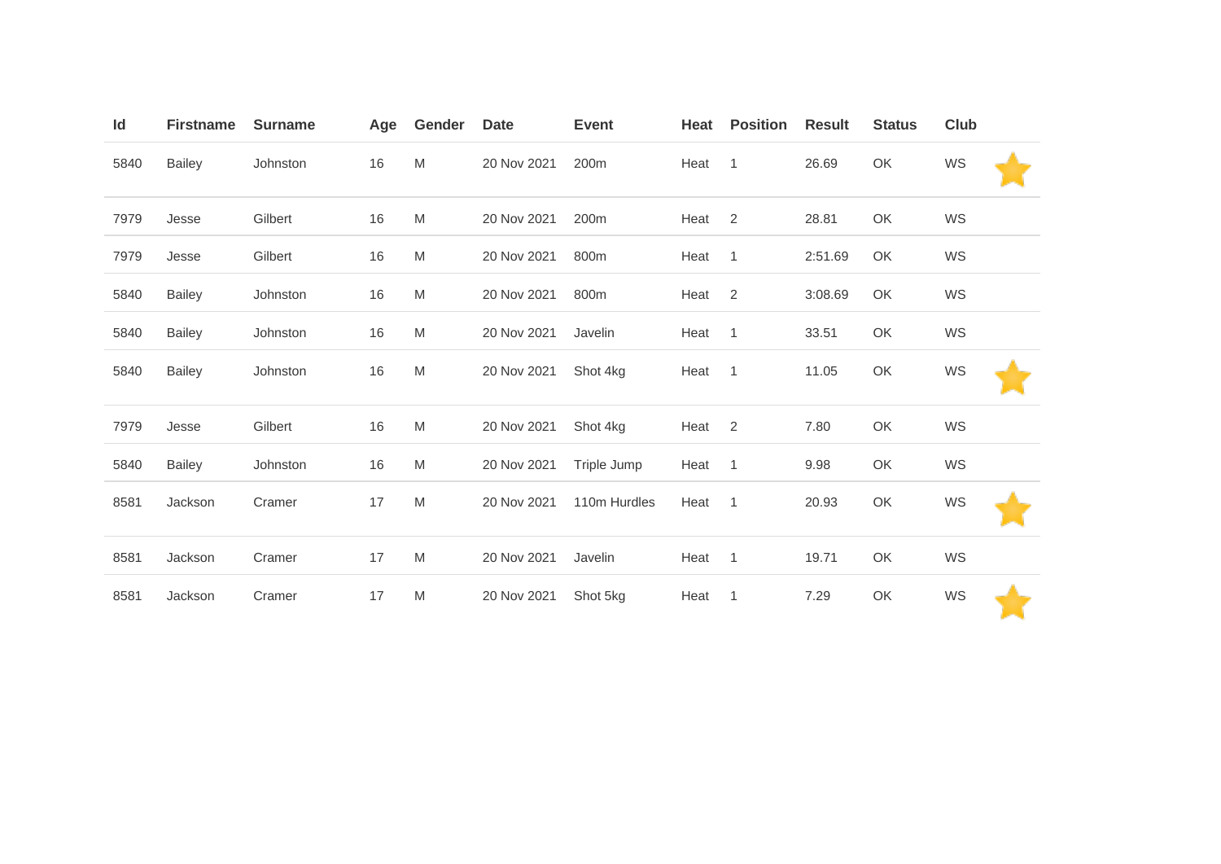| Id | Firstname | Surname | Age | Gender | Date | Event | Heat | Position | Result | Status | Club | |
|---|---|---|---|---|---|---|---|---|---|---|---|---|
| 5840 | Bailey | Johnston | 16 | M | 20 Nov 2021 | 200m | Heat | 1 | 26.69 | OK | WS | ⭐ |
| 7979 | Jesse | Gilbert | 16 | M | 20 Nov 2021 | 200m | Heat | 2 | 28.81 | OK | WS | |
| 7979 | Jesse | Gilbert | 16 | M | 20 Nov 2021 | 800m | Heat | 1 | 2:51.69 | OK | WS | |
| 5840 | Bailey | Johnston | 16 | M | 20 Nov 2021 | 800m | Heat | 2 | 3:08.69 | OK | WS | |
| 5840 | Bailey | Johnston | 16 | M | 20 Nov 2021 | Javelin | Heat | 1 | 33.51 | OK | WS | |
| 5840 | Bailey | Johnston | 16 | M | 20 Nov 2021 | Shot 4kg | Heat | 1 | 11.05 | OK | WS | ⭐ |
| 7979 | Jesse | Gilbert | 16 | M | 20 Nov 2021 | Shot 4kg | Heat | 2 | 7.80 | OK | WS | |
| 5840 | Bailey | Johnston | 16 | M | 20 Nov 2021 | Triple Jump | Heat | 1 | 9.98 | OK | WS | |
| 8581 | Jackson | Cramer | 17 | M | 20 Nov 2021 | 110m Hurdles | Heat | 1 | 20.93 | OK | WS | ⭐ |
| 8581 | Jackson | Cramer | 17 | M | 20 Nov 2021 | Javelin | Heat | 1 | 19.71 | OK | WS | |
| 8581 | Jackson | Cramer | 17 | M | 20 Nov 2021 | Shot 5kg | Heat | 1 | 7.29 | OK | WS | ⭐ |